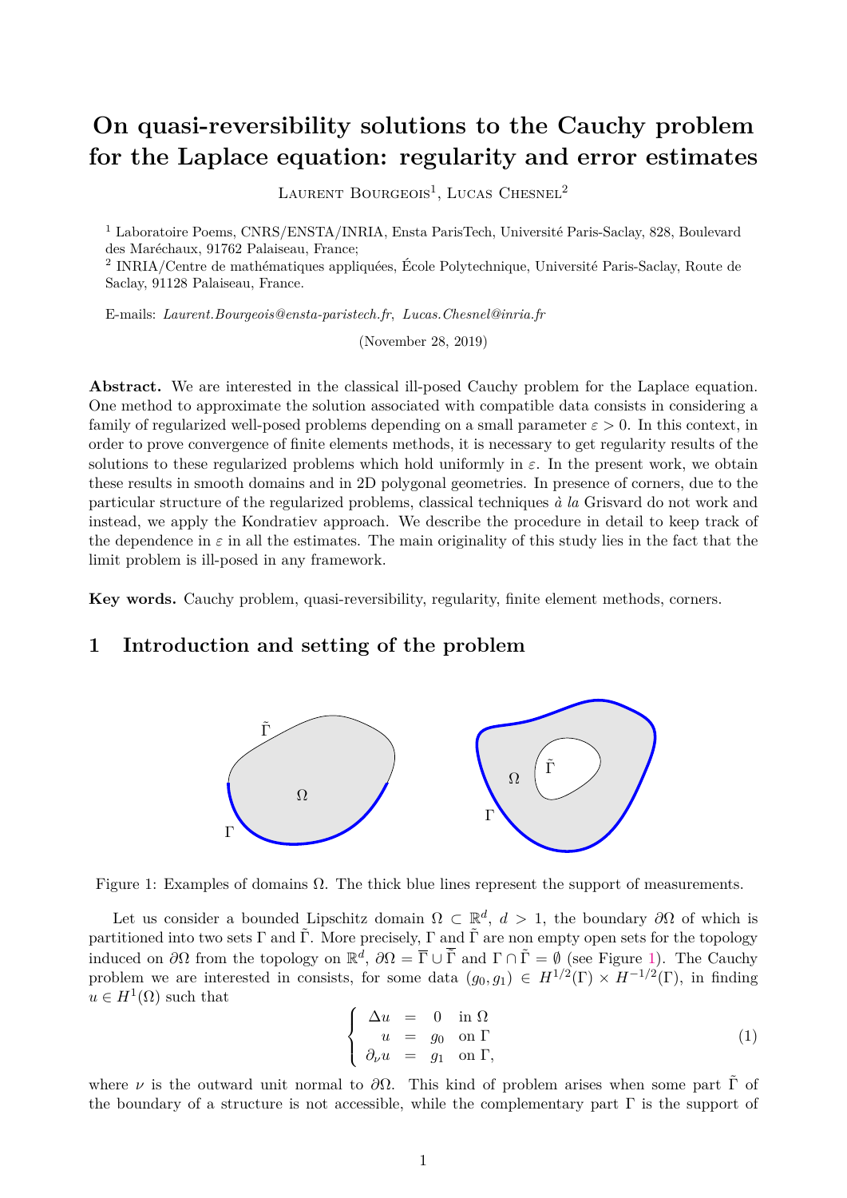# On quasi-reversibility solutions to the Cauchy problem for the Laplace equation: regularity and error estimates

Laurent Bourgeois[1], Lucas Chesnel[2]

[1] Laboratoire Poems, CNRS/ENSTA/INRIA, Ensta ParisTech, Université Paris-Saclay, 828, Boulevard des Maréchaux, 91762 Palaiseau, France;

[2] INRIA/Centre de mathématiques appliquées, École Polytechnique, Université Paris-Saclay, Route de Saclay, 91128 Palaiseau, France.

E-mails: *Laurent.Bourgeois@ensta-paristech.fr*, *Lucas.Chesnel@inria.fr*

(November 28, 2019)

**Abstract.** We are interested in the classical ill-posed Cauchy problem for the Laplace equation. One method to approximate the solution associated with compatible data consists in considering a family of regularized well-posed problems depending on a small parameter $\varepsilon > 0$. In this context, in order to prove convergence of finite elements methods, it is necessary to get regularity results of the solutions to these regularized problems which hold uniformly in $\varepsilon$. In the present work, we obtain these results in smooth domains and in 2D polygonal geometries. In presence of corners, due to the particular structure of the regularized problems, classical techniques *à la* Grisvard do not work and instead, we apply the Kondratiev approach. We describe the procedure in detail to keep track of the dependence in $\varepsilon$ in all the estimates. The main originality of this study lies in the fact that the limit problem is ill-posed in any framework.

**Key words.** Cauchy problem, quasi-reversibility, regularity, finite element methods, corners.

## 1 Introduction and setting of the problem

Figure 1: Examples of domains $\Omega$. The thick blue lines represent the support of measurements.

Let us consider a bounded Lipschitz domain $\Omega \subset \mathbb{R}^d$, $d > 1$, the boundary $\partial\Omega$ of which is partitioned into two sets $\Gamma$ and $\tilde{\Gamma}$. More precisely, $\Gamma$ and $\tilde{\Gamma}$ are non empty open sets for the topology induced on $\partial\Omega$ from the topology on $\mathbb{R}^d$, $\partial\Omega = \overline{\Gamma} \cup \overline{\tilde{\Gamma}}$ and $\Gamma \cap \tilde{\Gamma} = \emptyset$ (see Figure 1). The Cauchy problem we are interested in consists, for some data $(g_0, g_1) \in H^{1/2}(\Gamma) \times H^{-1/2}(\Gamma)$, in finding $u \in H^1(\Omega)$ such that

$$\left\{ \begin{array}{rcll} \Delta u &=& 0 & \text{in } \Omega \\ u &=& g_0 & \text{on } \Gamma \\ \partial_\nu u &=& g_1 & \text{on } \Gamma, \end{array} \right. \tag{1}$$

where $\nu$ is the outward unit normal to $\partial\Omega$. This kind of problem arises when some part $\tilde{\Gamma}$ of the boundary of a structure is not accessible, while the complementary part $\Gamma$ is the support of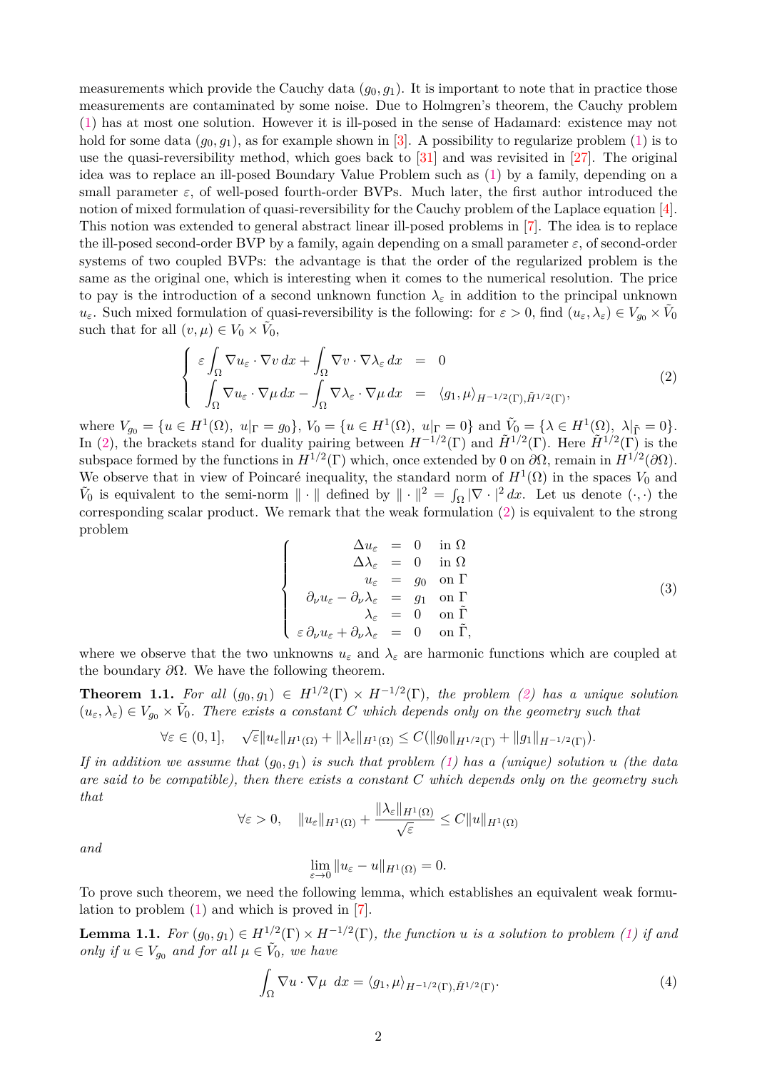measurements which provide the Cauchy data $(g_0, g_1)$. It is important to note that in practice those measurements are contaminated by some noise. Due to Holmgren's theorem, the Cauchy problem (1) has at most one solution. However it is ill-posed in the sense of Hadamard: existence may not hold for some data $(g_0, g_1)$, as for example shown in [3]. A possibility to regularize problem (1) is to use the quasi-reversibility method, which goes back to [31] and was revisited in [27]. The original idea was to replace an ill-posed Boundary Value Problem such as (1) by a family, depending on a small parameter $\varepsilon$, of well-posed fourth-order BVPs. Much later, the first author introduced the notion of mixed formulation of quasi-reversibility for the Cauchy problem of the Laplace equation [4]. This notion was extended to general abstract linear ill-posed problems in [7]. The idea is to replace the ill-posed second-order BVP by a family, again depending on a small parameter $\varepsilon$, of second-order systems of two coupled BVPs: the advantage is that the order of the regularized problem is the same as the original one, which is interesting when it comes to the numerical resolution. The price to pay is the introduction of a second unknown function $\lambda_\varepsilon$ in addition to the principal unknown $u_\varepsilon$. Such mixed formulation of quasi-reversibility is the following: for $\varepsilon > 0$, find $(u_\varepsilon, \lambda_\varepsilon) \in V_{g_0} \times \tilde{V}_0$ such that for all $(v, \mu) \in V_0 \times \tilde{V}_0$,

$$
\left\{
\begin{array}{rcl}
\varepsilon \displaystyle\int_\Omega \nabla u_\varepsilon \cdot \nabla v \, dx + \int_\Omega \nabla v \cdot \nabla \lambda_\varepsilon \, dx & = & 0 \\
\displaystyle\int_\Omega \nabla u_\varepsilon \cdot \nabla \mu \, dx - \int_\Omega \nabla \lambda_\varepsilon \cdot \nabla \mu \, dx & = & \langle g_1, \mu \rangle_{H^{-1/2}(\Gamma), \tilde{H}^{1/2}(\Gamma)},
\end{array}
\right.
\tag{2}
$$

where $V_{g_0} = \{u \in H^1(\Omega),\ u|_\Gamma = g_0\}$, $V_0 = \{u \in H^1(\Omega),\ u|_\Gamma = 0\}$ and $\tilde{V}_0 = \{\lambda \in H^1(\Omega),\ \lambda|_{\tilde{\Gamma}} = 0\}$. In (2), the brackets stand for duality pairing between $H^{-1/2}(\Gamma)$ and $\tilde{H}^{1/2}(\Gamma)$. Here $\tilde{H}^{1/2}(\Gamma)$ is the subspace formed by the functions in $H^{1/2}(\Gamma)$ which, once extended by 0 on $\partial\Omega$, remain in $H^{1/2}(\partial\Omega)$. We observe that in view of Poincaré inequality, the standard norm of $H^1(\Omega)$ in the spaces $V_0$ and $\tilde{V}_0$ is equivalent to the semi-norm $\|\cdot\|$ defined by $\|\cdot\|^2 = \int_\Omega |\nabla \cdot|^2 \, dx$. Let us denote $(\cdot,\cdot)$ the corresponding scalar product. We remark that the weak formulation (2) is equivalent to the strong problem

$$
\left\{
\begin{array}{rcll}
\Delta u_\varepsilon & = & 0 & \text{in } \Omega \\
\Delta \lambda_\varepsilon & = & 0 & \text{in } \Omega \\
u_\varepsilon & = & g_0 & \text{on } \Gamma \\
\partial_\nu u_\varepsilon - \partial_\nu \lambda_\varepsilon & = & g_1 & \text{on } \Gamma \\
\lambda_\varepsilon & = & 0 & \text{on } \tilde{\Gamma} \\
\varepsilon\, \partial_\nu u_\varepsilon + \partial_\nu \lambda_\varepsilon & = & 0 & \text{on } \tilde{\Gamma},
\end{array}
\right.
\tag{3}
$$

where we observe that the two unknowns $u_\varepsilon$ and $\lambda_\varepsilon$ are harmonic functions which are coupled at the boundary $\partial\Omega$. We have the following theorem.

**Theorem 1.1.** *For all $(g_0, g_1) \in H^{1/2}(\Gamma) \times H^{-1/2}(\Gamma)$, the problem (2) has a unique solution $(u_\varepsilon, \lambda_\varepsilon) \in V_{g_0} \times \tilde{V}_0$. There exists a constant $C$ which depends only on the geometry such that*

$$
\forall \varepsilon \in (0, 1], \quad \sqrt{\varepsilon} \|u_\varepsilon\|_{H^1(\Omega)} + \|\lambda_\varepsilon\|_{H^1(\Omega)} \leq C(\|g_0\|_{H^{1/2}(\Gamma)} + \|g_1\|_{H^{-1/2}(\Gamma)}).
$$

*If in addition we assume that $(g_0, g_1)$ is such that problem (1) has a (unique) solution $u$ (the data are said to be compatible), then there exists a constant $C$ which depends only on the geometry such that*

$$
\forall \varepsilon > 0, \quad \|u_\varepsilon\|_{H^1(\Omega)} + \frac{\|\lambda_\varepsilon\|_{H^1(\Omega)}}{\sqrt{\varepsilon}} \leq C \|u\|_{H^1(\Omega)}
$$

*and*

$$
\lim_{\varepsilon \to 0} \|u_\varepsilon - u\|_{H^1(\Omega)} = 0.
$$

To prove such theorem, we need the following lemma, which establishes an equivalent weak formulation to problem (1) and which is proved in [7].

**Lemma 1.1.** *For $(g_0, g_1) \in H^{1/2}(\Gamma) \times H^{-1/2}(\Gamma)$, the function $u$ is a solution to problem (1) if and only if $u \in V_{g_0}$ and for all $\mu \in \tilde{V}_0$, we have*

$$
\int_\Omega \nabla u \cdot \nabla \mu \ \, dx = \langle g_1, \mu \rangle_{H^{-1/2}(\Gamma), \tilde{H}^{1/2}(\Gamma)}.
\tag{4}
$$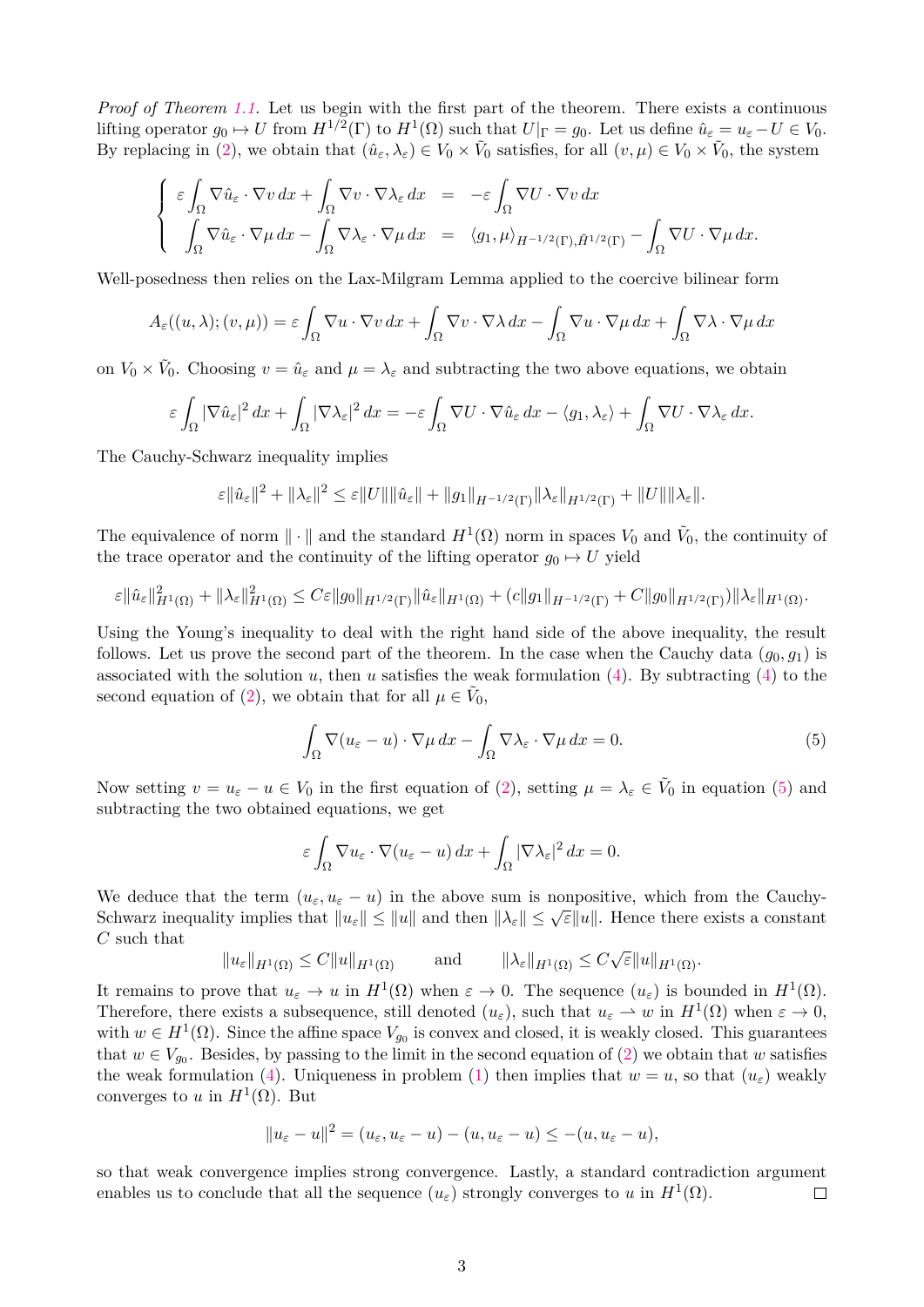*Proof of Theorem 1.1.* Let us begin with the first part of the theorem. There exists a continuous lifting operator $g_0 \mapsto U$ from $H^{1/2}(\Gamma)$ to $H^1(\Omega)$ such that $U|_\Gamma = g_0$. Let us define $\hat{u}_\varepsilon = u_\varepsilon - U \in V_0$. By replacing in (2), we obtain that $(\hat{u}_\varepsilon, \lambda_\varepsilon) \in V_0 \times \tilde{V}_0$ satisfies, for all $(v, \mu) \in V_0 \times \tilde{V}_0$, the system

$$
\left\{
\begin{array}{rcl}
\varepsilon \displaystyle\int_\Omega \nabla \hat{u}_\varepsilon \cdot \nabla v \, dx + \int_\Omega \nabla v \cdot \nabla \lambda_\varepsilon \, dx & = & -\varepsilon \displaystyle\int_\Omega \nabla U \cdot \nabla v \, dx \\
\displaystyle\int_\Omega \nabla \hat{u}_\varepsilon \cdot \nabla \mu \, dx - \int_\Omega \nabla \lambda_\varepsilon \cdot \nabla \mu \, dx & = & \langle g_1, \mu \rangle_{H^{-1/2}(\Gamma), \tilde{H}^{1/2}(\Gamma)} - \displaystyle\int_\Omega \nabla U \cdot \nabla \mu \, dx.
\end{array}
\right.
$$

Well-posedness then relies on the Lax-Milgram Lemma applied to the coercive bilinear form

$$
A_\varepsilon((u, \lambda); (v, \mu)) = \varepsilon \int_\Omega \nabla u \cdot \nabla v \, dx + \int_\Omega \nabla v \cdot \nabla \lambda \, dx - \int_\Omega \nabla u \cdot \nabla \mu \, dx + \int_\Omega \nabla \lambda \cdot \nabla \mu \, dx
$$

on $V_0 \times \tilde{V}_0$. Choosing $v = \hat{u}_\varepsilon$ and $\mu = \lambda_\varepsilon$ and subtracting the two above equations, we obtain

$$
\varepsilon \int_\Omega |\nabla \hat{u}_\varepsilon|^2 \, dx + \int_\Omega |\nabla \lambda_\varepsilon|^2 \, dx = -\varepsilon \int_\Omega \nabla U \cdot \nabla \hat{u}_\varepsilon \, dx - \langle g_1, \lambda_\varepsilon \rangle + \int_\Omega \nabla U \cdot \nabla \lambda_\varepsilon \, dx.
$$

The Cauchy-Schwarz inequality implies

$$
\varepsilon \|\hat{u}_\varepsilon\|^2 + \|\lambda_\varepsilon\|^2 \leq \varepsilon \|U\| \|\hat{u}_\varepsilon\| + \|g_1\|_{H^{-1/2}(\Gamma)} \|\lambda_\varepsilon\|_{H^{1/2}(\Gamma)} + \|U\| \|\lambda_\varepsilon\|.
$$

The equivalence of norm $\| \cdot \|$ and the standard $H^1(\Omega)$ norm in spaces $V_0$ and $\tilde{V}_0$, the continuity of the trace operator and the continuity of the lifting operator $g_0 \mapsto U$ yield

$$
\varepsilon \|\hat{u}_\varepsilon\|^2_{H^1(\Omega)} + \|\lambda_\varepsilon\|^2_{H^1(\Omega)} \leq C\varepsilon \|g_0\|_{H^{1/2}(\Gamma)} \|\hat{u}_\varepsilon\|_{H^1(\Omega)} + (c\|g_1\|_{H^{-1/2}(\Gamma)} + C\|g_0\|_{H^{1/2}(\Gamma)}) \|\lambda_\varepsilon\|_{H^1(\Omega)}.
$$

Using the Young's inequality to deal with the right hand side of the above inequality, the result follows. Let us prove the second part of the theorem. In the case when the Cauchy data $(g_0, g_1)$ is associated with the solution $u$, then $u$ satisfies the weak formulation (4). By subtracting (4) to the second equation of (2), we obtain that for all $\mu \in \tilde{V}_0$,

$$
\int_\Omega \nabla (u_\varepsilon - u) \cdot \nabla \mu \, dx - \int_\Omega \nabla \lambda_\varepsilon \cdot \nabla \mu \, dx = 0. \tag{5}
$$

Now setting $v = u_\varepsilon - u \in V_0$ in the first equation of (2), setting $\mu = \lambda_\varepsilon \in \tilde{V}_0$ in equation (5) and subtracting the two obtained equations, we get

$$
\varepsilon \int_\Omega \nabla u_\varepsilon \cdot \nabla (u_\varepsilon - u) \, dx + \int_\Omega |\nabla \lambda_\varepsilon|^2 \, dx = 0.
$$

We deduce that the term $(u_\varepsilon, u_\varepsilon - u)$ in the above sum is nonpositive, which from the Cauchy-Schwarz inequality implies that $\|u_\varepsilon\| \leq \|u\|$ and then $\|\lambda_\varepsilon\| \leq \sqrt{\varepsilon} \|u\|$. Hence there exists a constant $C$ such that

$$
\|u_\varepsilon\|_{H^1(\Omega)} \leq C\|u\|_{H^1(\Omega)} \qquad \text{and} \qquad \|\lambda_\varepsilon\|_{H^1(\Omega)} \leq C\sqrt{\varepsilon} \|u\|_{H^1(\Omega)}.
$$

It remains to prove that $u_\varepsilon \to u$ in $H^1(\Omega)$ when $\varepsilon \to 0$. The sequence $(u_\varepsilon)$ is bounded in $H^1(\Omega)$. Therefore, there exists a subsequence, still denoted $(u_\varepsilon)$, such that $u_\varepsilon \rightharpoonup w$ in $H^1(\Omega)$ when $\varepsilon \to 0$, with $w \in H^1(\Omega)$. Since the affine space $V_{g_0}$ is convex and closed, it is weakly closed. This guarantees that $w \in V_{g_0}$. Besides, by passing to the limit in the second equation of (2) we obtain that $w$ satisfies the weak formulation (4). Uniqueness in problem (1) then implies that $w = u$, so that $(u_\varepsilon)$ weakly converges to $u$ in $H^1(\Omega)$. But

$$
\|u_\varepsilon - u\|^2 = (u_\varepsilon, u_\varepsilon - u) - (u, u_\varepsilon - u) \leq -(u, u_\varepsilon - u),
$$

so that weak convergence implies strong convergence. Lastly, a standard contradiction argument enables us to conclude that all the sequence $(u_\varepsilon)$ strongly converges to $u$ in $H^1(\Omega)$. $\square$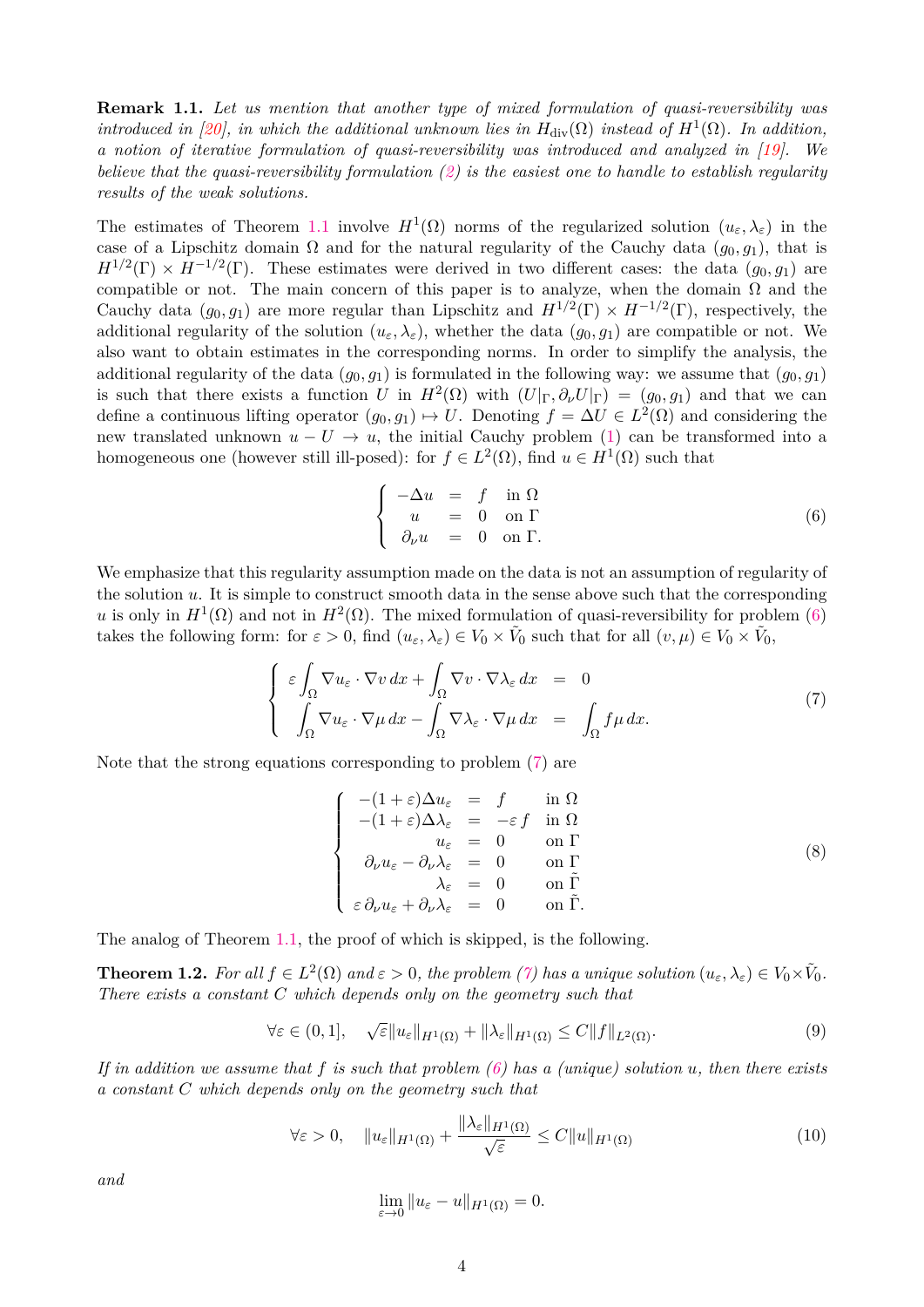**Remark 1.1.** *Let us mention that another type of mixed formulation of quasi-reversibility was introduced in [20], in which the additional unknown lies in $H_{\rm div}(\Omega)$ instead of $H^1(\Omega)$. In addition, a notion of iterative formulation of quasi-reversibility was introduced and analyzed in [19]. We believe that the quasi-reversibility formulation (2) is the easiest one to handle to establish regularity results of the weak solutions.*

The estimates of Theorem 1.1 involve $H^1(\Omega)$ norms of the regularized solution $(u_\varepsilon, \lambda_\varepsilon)$ in the case of a Lipschitz domain $\Omega$ and for the natural regularity of the Cauchy data $(g_0, g_1)$, that is $H^{1/2}(\Gamma) \times H^{-1/2}(\Gamma)$. These estimates were derived in two different cases: the data $(g_0, g_1)$ are compatible or not. The main concern of this paper is to analyze, when the domain $\Omega$ and the Cauchy data $(g_0, g_1)$ are more regular than Lipschitz and $H^{1/2}(\Gamma) \times H^{-1/2}(\Gamma)$, respectively, the additional regularity of the solution $(u_\varepsilon, \lambda_\varepsilon)$, whether the data $(g_0, g_1)$ are compatible or not. We also want to obtain estimates in the corresponding norms. In order to simplify the analysis, the additional regularity of the data $(g_0, g_1)$ is formulated in the following way: we assume that $(g_0, g_1)$ is such that there exists a function $U$ in $H^2(\Omega)$ with $(U|_\Gamma, \partial_\nu U|_\Gamma) = (g_0, g_1)$ and that we can define a continuous lifting operator $(g_0, g_1) \mapsto U$. Denoting $f = \Delta U \in L^2(\Omega)$ and considering the new translated unknown $u - U \to u$, the initial Cauchy problem (1) can be transformed into a homogeneous one (however still ill-posed): for $f \in L^2(\Omega)$, find $u \in H^1(\Omega)$ such that

$$
\left\{
\begin{array}{rcll}
-\Delta u &=& f & \text{in } \Omega \\
u &=& 0 & \text{on } \Gamma \\
\partial_\nu u &=& 0 & \text{on } \Gamma.
\end{array}
\right. \tag{6}
$$

We emphasize that this regularity assumption made on the data is not an assumption of regularity of the solution $u$. It is simple to construct smooth data in the sense above such that the corresponding $u$ is only in $H^1(\Omega)$ and not in $H^2(\Omega)$. The mixed formulation of quasi-reversibility for problem (6) takes the following form: for $\varepsilon > 0$, find $(u_\varepsilon, \lambda_\varepsilon) \in V_0 \times \tilde{V}_0$ such that for all $(v, \mu) \in V_0 \times \tilde{V}_0$,

$$
\left\{
\begin{array}{rcl}
\varepsilon \displaystyle\int_\Omega \nabla u_\varepsilon \cdot \nabla v \, dx + \int_\Omega \nabla v \cdot \nabla \lambda_\varepsilon \, dx &=& 0 \\
\displaystyle\int_\Omega \nabla u_\varepsilon \cdot \nabla \mu \, dx - \int_\Omega \nabla \lambda_\varepsilon \cdot \nabla \mu \, dx &=& \displaystyle\int_\Omega f \mu \, dx.
\end{array}
\right. \tag{7}
$$

Note that the strong equations corresponding to problem (7) are

$$
\left\{
\begin{array}{rcll}
-(1+\varepsilon)\Delta u_\varepsilon &=& f & \text{in } \Omega \\
-(1+\varepsilon)\Delta \lambda_\varepsilon &=& -\varepsilon \, f & \text{in } \Omega \\
u_\varepsilon &=& 0 & \text{on } \Gamma \\
\partial_\nu u_\varepsilon - \partial_\nu \lambda_\varepsilon &=& 0 & \text{on } \Gamma \\
\lambda_\varepsilon &=& 0 & \text{on } \tilde{\Gamma} \\
\varepsilon \, \partial_\nu u_\varepsilon + \partial_\nu \lambda_\varepsilon &=& 0 & \text{on } \tilde{\Gamma}.
\end{array}
\right. \tag{8}
$$

The analog of Theorem 1.1, the proof of which is skipped, is the following.

**Theorem 1.2.** *For all $f \in L^2(\Omega)$ and $\varepsilon > 0$, the problem (7) has a unique solution $(u_\varepsilon, \lambda_\varepsilon) \in V_0 \times \tilde{V}_0$. There exists a constant $C$ which depends only on the geometry such that*

$$
\forall \varepsilon \in (0, 1], \quad \sqrt{\varepsilon} \|u_\varepsilon\|_{H^1(\Omega)} + \|\lambda_\varepsilon\|_{H^1(\Omega)} \leq C \|f\|_{L^2(\Omega)}. \tag{9}
$$

*If in addition we assume that $f$ is such that problem (6) has a (unique) solution $u$, then there exists a constant $C$ which depends only on the geometry such that*

$$
\forall \varepsilon > 0, \quad \|u_\varepsilon\|_{H^1(\Omega)} + \frac{\|\lambda_\varepsilon\|_{H^1(\Omega)}}{\sqrt{\varepsilon}} \leq C \|u\|_{H^1(\Omega)} \tag{10}
$$

*and*

$$
\lim_{\varepsilon \to 0} \|u_\varepsilon - u\|_{H^1(\Omega)} = 0.
$$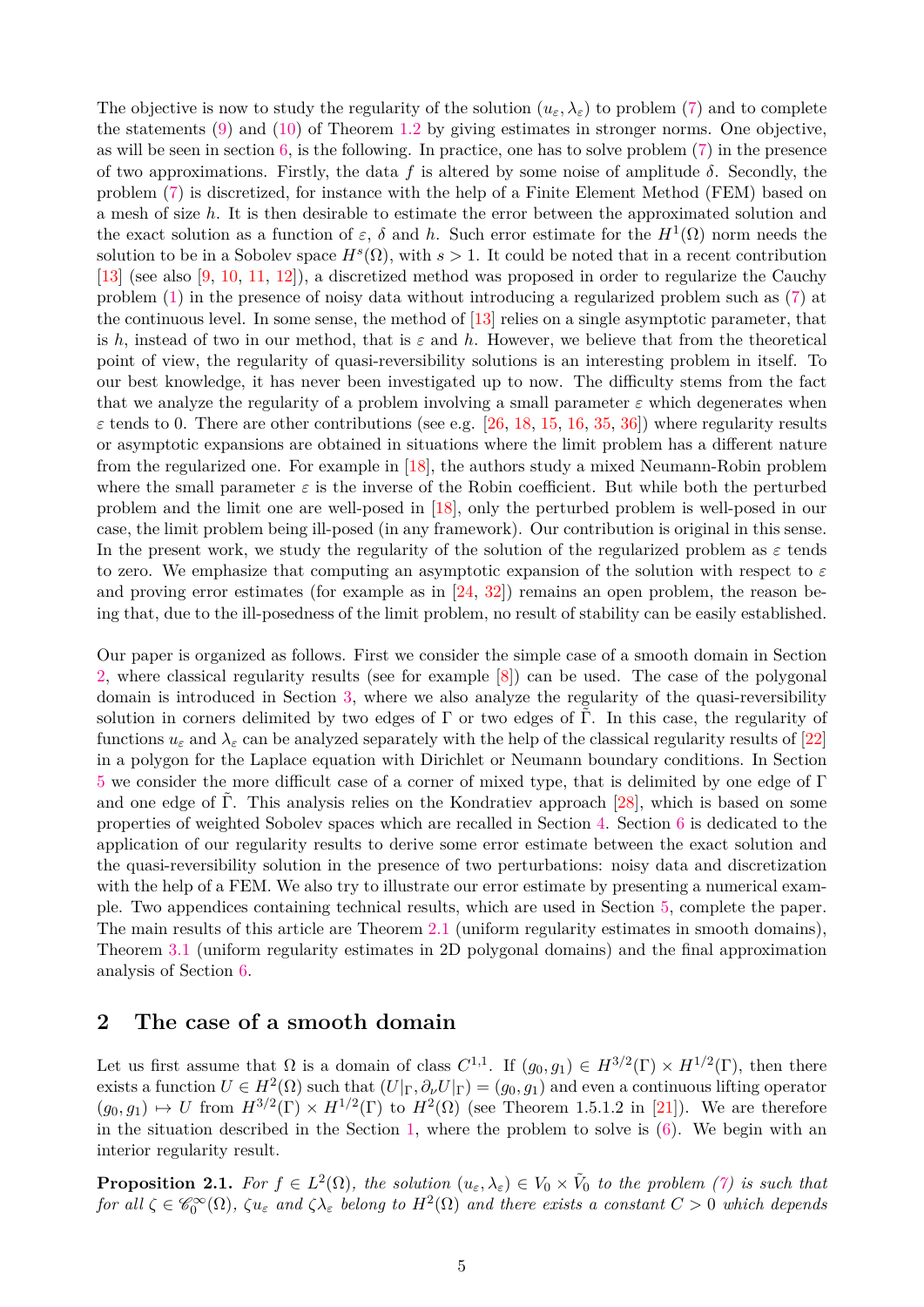The objective is now to study the regularity of the solution $(u_\varepsilon, \lambda_\varepsilon)$ to problem (7) and to complete the statements (9) and (10) of Theorem 1.2 by giving estimates in stronger norms. One objective, as will be seen in section 6, is the following. In practice, one has to solve problem (7) in the presence of two approximations. Firstly, the data $f$ is altered by some noise of amplitude $\delta$. Secondly, the problem (7) is discretized, for instance with the help of a Finite Element Method (FEM) based on a mesh of size $h$. It is then desirable to estimate the error between the approximated solution and the exact solution as a function of $\varepsilon$, $\delta$ and $h$. Such error estimate for the $H^1(\Omega)$ norm needs the solution to be in a Sobolev space $H^s(\Omega)$, with $s > 1$. It could be noted that in a recent contribution [13] (see also [9, 10, 11, 12]), a discretized method was proposed in order to regularize the Cauchy problem (1) in the presence of noisy data without introducing a regularized problem such as (7) at the continuous level. In some sense, the method of [13] relies on a single asymptotic parameter, that is $h$, instead of two in our method, that is $\varepsilon$ and $h$. However, we believe that from the theoretical point of view, the regularity of quasi-reversibility solutions is an interesting problem in itself. To our best knowledge, it has never been investigated up to now. The difficulty stems from the fact that we analyze the regularity of a problem involving a small parameter $\varepsilon$ which degenerates when $\varepsilon$ tends to 0. There are other contributions (see e.g. [26, 18, 15, 16, 35, 36]) where regularity results or asymptotic expansions are obtained in situations where the limit problem has a different nature from the regularized one. For example in [18], the authors study a mixed Neumann-Robin problem where the small parameter $\varepsilon$ is the inverse of the Robin coefficient. But while both the perturbed problem and the limit one are well-posed in [18], only the perturbed problem is well-posed in our case, the limit problem being ill-posed (in any framework). Our contribution is original in this sense. In the present work, we study the regularity of the solution of the regularized problem as $\varepsilon$ tends to zero. We emphasize that computing an asymptotic expansion of the solution with respect to $\varepsilon$ and proving error estimates (for example as in [24, 32]) remains an open problem, the reason being that, due to the ill-posedness of the limit problem, no result of stability can be easily established.

Our paper is organized as follows. First we consider the simple case of a smooth domain in Section 2, where classical regularity results (see for example [8]) can be used. The case of the polygonal domain is introduced in Section 3, where we also analyze the regularity of the quasi-reversibility solution in corners delimited by two edges of $\Gamma$ or two edges of $\tilde{\Gamma}$. In this case, the regularity of functions $u_\varepsilon$ and $\lambda_\varepsilon$ can be analyzed separately with the help of the classical regularity results of [22] in a polygon for the Laplace equation with Dirichlet or Neumann boundary conditions. In Section 5 we consider the more difficult case of a corner of mixed type, that is delimited by one edge of $\Gamma$ and one edge of $\tilde{\Gamma}$. This analysis relies on the Kondratiev approach [28], which is based on some properties of weighted Sobolev spaces which are recalled in Section 4. Section 6 is dedicated to the application of our regularity results to derive some error estimate between the exact solution and the quasi-reversibility solution in the presence of two perturbations: noisy data and discretization with the help of a FEM. We also try to illustrate our error estimate by presenting a numerical example. Two appendices containing technical results, which are used in Section 5, complete the paper. The main results of this article are Theorem 2.1 (uniform regularity estimates in smooth domains), Theorem 3.1 (uniform regularity estimates in 2D polygonal domains) and the final approximation analysis of Section 6.

## 2 The case of a smooth domain

Let us first assume that $\Omega$ is a domain of class $C^{1,1}$. If $(g_0, g_1) \in H^{3/2}(\Gamma) \times H^{1/2}(\Gamma)$, then there exists a function $U \in H^2(\Omega)$ such that $(U|_\Gamma, \partial_\nu U|_\Gamma) = (g_0, g_1)$ and even a continuous lifting operator $(g_0, g_1) \mapsto U$ from $H^{3/2}(\Gamma) \times H^{1/2}(\Gamma)$ to $H^2(\Omega)$ (see Theorem 1.5.1.2 in [21]). We are therefore in the situation described in the Section 1, where the problem to solve is (6). We begin with an interior regularity result.

**Proposition 2.1.** *For $f \in L^2(\Omega)$, the solution $(u_\varepsilon, \lambda_\varepsilon) \in V_0 \times \tilde{V}_0$ to the problem (7) is such that for all $\zeta \in \mathscr{C}_0^\infty(\Omega)$, $\zeta u_\varepsilon$ and $\zeta \lambda_\varepsilon$ belong to $H^2(\Omega)$ and there exists a constant $C > 0$ which depends*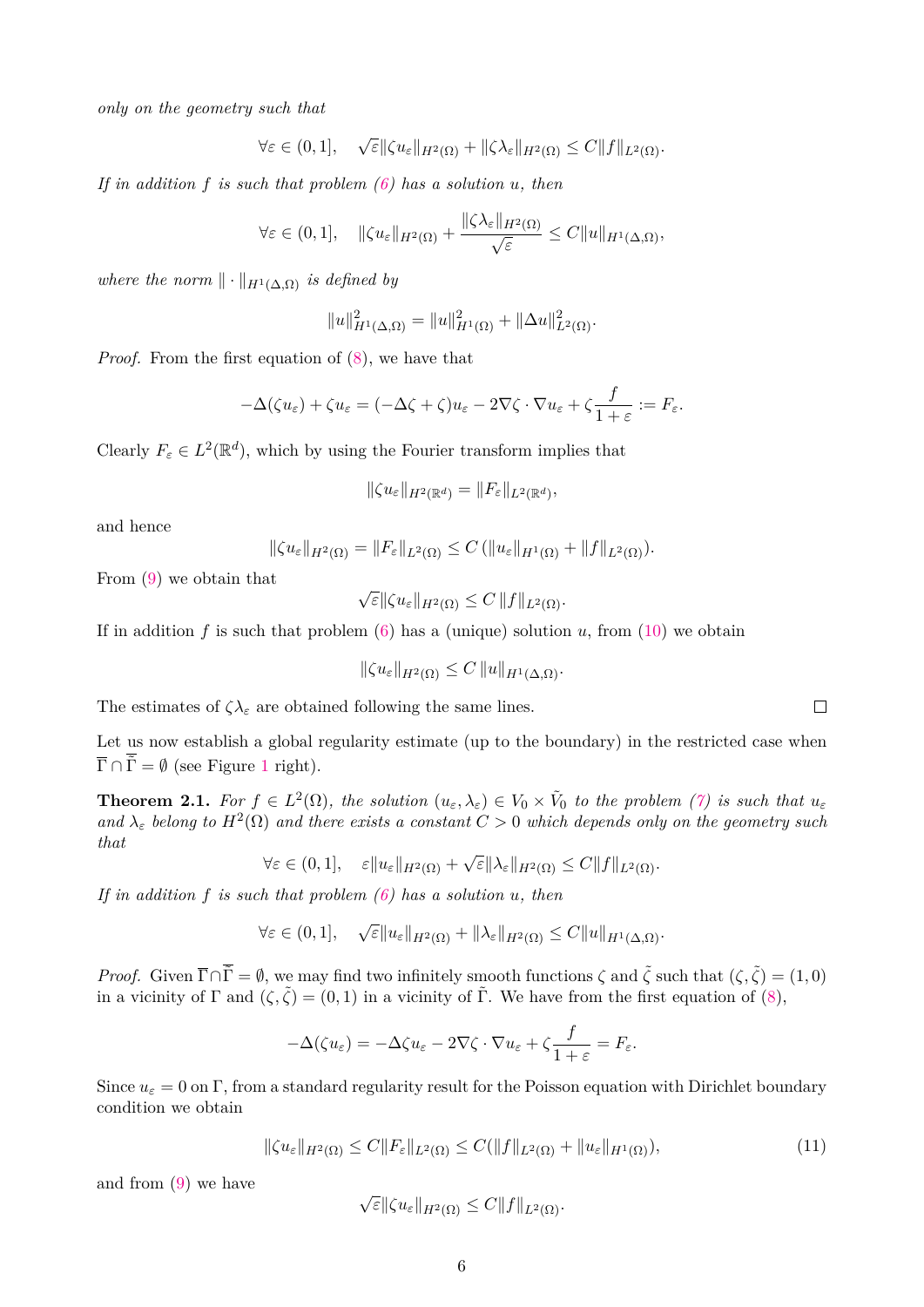*only on the geometry such that*

$$\forall \varepsilon \in (0,1], \quad \sqrt{\varepsilon}\|\zeta u_\varepsilon\|_{H^2(\Omega)} + \|\zeta \lambda_\varepsilon\|_{H^2(\Omega)} \le C\|f\|_{L^2(\Omega)}.$$

*If in addition $f$ is such that problem (6) has a solution $u$, then*

$$\forall \varepsilon \in (0,1], \quad \|\zeta u_\varepsilon\|_{H^2(\Omega)} + \frac{\|\zeta \lambda_\varepsilon\|_{H^2(\Omega)}}{\sqrt{\varepsilon}} \le C\|u\|_{H^1(\Delta,\Omega)},$$

*where the norm $\|\cdot\|_{H^1(\Delta,\Omega)}$ is defined by*

$$\|u\|^2_{H^1(\Delta,\Omega)} = \|u\|^2_{H^1(\Omega)} + \|\Delta u\|^2_{L^2(\Omega)}.$$

*Proof.* From the first equation of (8), we have that

$$-\Delta(\zeta u_\varepsilon) + \zeta u_\varepsilon = (-\Delta \zeta + \zeta) u_\varepsilon - 2\nabla \zeta \cdot \nabla u_\varepsilon + \zeta \frac{f}{1+\varepsilon} := F_\varepsilon.$$

Clearly $F_\varepsilon \in L^2(\mathbb{R}^d)$, which by using the Fourier transform implies that

$$\|\zeta u_\varepsilon\|_{H^2(\mathbb{R}^d)} = \|F_\varepsilon\|_{L^2(\mathbb{R}^d)},$$

and hence

$$\|\zeta u_\varepsilon\|_{H^2(\Omega)} = \|F_\varepsilon\|_{L^2(\Omega)} \le C\,(\|u_\varepsilon\|_{H^1(\Omega)} + \|f\|_{L^2(\Omega)}).$$

From (9) we obtain that

$$\sqrt{\varepsilon}\|\zeta u_\varepsilon\|_{H^2(\Omega)} \le C\,\|f\|_{L^2(\Omega)}.$$

If in addition $f$ is such that problem (6) has a (unique) solution $u$, from (10) we obtain

$$\|\zeta u_\varepsilon\|_{H^2(\Omega)} \le C\,\|u\|_{H^1(\Delta,\Omega)}.$$

The estimates of $\zeta \lambda_\varepsilon$ are obtained following the same lines. □

Let us now establish a global regularity estimate (up to the boundary) in the restricted case when $\overline{\Gamma} \cap \overline{\tilde{\Gamma}} = \emptyset$ (see Figure 1 right).

**Theorem 2.1.** *For $f \in L^2(\Omega)$, the solution $(u_\varepsilon, \lambda_\varepsilon) \in V_0 \times \tilde{V}_0$ to the problem (7) is such that $u_\varepsilon$ and $\lambda_\varepsilon$ belong to $H^2(\Omega)$ and there exists a constant $C > 0$ which depends only on the geometry such that*

$$\forall \varepsilon \in (0,1], \quad \varepsilon\|u_\varepsilon\|_{H^2(\Omega)} + \sqrt{\varepsilon}\|\lambda_\varepsilon\|_{H^2(\Omega)} \le C\|f\|_{L^2(\Omega)}.$$

*If in addition $f$ is such that problem (6) has a solution $u$, then*

$$\forall \varepsilon \in (0,1], \quad \sqrt{\varepsilon}\|u_\varepsilon\|_{H^2(\Omega)} + \|\lambda_\varepsilon\|_{H^2(\Omega)} \le C\|u\|_{H^1(\Delta,\Omega)}.$$

*Proof.* Given $\overline{\Gamma} \cap \overline{\tilde{\Gamma}} = \emptyset$, we may find two infinitely smooth functions $\zeta$ and $\tilde{\zeta}$ such that $(\zeta, \tilde{\zeta}) = (1,0)$ in a vicinity of $\Gamma$ and $(\zeta, \tilde{\zeta}) = (0,1)$ in a vicinity of $\tilde{\Gamma}$. We have from the first equation of (8),

$$-\Delta(\zeta u_\varepsilon) = -\Delta \zeta u_\varepsilon - 2\nabla \zeta \cdot \nabla u_\varepsilon + \zeta \frac{f}{1+\varepsilon} = F_\varepsilon.$$

Since $u_\varepsilon = 0$ on $\Gamma$, from a standard regularity result for the Poisson equation with Dirichlet boundary condition we obtain

$$\|\zeta u_\varepsilon\|_{H^2(\Omega)} \le C\|F_\varepsilon\|_{L^2(\Omega)} \le C(\|f\|_{L^2(\Omega)} + \|u_\varepsilon\|_{H^1(\Omega)}), \tag{11}$$

and from (9) we have

$$\sqrt{\varepsilon}\|\zeta u_\varepsilon\|_{H^2(\Omega)} \le C\|f\|_{L^2(\Omega)}.$$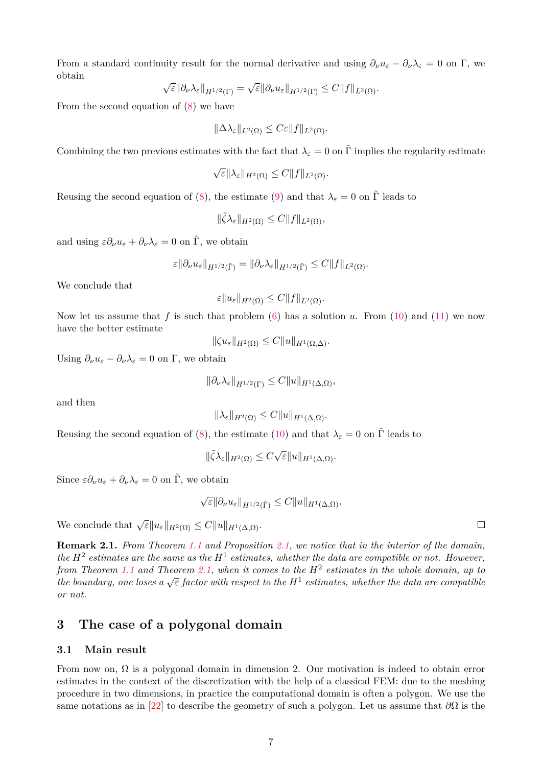From a standard continuity result for the normal derivative and using $\partial_\nu u_\varepsilon - \partial_\nu \lambda_\varepsilon = 0$ on $\Gamma$, we obtain

$$\sqrt{\varepsilon}\|\partial_\nu \lambda_\varepsilon\|_{H^{1/2}(\Gamma)} = \sqrt{\varepsilon}\|\partial_\nu u_\varepsilon\|_{H^{1/2}(\Gamma)} \leq C\|f\|_{L^2(\Omega)}.$$

From the second equation of (8) we have

$$\|\Delta \lambda_\varepsilon\|_{L^2(\Omega)} \leq C\varepsilon\|f\|_{L^2(\Omega)}.$$

Combining the two previous estimates with the fact that $\lambda_\varepsilon = 0$ on $\tilde{\Gamma}$ implies the regularity estimate

$$\sqrt{\varepsilon}\|\lambda_\varepsilon\|_{H^2(\Omega)} \leq C\|f\|_{L^2(\Omega)}.$$

Reusing the second equation of (8), the estimate (9) and that $\lambda_\varepsilon = 0$ on $\tilde{\Gamma}$ leads to

$$\|\tilde{\zeta}\lambda_\varepsilon\|_{H^2(\Omega)} \leq C\|f\|_{L^2(\Omega)},$$

and using $\varepsilon\partial_\nu u_\varepsilon + \partial_\nu \lambda_\varepsilon = 0$ on $\tilde{\Gamma}$, we obtain

$$\varepsilon\|\partial_\nu u_\varepsilon\|_{H^{1/2}(\tilde{\Gamma})} = \|\partial_\nu \lambda_\varepsilon\|_{H^{1/2}(\tilde{\Gamma})} \leq C\|f\|_{L^2(\Omega)}.$$

We conclude that

$$\varepsilon\|u_\varepsilon\|_{H^2(\Omega)} \leq C\|f\|_{L^2(\Omega)}.$$

Now let us assume that $f$ is such that problem (6) has a solution $u$. From (10) and (11) we now have the better estimate

$$\|\zeta u_\varepsilon\|_{H^2(\Omega)} \leq C\|u\|_{H^1(\Omega,\Delta)}.$$

Using $\partial_\nu u_\varepsilon - \partial_\nu \lambda_\varepsilon = 0$ on $\Gamma$, we obtain

$$\|\partial_\nu \lambda_\varepsilon\|_{H^{1/2}(\Gamma)} \leq C\|u\|_{H^1(\Delta,\Omega)},$$

and then

$$\|\lambda_\varepsilon\|_{H^2(\Omega)} \leq C\|u\|_{H^1(\Delta,\Omega)}.$$

Reusing the second equation of (8), the estimate (10) and that $\lambda_\varepsilon = 0$ on $\tilde{\Gamma}$ leads to

$$\|\tilde{\zeta}\lambda_\varepsilon\|_{H^2(\Omega)} \leq C\sqrt{\varepsilon}\|u\|_{H^1(\Delta,\Omega)}.$$

Since $\varepsilon\partial_\nu u_\varepsilon + \partial_\nu \lambda_\varepsilon = 0$ on $\tilde{\Gamma}$, we obtain

$$\sqrt{\varepsilon}\|\partial_\nu u_\varepsilon\|_{H^{1/2}(\tilde{\Gamma})} \leq C\|u\|_{H^1(\Delta,\Omega)}.$$

We conclude that $\sqrt{\varepsilon}\|u_\varepsilon\|_{H^2(\Omega)} \leq C\|u\|_{H^1(\Delta,\Omega)}$. □

**Remark 2.1.** *From Theorem 1.1 and Proposition 2.1, we notice that in the interior of the domain, the $H^2$ estimates are the same as the $H^1$ estimates, whether the data are compatible or not. However, from Theorem 1.1 and Theorem 2.1, when it comes to the $H^2$ estimates in the whole domain, up to the boundary, one loses a $\sqrt{\varepsilon}$ factor with respect to the $H^1$ estimates, whether the data are compatible or not.*

## 3 The case of a polygonal domain

### 3.1 Main result

From now on, $\Omega$ is a polygonal domain in dimension 2. Our motivation is indeed to obtain error estimates in the context of the discretization with the help of a classical FEM: due to the meshing procedure in two dimensions, in practice the computational domain is often a polygon. We use the same notations as in [22] to describe the geometry of such a polygon. Let us assume that $\partial\Omega$ is the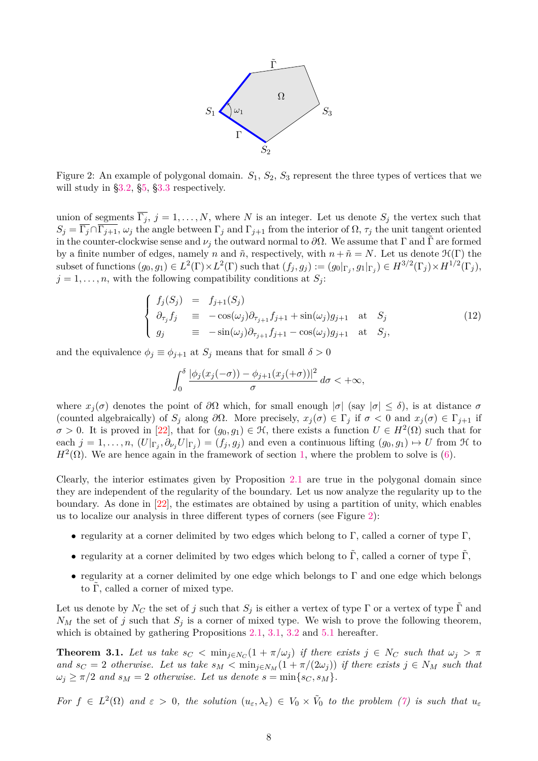Figure 2: An example of polygonal domain. $S_1$, $S_2$, $S_3$ represent the three types of vertices that we will study in §3.2, §5, §3.3 respectively.

union of segments $\overline{\Gamma_j}$, $j = 1, \dots, N$, where $N$ is an integer. Let us denote $S_j$ the vertex such that $S_j = \overline{\Gamma_j} \cap \overline{\Gamma_{j+1}}$, $\omega_j$ the angle between $\Gamma_j$ and $\Gamma_{j+1}$ from the interior of $\Omega$, $\tau_j$ the unit tangent oriented in the counter-clockwise sense and $\nu_j$ the outward normal to $\partial\Omega$. We assume that $\Gamma$ and $\tilde{\Gamma}$ are formed by a finite number of edges, namely $n$ and $\tilde{n}$, respectively, with $n + \tilde{n} = N$. Let us denote $\mathcal{H}(\Gamma)$ the subset of functions $(g_0, g_1) \in L^2(\Gamma) \times L^2(\Gamma)$ such that $(f_j, g_j) := (g_0|_{\Gamma_j}, g_1|_{\Gamma_j}) \in H^{3/2}(\Gamma_j) \times H^{1/2}(\Gamma_j)$, $j = 1, \dots, n$, with the following compatibility conditions at $S_j$:

$$
\left\{
\begin{array}{lcl}
f_j(S_j) & = & f_{j+1}(S_j) \\
\partial_{\tau_j} f_j & \equiv & -\cos(\omega_j)\partial_{\tau_{j+1}} f_{j+1} + \sin(\omega_j) g_{j+1} \quad \text{at} \quad S_j \\
g_j & \equiv & -\sin(\omega_j)\partial_{\tau_{j+1}} f_{j+1} - \cos(\omega_j) g_{j+1} \quad \text{at} \quad S_j,
\end{array}
\right.
\tag{12}
$$

and the equivalence $\phi_j \equiv \phi_{j+1}$ at $S_j$ means that for small $\delta > 0$

$$
\int_0^\delta \frac{|\phi_j(x_j(-\sigma)) - \phi_{j+1}(x_j(+\sigma))|^2}{\sigma} \, d\sigma < +\infty,
$$

where $x_j(\sigma)$ denotes the point of $\partial\Omega$ which, for small enough $|\sigma|$ (say $|\sigma| \leq \delta$), is at distance $\sigma$ (counted algebraically) of $S_j$ along $\partial\Omega$. More precisely, $x_j(\sigma) \in \Gamma_j$ if $\sigma < 0$ and $x_j(\sigma) \in \Gamma_{j+1}$ if $\sigma > 0$. It is proved in [22], that for $(g_0, g_1) \in \mathcal{H}$, there exists a function $U \in H^2(\Omega)$ such that for each $j = 1, \dots, n$, $(U|_{\Gamma_j}, \partial_{\nu_j} U|_{\Gamma_j}) = (f_j, g_j)$ and even a continuous lifting $(g_0, g_1) \mapsto U$ from $\mathcal{H}$ to $H^2(\Omega)$. We are hence again in the framework of section 1, where the problem to solve is (6).

Clearly, the interior estimates given by Proposition 2.1 are true in the polygonal domain since they are independent of the regularity of the boundary. Let us now analyze the regularity up to the boundary. As done in [22], the estimates are obtained by using a partition of unity, which enables us to localize our analysis in three different types of corners (see Figure 2):

- regularity at a corner delimited by two edges which belong to $\Gamma$, called a corner of type $\Gamma$,
- regularity at a corner delimited by two edges which belong to $\tilde{\Gamma}$, called a corner of type $\tilde{\Gamma}$,
- regularity at a corner delimited by one edge which belongs to $\Gamma$ and one edge which belongs to $\tilde{\Gamma}$, called a corner of mixed type.

Let us denote by $N_C$ the set of $j$ such that $S_j$ is either a vertex of type $\Gamma$ or a vertex of type $\tilde{\Gamma}$ and $N_M$ the set of $j$ such that $S_j$ is a corner of mixed type. We wish to prove the following theorem, which is obtained by gathering Propositions 2.1, 3.1, 3.2 and 5.1 hereafter.

**Theorem 3.1.** *Let us take $s_C < \min_{j \in N_C}(1 + \pi/\omega_j)$ if there exists $j \in N_C$ such that $\omega_j > \pi$ and $s_C = 2$ otherwise. Let us take $s_M < \min_{j \in N_M}(1 + \pi/(2\omega_j))$ if there exists $j \in N_M$ such that $\omega_j \geq \pi/2$ and $s_M = 2$ otherwise. Let us denote $s = \min\{s_C, s_M\}$.*

*For $f \in L^2(\Omega)$ and $\varepsilon > 0$, the solution $(u_\varepsilon, \lambda_\varepsilon) \in V_0 \times \tilde{V}_0$ to the problem (7) is such that $u_\varepsilon$*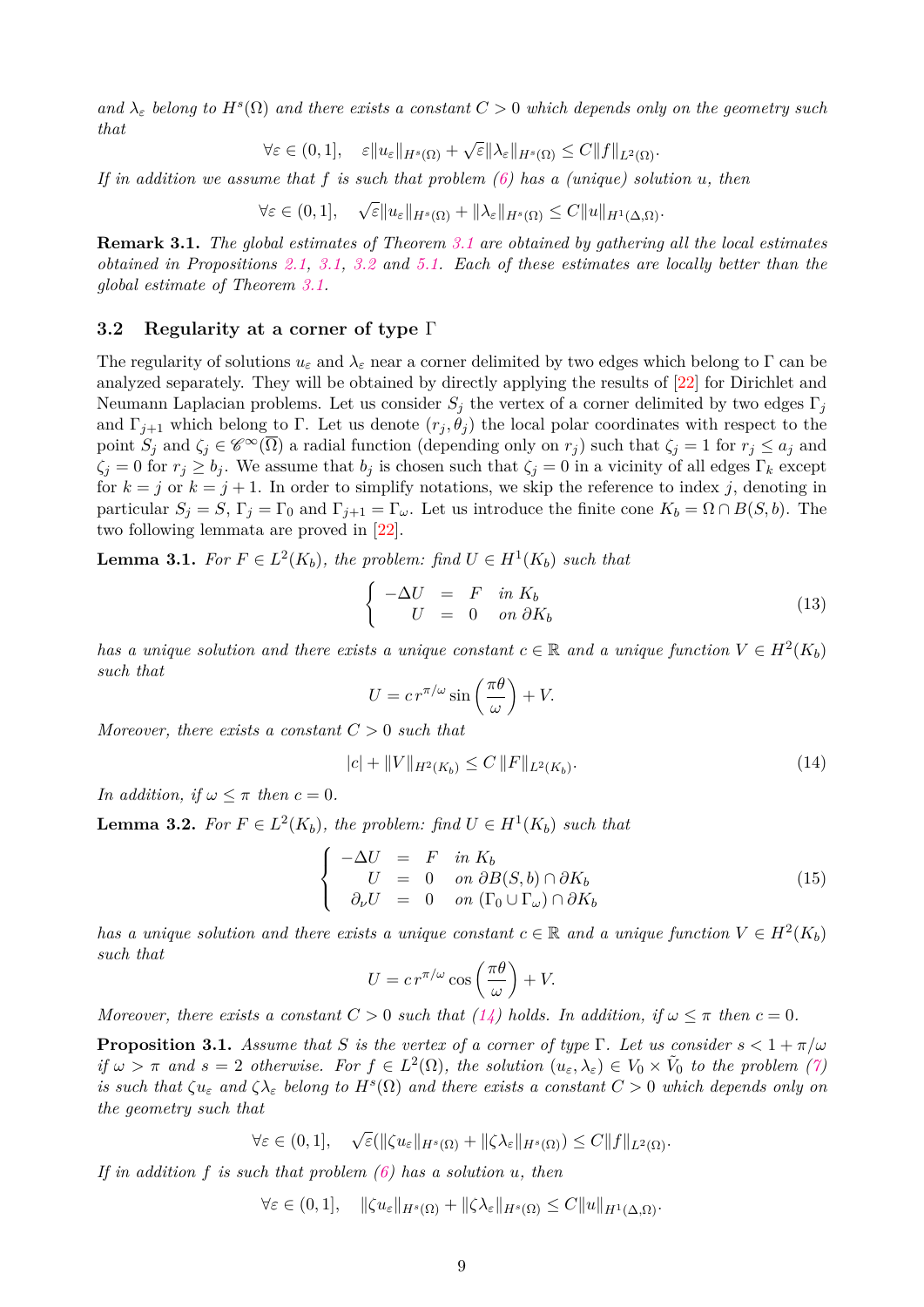*and $\lambda_\varepsilon$ belong to $H^s(\Omega)$ and there exists a constant $C > 0$ which depends only on the geometry such that*

$$\forall \varepsilon \in (0, 1], \quad \varepsilon \|u_\varepsilon\|_{H^s(\Omega)} + \sqrt{\varepsilon} \|\lambda_\varepsilon\|_{H^s(\Omega)} \leq C \|f\|_{L^2(\Omega)}.$$

*If in addition we assume that $f$ is such that problem (6) has a (unique) solution $u$, then*

$$\forall \varepsilon \in (0, 1], \quad \sqrt{\varepsilon} \|u_\varepsilon\|_{H^s(\Omega)} + \|\lambda_\varepsilon\|_{H^s(\Omega)} \leq C \|u\|_{H^1(\Delta, \Omega)}.$$

**Remark 3.1.** *The global estimates of Theorem 3.1 are obtained by gathering all the local estimates obtained in Propositions 2.1, 3.1, 3.2 and 5.1. Each of these estimates are locally better than the global estimate of Theorem 3.1.*

### 3.2 Regularity at a corner of type Γ

The regularity of solutions $u_\varepsilon$ and $\lambda_\varepsilon$ near a corner delimited by two edges which belong to $\Gamma$ can be analyzed separately. They will be obtained by directly applying the results of [22] for Dirichlet and Neumann Laplacian problems. Let us consider $S_j$ the vertex of a corner delimited by two edges $\Gamma_j$ and $\Gamma_{j+1}$ which belong to $\Gamma$. Let us denote $(r_j, \theta_j)$ the local polar coordinates with respect to the point $S_j$ and $\zeta_j \in \mathscr{C}^\infty(\overline{\Omega})$ a radial function (depending only on $r_j$) such that $\zeta_j = 1$ for $r_j \leq a_j$ and $\zeta_j = 0$ for $r_j \geq b_j$. We assume that $b_j$ is chosen such that $\zeta_j = 0$ in a vicinity of all edges $\Gamma_k$ except for $k = j$ or $k = j + 1$. In order to simplify notations, we skip the reference to index $j$, denoting in particular $S_j = S$, $\Gamma_j = \Gamma_0$ and $\Gamma_{j+1} = \Gamma_\omega$. Let us introduce the finite cone $K_b = \Omega \cap B(S, b)$. The two following lemmata are proved in [22].

**Lemma 3.1.** *For $F \in L^2(K_b)$, the problem: find $U \in H^1(K_b)$ such that*

$$\left\{ \begin{array}{rcll} -\Delta U & = & F & \text{in } K_b \\ U & = & 0 & \text{on } \partial K_b \end{array} \right. \tag{13}$$

*has a unique solution and there exists a unique constant $c \in \mathbb{R}$ and a unique function $V \in H^2(K_b)$ such that*

$$U = c\, r^{\pi/\omega} \sin\left(\frac{\pi\theta}{\omega}\right) + V.$$

*Moreover, there exists a constant $C > 0$ such that*

$$|c| + \|V\|_{H^2(K_b)} \leq C \, \|F\|_{L^2(K_b)}. \tag{14}$$

*In addition, if $\omega \leq \pi$ then $c = 0$.*

**Lemma 3.2.** *For $F \in L^2(K_b)$, the problem: find $U \in H^1(K_b)$ such that*

$$\left\{ \begin{array}{rcll} -\Delta U & = & F & \text{in } K_b \\ U & = & 0 & \text{on } \partial B(S, b) \cap \partial K_b \\ \partial_\nu U & = & 0 & \text{on } (\Gamma_0 \cup \Gamma_\omega) \cap \partial K_b \end{array} \right. \tag{15}$$

*has a unique solution and there exists a unique constant $c \in \mathbb{R}$ and a unique function $V \in H^2(K_b)$ such that*

$$U = c\, r^{\pi/\omega} \cos\left(\frac{\pi\theta}{\omega}\right) + V.$$

*Moreover, there exists a constant $C > 0$ such that (14) holds. In addition, if $\omega \leq \pi$ then $c = 0$.*

**Proposition 3.1.** *Assume that $S$ is the vertex of a corner of type $\Gamma$. Let us consider $s < 1 + \pi/\omega$ if $\omega > \pi$ and $s = 2$ otherwise. For $f \in L^2(\Omega)$, the solution $(u_\varepsilon, \lambda_\varepsilon) \in V_0 \times \tilde{V}_0$ to the problem (7) is such that $\zeta u_\varepsilon$ and $\zeta \lambda_\varepsilon$ belong to $H^s(\Omega)$ and there exists a constant $C > 0$ which depends only on the geometry such that*

$$\forall \varepsilon \in (0, 1], \quad \sqrt{\varepsilon} (\|\zeta u_\varepsilon\|_{H^s(\Omega)} + \|\zeta \lambda_\varepsilon\|_{H^s(\Omega)}) \leq C \|f\|_{L^2(\Omega)}.$$

*If in addition $f$ is such that problem (6) has a solution $u$, then*

$$\forall \varepsilon \in (0, 1], \quad \|\zeta u_\varepsilon\|_{H^s(\Omega)} + \|\zeta \lambda_\varepsilon\|_{H^s(\Omega)} \leq C \|u\|_{H^1(\Delta, \Omega)}.$$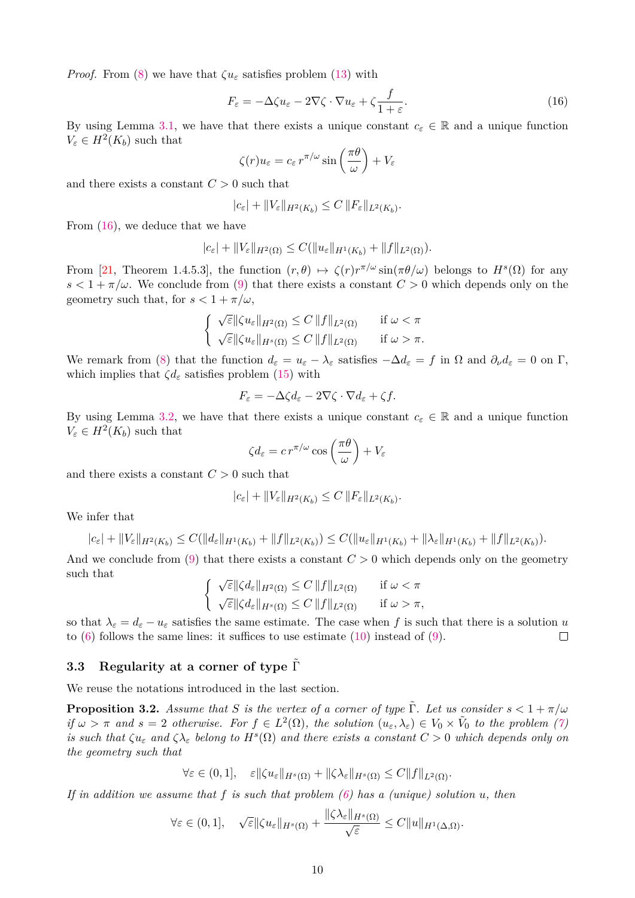*Proof.* From (8) we have that $\zeta u_\varepsilon$ satisfies problem (13) with

$$F_\varepsilon = -\Delta\zeta u_\varepsilon - 2\nabla\zeta\cdot\nabla u_\varepsilon + \zeta\frac{f}{1+\varepsilon}. \tag{16}$$

By using Lemma 3.1, we have that there exists a unique constant $c_\varepsilon \in \mathbb{R}$ and a unique function $V_\varepsilon \in H^2(K_b)$ such that

$$\zeta(r)u_\varepsilon = c_\varepsilon\, r^{\pi/\omega}\sin\left(\frac{\pi\theta}{\omega}\right) + V_\varepsilon$$

and there exists a constant $C > 0$ such that

$$|c_\varepsilon| + \|V_\varepsilon\|_{H^2(K_b)} \le C\,\|F_\varepsilon\|_{L^2(K_b)}.$$

From (16), we deduce that we have

$$|c_\varepsilon| + \|V_\varepsilon\|_{H^2(\Omega)} \le C(\|u_\varepsilon\|_{H^1(K_b)} + \|f\|_{L^2(\Omega)}).$$

From [21, Theorem 1.4.5.3], the function $(r,\theta)\mapsto \zeta(r)r^{\pi/\omega}\sin(\pi\theta/\omega)$ belongs to $H^s(\Omega)$ for any $s < 1+\pi/\omega$. We conclude from (9) that there exists a constant $C > 0$ which depends only on the geometry such that, for $s < 1+\pi/\omega$,

$$\begin{cases} \sqrt{\varepsilon}\|\zeta u_\varepsilon\|_{H^2(\Omega)} \le C\,\|f\|_{L^2(\Omega)} & \text{if } \omega < \pi \\ \sqrt{\varepsilon}\|\zeta u_\varepsilon\|_{H^s(\Omega)} \le C\,\|f\|_{L^2(\Omega)} & \text{if } \omega > \pi. \end{cases}$$

We remark from (8) that the function $d_\varepsilon = u_\varepsilon - \lambda_\varepsilon$ satisfies $-\Delta d_\varepsilon = f$ in $\Omega$ and $\partial_\nu d_\varepsilon = 0$ on $\Gamma$, which implies that $\zeta d_\varepsilon$ satisfies problem (15) with

$$F_\varepsilon = -\Delta\zeta d_\varepsilon - 2\nabla\zeta\cdot\nabla d_\varepsilon + \zeta f.$$

By using Lemma 3.2, we have that there exists a unique constant $c_\varepsilon \in \mathbb{R}$ and a unique function $V_\varepsilon \in H^2(K_b)$ such that

$$\zeta d_\varepsilon = c\, r^{\pi/\omega}\cos\left(\frac{\pi\theta}{\omega}\right) + V_\varepsilon$$

and there exists a constant $C > 0$ such that

$$|c_\varepsilon| + \|V_\varepsilon\|_{H^2(K_b)} \le C\,\|F_\varepsilon\|_{L^2(K_b)}.$$

We infer that

$$|c_\varepsilon| + \|V_\varepsilon\|_{H^2(K_b)} \le C(\|d_\varepsilon\|_{H^1(K_b)} + \|f\|_{L^2(K_b)}) \le C(\|u_\varepsilon\|_{H^1(K_b)} + \|\lambda_\varepsilon\|_{H^1(K_b)} + \|f\|_{L^2(K_b)}).$$

And we conclude from (9) that there exists a constant $C > 0$ which depends only on the geometry such that

$$\begin{cases} \sqrt{\varepsilon}\|\zeta d_\varepsilon\|_{H^2(\Omega)} \le C\,\|f\|_{L^2(\Omega)} & \text{if } \omega < \pi \\ \sqrt{\varepsilon}\|\zeta d_\varepsilon\|_{H^s(\Omega)} \le C\,\|f\|_{L^2(\Omega)} & \text{if } \omega > \pi, \end{cases}$$

so that $\lambda_\varepsilon = d_\varepsilon - u_\varepsilon$ satisfies the same estimate. The case when $f$ is such that there is a solution $u$ to (6) follows the same lines: it suffices to use estimate (10) instead of (9). ∎

### 3.3 Regularity at a corner of type $\tilde{\Gamma}$

We reuse the notations introduced in the last section.

**Proposition 3.2.** *Assume that $S$ is the vertex of a corner of type $\tilde{\Gamma}$. Let us consider $s < 1+\pi/\omega$ if $\omega > \pi$ and $s = 2$ otherwise. For $f \in L^2(\Omega)$, the solution $(u_\varepsilon, \lambda_\varepsilon) \in V_0 \times \tilde{V}_0$ to the problem (7) is such that $\zeta u_\varepsilon$ and $\zeta\lambda_\varepsilon$ belong to $H^s(\Omega)$ and there exists a constant $C > 0$ which depends only on the geometry such that*

$$\forall \varepsilon \in (0,1], \quad \varepsilon\|\zeta u_\varepsilon\|_{H^s(\Omega)} + \|\zeta\lambda_\varepsilon\|_{H^s(\Omega)} \le C\|f\|_{L^2(\Omega)}.$$

*If in addition we assume that $f$ is such that problem (6) has a (unique) solution $u$, then*

$$\forall \varepsilon \in (0,1], \quad \sqrt{\varepsilon}\|\zeta u_\varepsilon\|_{H^s(\Omega)} + \frac{\|\zeta\lambda_\varepsilon\|_{H^s(\Omega)}}{\sqrt{\varepsilon}} \le C\|u\|_{H^1(\Delta,\Omega)}.$$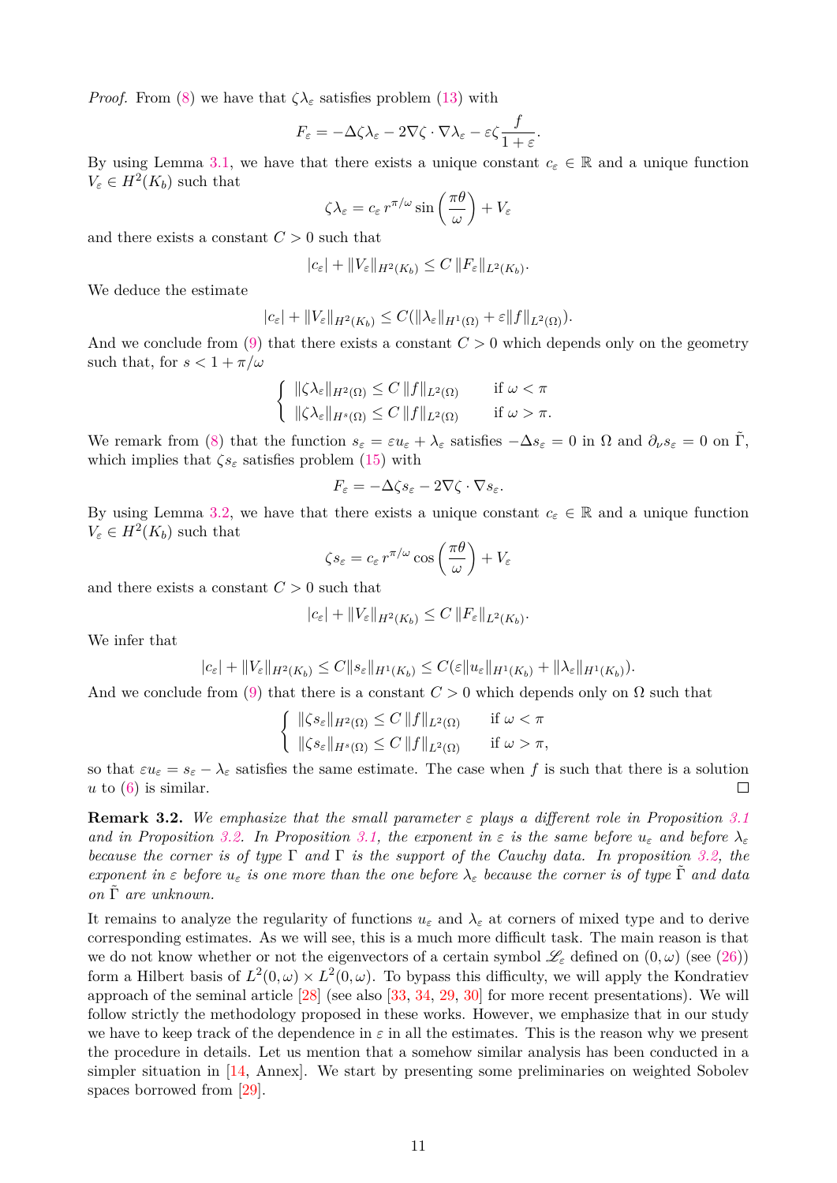*Proof.* From (8) we have that $\zeta\lambda_\varepsilon$ satisfies problem (13) with

$$F_\varepsilon = -\Delta\zeta\lambda_\varepsilon - 2\nabla\zeta\cdot\nabla\lambda_\varepsilon - \varepsilon\zeta\frac{f}{1+\varepsilon}.$$

By using Lemma 3.1, we have that there exists a unique constant $c_\varepsilon \in \mathbb{R}$ and a unique function $V_\varepsilon \in H^2(K_b)$ such that

$$\zeta\lambda_\varepsilon = c_\varepsilon\, r^{\pi/\omega}\sin\left(\frac{\pi\theta}{\omega}\right) + V_\varepsilon$$

and there exists a constant $C > 0$ such that

$$|c_\varepsilon| + \|V_\varepsilon\|_{H^2(K_b)} \le C\,\|F_\varepsilon\|_{L^2(K_b)}.$$

We deduce the estimate

$$|c_\varepsilon| + \|V_\varepsilon\|_{H^2(K_b)} \le C(\|\lambda_\varepsilon\|_{H^1(\Omega)} + \varepsilon\|f\|_{L^2(\Omega)}).$$

And we conclude from (9) that there exists a constant $C > 0$ which depends only on the geometry such that, for $s < 1 + \pi/\omega$

$$\begin{cases} \|\zeta\lambda_\varepsilon\|_{H^2(\Omega)} \le C\,\|f\|_{L^2(\Omega)} & \text{if } \omega < \pi \\ \|\zeta\lambda_\varepsilon\|_{H^s(\Omega)} \le C\,\|f\|_{L^2(\Omega)} & \text{if } \omega > \pi. \end{cases}$$

We remark from (8) that the function $s_\varepsilon = \varepsilon u_\varepsilon + \lambda_\varepsilon$ satisfies $-\Delta s_\varepsilon = 0$ in $\Omega$ and $\partial_\nu s_\varepsilon = 0$ on $\tilde{\Gamma}$, which implies that $\zeta s_\varepsilon$ satisfies problem (15) with

$$F_\varepsilon = -\Delta\zeta s_\varepsilon - 2\nabla\zeta\cdot\nabla s_\varepsilon.$$

By using Lemma 3.2, we have that there exists a unique constant $c_\varepsilon \in \mathbb{R}$ and a unique function $V_\varepsilon \in H^2(K_b)$ such that

$$\zeta s_\varepsilon = c_\varepsilon\, r^{\pi/\omega}\cos\left(\frac{\pi\theta}{\omega}\right) + V_\varepsilon$$

and there exists a constant $C > 0$ such that

$$|c_\varepsilon| + \|V_\varepsilon\|_{H^2(K_b)} \le C\,\|F_\varepsilon\|_{L^2(K_b)}.$$

We infer that

$$|c_\varepsilon| + \|V_\varepsilon\|_{H^2(K_b)} \le C\|s_\varepsilon\|_{H^1(K_b)} \le C(\varepsilon\|u_\varepsilon\|_{H^1(K_b)} + \|\lambda_\varepsilon\|_{H^1(K_b)}).$$

And we conclude from (9) that there is a constant $C > 0$ which depends only on $\Omega$ such that

$$\begin{cases} \|\zeta s_\varepsilon\|_{H^2(\Omega)} \le C\,\|f\|_{L^2(\Omega)} & \text{if } \omega < \pi \\ \|\zeta s_\varepsilon\|_{H^s(\Omega)} \le C\,\|f\|_{L^2(\Omega)} & \text{if } \omega > \pi, \end{cases}$$

so that $\varepsilon u_\varepsilon = s_\varepsilon - \lambda_\varepsilon$ satisfies the same estimate. The case when $f$ is such that there is a solution $u$ to (6) is similar. ∎

**Remark 3.2.** *We emphasize that the small parameter $\varepsilon$ plays a different role in Proposition 3.1 and in Proposition 3.2. In Proposition 3.1, the exponent in $\varepsilon$ is the same before $u_\varepsilon$ and before $\lambda_\varepsilon$ because the corner is of type $\Gamma$ and $\Gamma$ is the support of the Cauchy data. In proposition 3.2, the exponent in $\varepsilon$ before $u_\varepsilon$ is one more than the one before $\lambda_\varepsilon$ because the corner is of type $\tilde{\Gamma}$ and data on $\tilde{\Gamma}$ are unknown.*

It remains to analyze the regularity of functions $u_\varepsilon$ and $\lambda_\varepsilon$ at corners of mixed type and to derive corresponding estimates. As we will see, this is a much more difficult task. The main reason is that we do not know whether or not the eigenvectors of a certain symbol $\mathscr{L}_\varepsilon$ defined on $(0,\omega)$ (see (26)) form a Hilbert basis of $L^2(0,\omega)\times L^2(0,\omega)$. To bypass this difficulty, we will apply the Kondratiev approach of the seminal article [28] (see also [33, 34, 29, 30] for more recent presentations). We will follow strictly the methodology proposed in these works. However, we emphasize that in our study we have to keep track of the dependence in $\varepsilon$ in all the estimates. This is the reason why we present the procedure in details. Let us mention that a somehow similar analysis has been conducted in a simpler situation in [14, Annex]. We start by presenting some preliminaries on weighted Sobolev spaces borrowed from [29].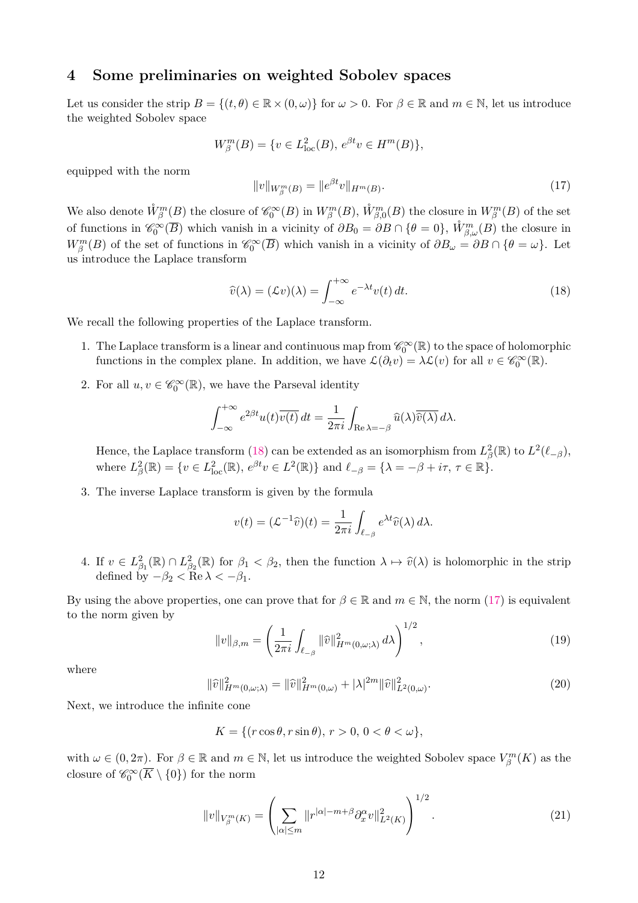## 4 Some preliminaries on weighted Sobolev spaces

Let us consider the strip $B = \{(t, \theta) \in \mathbb{R} \times (0, \omega)\}$ for $\omega > 0$. For $\beta \in \mathbb{R}$ and $m \in \mathbb{N}$, let us introduce the weighted Sobolev space

$$W^m_\beta(B) = \{v \in L^2_{\rm loc}(B),\ e^{\beta t} v \in H^m(B)\},$$

equipped with the norm

$$\|v\|_{W^m_\beta(B)} = \|e^{\beta t} v\|_{H^m(B)}. \tag{17}$$

We also denote $\mathring{W}^m_\beta(B)$ the closure of $\mathscr{C}^\infty_0(B)$ in $W^m_\beta(B)$, $\mathring{W}^m_{\beta,0}(B)$ the closure in $W^m_\beta(B)$ of the set of functions in $\mathscr{C}^\infty_0(\overline{B})$ which vanish in a vicinity of $\partial B_0 = \partial B \cap \{\theta = 0\}$, $\mathring{W}^m_{\beta,\omega}(B)$ the closure in $W^m_\beta(B)$ of the set of functions in $\mathscr{C}^\infty_0(\overline{B})$ which vanish in a vicinity of $\partial B_\omega = \partial B \cap \{\theta = \omega\}$. Let us introduce the Laplace transform

$$\widehat{v}(\lambda) = (\mathcal{L}v)(\lambda) = \int_{-\infty}^{+\infty} e^{-\lambda t} v(t)\, dt. \tag{18}$$

We recall the following properties of the Laplace transform.

1. The Laplace transform is a linear and continuous map from $\mathscr{C}^\infty_0(\mathbb{R})$ to the space of holomorphic functions in the complex plane. In addition, we have $\mathcal{L}(\partial_t v) = \lambda \mathcal{L}(v)$ for all $v \in \mathscr{C}^\infty_0(\mathbb{R})$.

2. For all $u, v \in \mathscr{C}^\infty_0(\mathbb{R})$, we have the Parseval identity

$$\int_{-\infty}^{+\infty} e^{2\beta t} u(t) \overline{v(t)}\, dt = \frac{1}{2\pi i} \int_{\mathrm{Re}\,\lambda = -\beta} \widehat{u}(\lambda) \overline{\widehat{v}(\lambda)}\, d\lambda.$$

   Hence, the Laplace transform (18) can be extended as an isomorphism from $L^2_\beta(\mathbb{R})$ to $L^2(\ell_{-\beta})$, where $L^2_\beta(\mathbb{R}) = \{v \in L^2_{\rm loc}(\mathbb{R}),\ e^{\beta t} v \in L^2(\mathbb{R})\}$ and $\ell_{-\beta} = \{\lambda = -\beta + i\tau,\ \tau \in \mathbb{R}\}$.

3. The inverse Laplace transform is given by the formula

$$v(t) = (\mathcal{L}^{-1}\widehat{v})(t) = \frac{1}{2\pi i} \int_{\ell_{-\beta}} e^{\lambda t} \widehat{v}(\lambda)\, d\lambda.$$

4. If $v \in L^2_{\beta_1}(\mathbb{R}) \cap L^2_{\beta_2}(\mathbb{R})$ for $\beta_1 < \beta_2$, then the function $\lambda \mapsto \widehat{v}(\lambda)$ is holomorphic in the strip defined by $-\beta_2 < \mathrm{Re}\,\lambda < -\beta_1$.

By using the above properties, one can prove that for $\beta \in \mathbb{R}$ and $m \in \mathbb{N}$, the norm (17) is equivalent to the norm given by

$$\|v\|_{\beta,m} = \left( \frac{1}{2\pi i} \int_{\ell_{-\beta}} \|\widehat{v}\|^2_{H^m(0,\omega;\lambda)}\, d\lambda \right)^{1/2}, \tag{19}$$

where

$$\|\widehat{v}\|^2_{H^m(0,\omega;\lambda)} = \|\widehat{v}\|^2_{H^m(0,\omega)} + |\lambda|^{2m} \|\widehat{v}\|^2_{L^2(0,\omega)}. \tag{20}$$

Next, we introduce the infinite cone

$$K = \{(r\cos\theta, r\sin\theta),\ r > 0,\ 0 < \theta < \omega\},$$

with $\omega \in (0, 2\pi)$. For $\beta \in \mathbb{R}$ and $m \in \mathbb{N}$, let us introduce the weighted Sobolev space $V^m_\beta(K)$ as the closure of $\mathscr{C}^\infty_0(\overline{K} \setminus \{0\})$ for the norm

$$\|v\|_{V^m_\beta(K)} = \left( \sum_{|\alpha| \le m} \|r^{|\alpha| - m + \beta} \partial^\alpha_x v\|^2_{L^2(K)} \right)^{1/2}. \tag{21}$$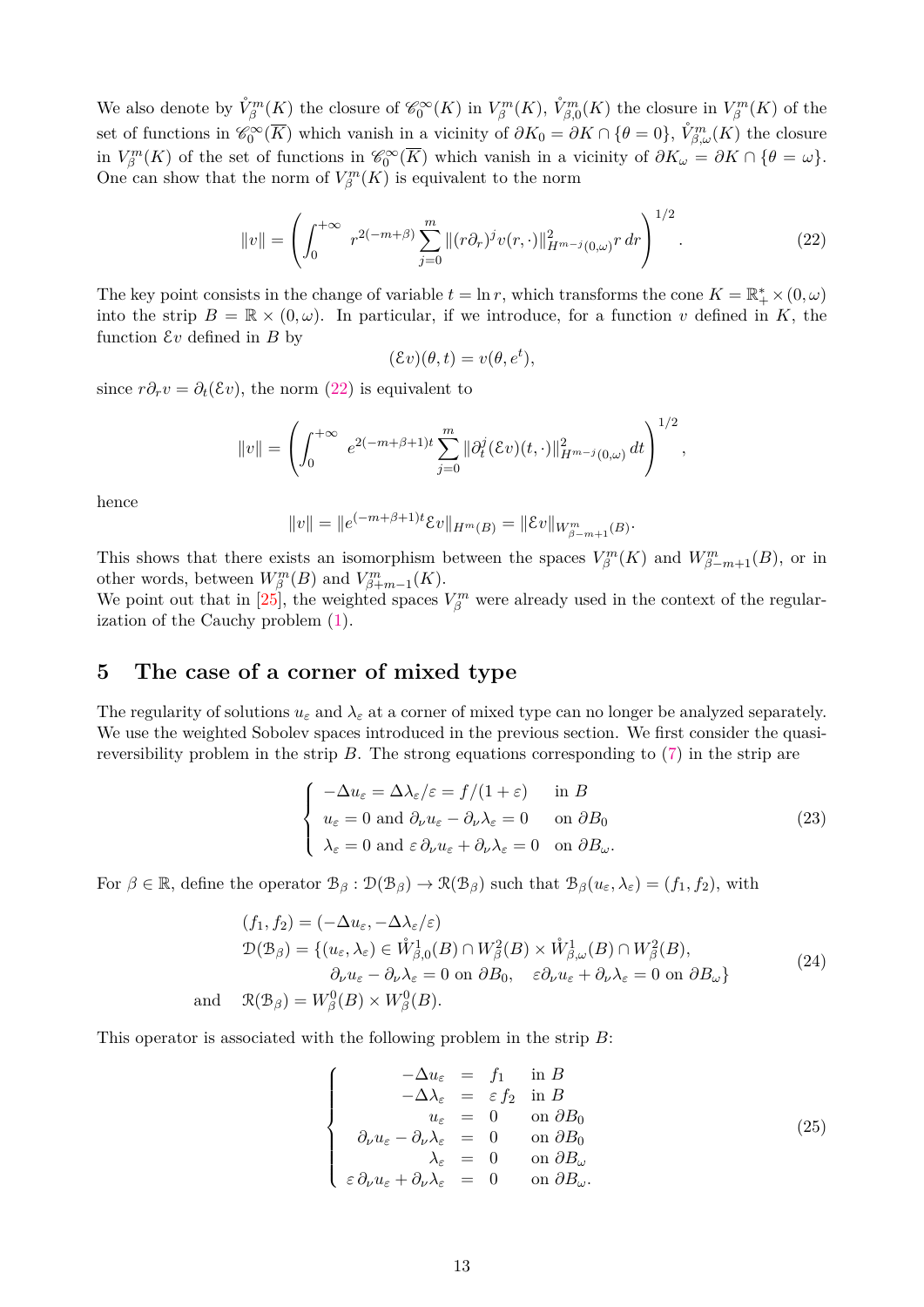We also denote by $\mathring{V}_\beta^m(K)$ the closure of $\mathscr{C}_0^\infty(K)$ in $V_\beta^m(K)$, $\mathring{V}_{\beta,0}^m(K)$ the closure in $V_\beta^m(K)$ of the set of functions in $\mathscr{C}_0^\infty(\overline{K})$ which vanish in a vicinity of $\partial K_0 = \partial K \cap \{\theta = 0\}$, $\mathring{V}_{\beta,\omega}^m(K)$ the closure in $V_\beta^m(K)$ of the set of functions in $\mathscr{C}_0^\infty(\overline{K})$ which vanish in a vicinity of $\partial K_\omega = \partial K \cap \{\theta = \omega\}$. One can show that the norm of $V_\beta^m(K)$ is equivalent to the norm

$$\|v\| = \left( \int_0^{+\infty} r^{2(-m+\beta)} \sum_{j=0}^m \|(r\partial_r)^j v(r,\cdot)\|_{H^{m-j}(0,\omega)}^2 r\, dr \right)^{1/2}. \tag{22}$$

The key point consists in the change of variable $t = \ln r$, which transforms the cone $K = \mathbb{R}_+^* \times (0,\omega)$ into the strip $B = \mathbb{R} \times (0,\omega)$. In particular, if we introduce, for a function $v$ defined in $K$, the function $\mathcal{E}v$ defined in $B$ by

$$(\mathcal{E}v)(\theta, t) = v(\theta, e^t),$$

since $r\partial_r v = \partial_t(\mathcal{E}v)$, the norm (22) is equivalent to

$$\|v\| = \left( \int_0^{+\infty} e^{2(-m+\beta+1)t} \sum_{j=0}^m \|\partial_t^j(\mathcal{E}v)(t,\cdot)\|_{H^{m-j}(0,\omega)}^2 \, dt \right)^{1/2},$$

hence

$$\|v\| = \|e^{(-m+\beta+1)t}\mathcal{E}v\|_{H^m(B)} = \|\mathcal{E}v\|_{W^m_{\beta-m+1}(B)}.$$

This shows that there exists an isomorphism between the spaces $V_\beta^m(K)$ and $W^m_{\beta-m+1}(B)$, or in other words, between $W_\beta^m(B)$ and $V^m_{\beta+m-1}(K)$.
We point out that in [25], the weighted spaces $V_\beta^m$ were already used in the context of the regularization of the Cauchy problem (1).

## 5 The case of a corner of mixed type

The regularity of solutions $u_\varepsilon$ and $\lambda_\varepsilon$ at a corner of mixed type can no longer be analyzed separately. We use the weighted Sobolev spaces introduced in the previous section. We first consider the quasi-reversibility problem in the strip $B$. The strong equations corresponding to (7) in the strip are

$$\left\{ \begin{array}{ll} -\Delta u_\varepsilon = \Delta\lambda_\varepsilon/\varepsilon = f/(1+\varepsilon) & \text{in } B \\ u_\varepsilon = 0 \text{ and } \partial_\nu u_\varepsilon - \partial_\nu \lambda_\varepsilon = 0 & \text{on } \partial B_0 \\ \lambda_\varepsilon = 0 \text{ and } \varepsilon\, \partial_\nu u_\varepsilon + \partial_\nu \lambda_\varepsilon = 0 & \text{on } \partial B_\omega. \end{array} \right. \tag{23}$$

For $\beta \in \mathbb{R}$, define the operator $\mathcal{B}_\beta : \mathcal{D}(\mathcal{B}_\beta) \to \mathcal{R}(\mathcal{B}_\beta)$ such that $\mathcal{B}_\beta(u_\varepsilon, \lambda_\varepsilon) = (f_1, f_2)$, with

$$\begin{aligned} &(f_1, f_2) = (-\Delta u_\varepsilon, -\Delta\lambda_\varepsilon/\varepsilon) \\ &\mathcal{D}(\mathcal{B}_\beta) = \{(u_\varepsilon, \lambda_\varepsilon) \in \mathring{W}^1_{\beta,0}(B) \cap W^2_\beta(B) \times \mathring{W}^1_{\beta,\omega}(B) \cap W^2_\beta(B), \\ &\qquad\qquad \partial_\nu u_\varepsilon - \partial_\nu\lambda_\varepsilon = 0 \text{ on } \partial B_0, \quad \varepsilon \partial_\nu u_\varepsilon + \partial_\nu \lambda_\varepsilon = 0 \text{ on } \partial B_\omega\} \\ \text{and} \quad &\mathcal{R}(\mathcal{B}_\beta) = W^0_\beta(B) \times W^0_\beta(B). \end{aligned} \tag{24}$$

This operator is associated with the following problem in the strip $B$:

$$\left\{ \begin{array}{rcll} -\Delta u_\varepsilon &=& f_1 & \text{in } B \\ -\Delta \lambda_\varepsilon &=& \varepsilon\, f_2 & \text{in } B \\ u_\varepsilon &=& 0 & \text{on } \partial B_0 \\ \partial_\nu u_\varepsilon - \partial_\nu \lambda_\varepsilon &=& 0 & \text{on } \partial B_0 \\ \lambda_\varepsilon &=& 0 & \text{on } \partial B_\omega \\ \varepsilon\, \partial_\nu u_\varepsilon + \partial_\nu \lambda_\varepsilon &=& 0 & \text{on } \partial B_\omega. \end{array} \right. \tag{25}$$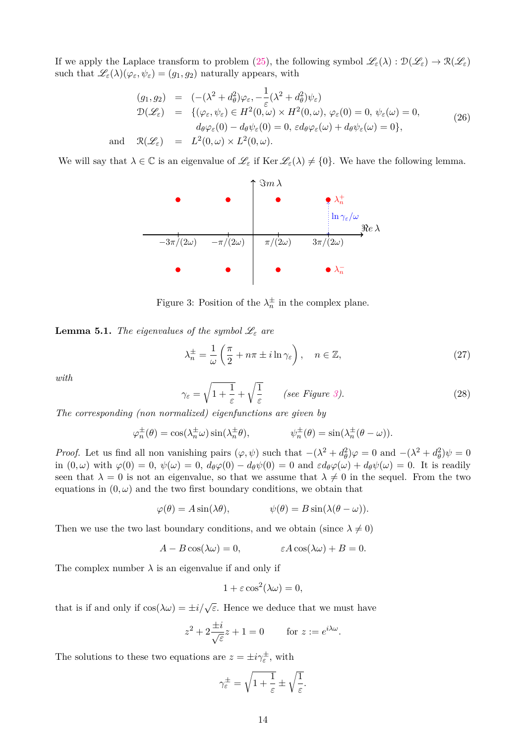If we apply the Laplace transform to problem (25), the following symbol $\mathscr{L}_\varepsilon(\lambda) : \mathcal{D}(\mathscr{L}_\varepsilon) \to \mathcal{R}(\mathscr{L}_\varepsilon)$ such that $\mathscr{L}_\varepsilon(\lambda)(\varphi_\varepsilon, \psi_\varepsilon) = (g_1, g_2)$ naturally appears, with

$$
\begin{array}{rcl}
(g_1, g_2) & = & (-(\lambda^2 + d_\theta^2)\varphi_\varepsilon, -\dfrac{1}{\varepsilon}(\lambda^2 + d_\theta^2)\psi_\varepsilon) \\
\mathcal{D}(\mathscr{L}_\varepsilon) & = & \{(\varphi_\varepsilon, \psi_\varepsilon) \in H^2(0,\omega) \times H^2(0,\omega),\ \varphi_\varepsilon(0) = 0,\ \psi_\varepsilon(\omega) = 0, \\
& & \quad d_\theta\varphi_\varepsilon(0) - d_\theta\psi_\varepsilon(0) = 0,\ \varepsilon d_\theta\varphi_\varepsilon(\omega) + d_\theta\psi_\varepsilon(\omega) = 0\}, \\
\text{and} \quad \mathcal{R}(\mathscr{L}_\varepsilon) & = & L^2(0,\omega) \times L^2(0,\omega).
\end{array}
\tag{26}
$$

We will say that $\lambda \in \mathbb{C}$ is an eigenvalue of $\mathscr{L}_\varepsilon$ if $\operatorname{Ker} \mathscr{L}_\varepsilon(\lambda) \neq \{0\}$. We have the following lemma.

Figure 3: Position of the $\lambda_n^\pm$ in the complex plane.

**Lemma 5.1.** *The eigenvalues of the symbol $\mathscr{L}_\varepsilon$ are*

$$
\lambda_n^\pm = \frac{1}{\omega}\left(\frac{\pi}{2} + n\pi \pm i \ln \gamma_\varepsilon\right), \quad n \in \mathbb{Z}, \tag{27}
$$

*with*

$$
\gamma_\varepsilon = \sqrt{1 + \frac{1}{\varepsilon}} + \sqrt{\frac{1}{\varepsilon}} \qquad \textit{(see Figure 3)}. \tag{28}
$$

*The corresponding (non normalized) eigenfunctions are given by*

$$
\varphi_n^\pm(\theta) = \cos(\lambda_n^\pm \omega)\sin(\lambda_n^\pm \theta), \qquad\qquad \psi_n^\pm(\theta) = \sin(\lambda_n^\pm(\theta - \omega)).
$$

*Proof.* Let us find all non vanishing pairs $(\varphi, \psi)$ such that $-(\lambda^2 + d_\theta^2)\varphi = 0$ and $-(\lambda^2 + d_\theta^2)\psi = 0$ in $(0,\omega)$ with $\varphi(0) = 0$, $\psi(\omega) = 0$, $d_\theta\varphi(0) - d_\theta\psi(0) = 0$ and $\varepsilon d_\theta\varphi(\omega) + d_\theta\psi(\omega) = 0$. It is readily seen that $\lambda = 0$ is not an eigenvalue, so that we assume that $\lambda \neq 0$ in the sequel. From the two equations in $(0,\omega)$ and the two first boundary conditions, we obtain that

$$
\varphi(\theta) = A\sin(\lambda\theta), \qquad\qquad \psi(\theta) = B\sin(\lambda(\theta - \omega)).
$$

Then we use the two last boundary conditions, and we obtain (since $\lambda \neq 0$)

$$
A - B\cos(\lambda\omega) = 0, \qquad\qquad \varepsilon A\cos(\lambda\omega) + B = 0.
$$

The complex number $\lambda$ is an eigenvalue if and only if

$$
1 + \varepsilon\cos^2(\lambda\omega) = 0,
$$

that is if and only if $\cos(\lambda\omega) = \pm i/\sqrt{\varepsilon}$. Hence we deduce that we must have

$$
z^2 + 2\frac{\pm i}{\sqrt{\varepsilon}}z + 1 = 0 \qquad \text{for } z := e^{i\lambda\omega}.
$$

The solutions to these two equations are $z = \pm i\gamma_\varepsilon^\pm$, with

$$
\gamma_\varepsilon^\pm = \sqrt{1 + \frac{1}{\varepsilon}} \pm \sqrt{\frac{1}{\varepsilon}}.
$$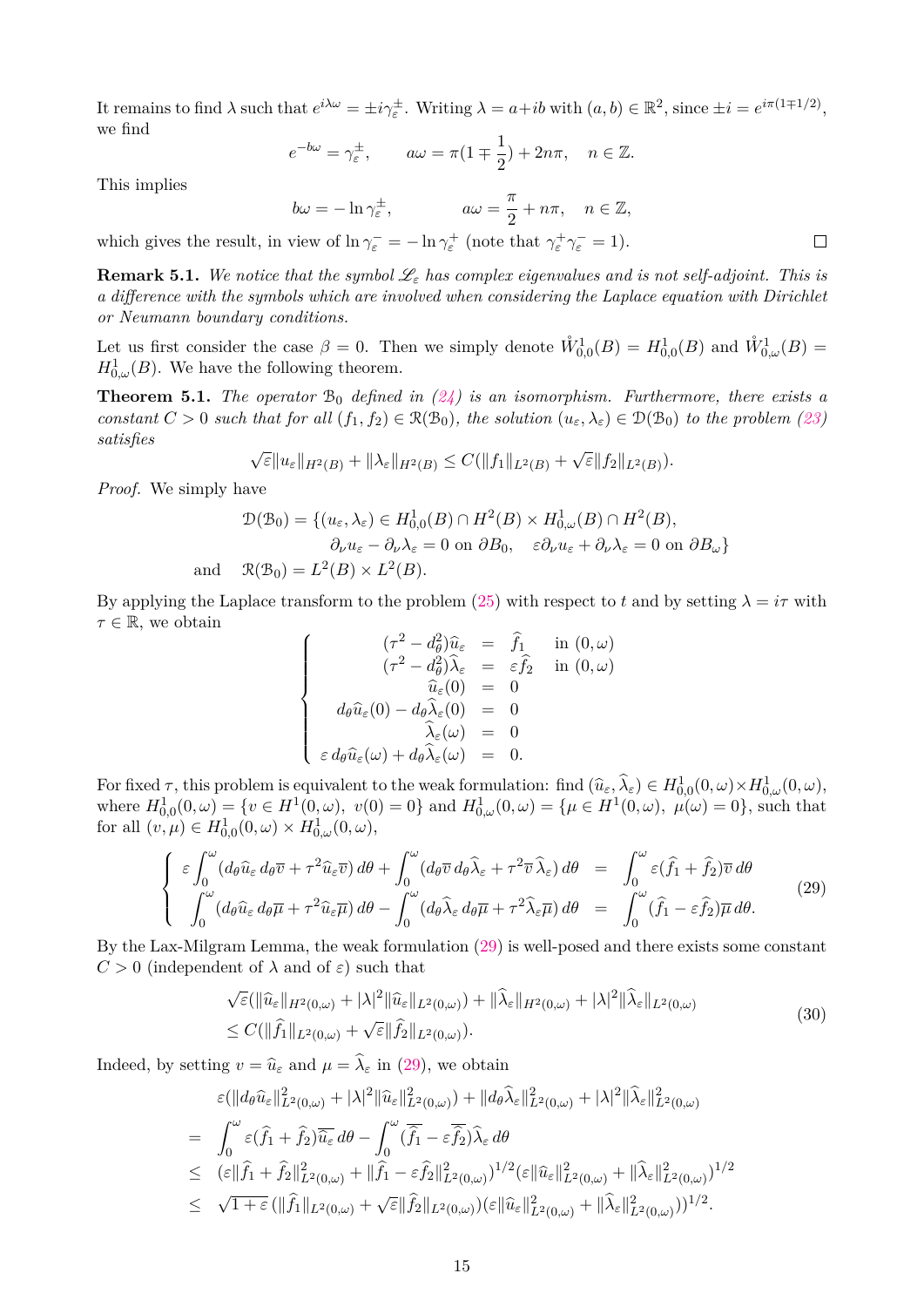It remains to find $\lambda$ such that $e^{i\lambda\omega} = \pm i\gamma_\varepsilon^\pm$. Writing $\lambda = a+ib$ with $(a,b)\in\mathbb{R}^2$, since $\pm i = e^{i\pi(1\mp 1/2)}$, we find

$$e^{-b\omega} = \gamma_\varepsilon^\pm, \qquad a\omega = \pi(1\mp\frac{1}{2}) + 2n\pi, \quad n\in\mathbb{Z}.$$

This implies

$$b\omega = -\ln\gamma_\varepsilon^\pm, \qquad a\omega = \frac{\pi}{2} + n\pi, \quad n\in\mathbb{Z},$$

which gives the result, in view of $\ln\gamma_\varepsilon^- = -\ln\gamma_\varepsilon^+$ (note that $\gamma_\varepsilon^+\gamma_\varepsilon^- = 1$). $\square$

**Remark 5.1.** *We notice that the symbol $\mathscr{L}_\varepsilon$ has complex eigenvalues and is not self-adjoint. This is a difference with the symbols which are involved when considering the Laplace equation with Dirichlet or Neumann boundary conditions.*

Let us first consider the case $\beta = 0$. Then we simply denote $\mathring{W}^1_{0,0}(B) = H^1_{0,0}(B)$ and $\mathring{W}^1_{0,\omega}(B) = H^1_{0,\omega}(B)$. We have the following theorem.

**Theorem 5.1.** *The operator $\mathcal{B}_0$ defined in (24) is an isomorphism. Furthermore, there exists a constant $C>0$ such that for all $(f_1,f_2)\in\mathcal{R}(\mathcal{B}_0)$, the solution $(u_\varepsilon,\lambda_\varepsilon)\in\mathcal{D}(\mathcal{B}_0)$ to the problem (23) satisfies*

$$\sqrt{\varepsilon}\|u_\varepsilon\|_{H^2(B)} + \|\lambda_\varepsilon\|_{H^2(B)} \le C(\|f_1\|_{L^2(B)} + \sqrt{\varepsilon}\|f_2\|_{L^2(B)}).$$

*Proof.* We simply have

$$\begin{aligned}
\mathcal{D}(\mathcal{B}_0) = \{&(u_\varepsilon,\lambda_\varepsilon)\in H^1_{0,0}(B)\cap H^2(B)\times H^1_{0,\omega}(B)\cap H^2(B),\\
&\partial_\nu u_\varepsilon - \partial_\nu\lambda_\varepsilon = 0 \text{ on } \partial B_0, \quad \varepsilon\partial_\nu u_\varepsilon + \partial_\nu\lambda_\varepsilon = 0 \text{ on } \partial B_\omega\}\\
\text{and} \quad \mathcal{R}(\mathcal{B}_0) = {} & L^2(B)\times L^2(B).
\end{aligned}$$

By applying the Laplace transform to the problem (25) with respect to $t$ and by setting $\lambda = i\tau$ with $\tau\in\mathbb{R}$, we obtain

$$\left\{\begin{array}{rcll}
(\tau^2 - d_\theta^2)\widehat{u}_\varepsilon &=& \widehat{f}_1 & \text{in } (0,\omega)\\
(\tau^2 - d_\theta^2)\widehat{\lambda}_\varepsilon &=& \varepsilon\widehat{f}_2 & \text{in } (0,\omega)\\
\widehat{u}_\varepsilon(0) &=& 0 &\\
d_\theta\widehat{u}_\varepsilon(0) - d_\theta\widehat{\lambda}_\varepsilon(0) &=& 0 &\\
\widehat{\lambda}_\varepsilon(\omega) &=& 0 &\\
\varepsilon\, d_\theta\widehat{u}_\varepsilon(\omega) + d_\theta\widehat{\lambda}_\varepsilon(\omega) &=& 0. &
\end{array}\right.$$

For fixed $\tau$, this problem is equivalent to the weak formulation: find $(\widehat{u}_\varepsilon,\widehat{\lambda}_\varepsilon)\in H^1_{0,0}(0,\omega)\times H^1_{0,\omega}(0,\omega)$, where $H^1_{0,0}(0,\omega) = \{v\in H^1(0,\omega),\ v(0)=0\}$ and $H^1_{0,\omega}(0,\omega) = \{\mu\in H^1(0,\omega),\ \mu(\omega)=0\}$, such that for all $(v,\mu)\in H^1_{0,0}(0,\omega)\times H^1_{0,\omega}(0,\omega)$,

$$\left\{\begin{array}{rcl}
\varepsilon\displaystyle\int_0^\omega (d_\theta\widehat{u}_\varepsilon\, d_\theta\overline{v} + \tau^2\widehat{u}_\varepsilon\overline{v})\,d\theta + \int_0^\omega (d_\theta\overline{v}\, d_\theta\widehat{\lambda}_\varepsilon + \tau^2\overline{v}\,\widehat{\lambda}_\varepsilon)\,d\theta &=& \displaystyle\int_0^\omega \varepsilon(\widehat{f}_1 + \widehat{f}_2)\overline{v}\,d\theta\\
\displaystyle\int_0^\omega (d_\theta\widehat{u}_\varepsilon\, d_\theta\overline{\mu} + \tau^2\widehat{u}_\varepsilon\overline{\mu})\,d\theta - \int_0^\omega (d_\theta\widehat{\lambda}_\varepsilon\, d_\theta\overline{\mu} + \tau^2\widehat{\lambda}_\varepsilon\overline{\mu})\,d\theta &=& \displaystyle\int_0^\omega (\widehat{f}_1 - \varepsilon\widehat{f}_2)\overline{\mu}\,d\theta.
\end{array}\right. \tag{29}$$

By the Lax-Milgram Lemma, the weak formulation (29) is well-posed and there exists some constant $C>0$ (independent of $\lambda$ and of $\varepsilon$) such that

$$\begin{aligned}
&\sqrt{\varepsilon}(\|\widehat{u}_\varepsilon\|_{H^2(0,\omega)} + |\lambda|^2\|\widehat{u}_\varepsilon\|_{L^2(0,\omega)}) + \|\widehat{\lambda}_\varepsilon\|_{H^2(0,\omega)} + |\lambda|^2\|\widehat{\lambda}_\varepsilon\|_{L^2(0,\omega)}\\
&\le C(\|\widehat{f}_1\|_{L^2(0,\omega)} + \sqrt{\varepsilon}\|\widehat{f}_2\|_{L^2(0,\omega)}).
\end{aligned} \tag{30}$$

Indeed, by setting $v = \widehat{u}_\varepsilon$ and $\mu = \widehat{\lambda}_\varepsilon$ in (29), we obtain

$$\begin{aligned}
&\varepsilon(\|d_\theta\widehat{u}_\varepsilon\|^2_{L^2(0,\omega)} + |\lambda|^2\|\widehat{u}_\varepsilon\|^2_{L^2(0,\omega)}) + \|d_\theta\widehat{\lambda}_\varepsilon\|^2_{L^2(0,\omega)} + |\lambda|^2\|\widehat{\lambda}_\varepsilon\|^2_{L^2(0,\omega)}\\
= {} & \int_0^\omega \varepsilon(\widehat{f}_1 + \widehat{f}_2)\overline{\widehat{u}_\varepsilon}\,d\theta - \int_0^\omega (\overline{\widehat{f}_1} - \varepsilon\overline{\widehat{f}_2})\widehat{\lambda}_\varepsilon\,d\theta\\
\le {} & (\varepsilon\|\widehat{f}_1 + \widehat{f}_2\|^2_{L^2(0,\omega)} + \|\widehat{f}_1 - \varepsilon\widehat{f}_2\|^2_{L^2(0,\omega)})^{1/2}(\varepsilon\|\widehat{u}_\varepsilon\|^2_{L^2(0,\omega)} + \|\widehat{\lambda}_\varepsilon\|^2_{L^2(0,\omega)})^{1/2}\\
\le {} & \sqrt{1+\varepsilon}\,(\|\widehat{f}_1\|_{L^2(0,\omega)} + \sqrt{\varepsilon}\|\widehat{f}_2\|_{L^2(0,\omega)})(\varepsilon\|\widehat{u}_\varepsilon\|^2_{L^2(0,\omega)} + \|\widehat{\lambda}_\varepsilon\|^2_{L^2(0,\omega)}))^{1/2}.
\end{aligned}$$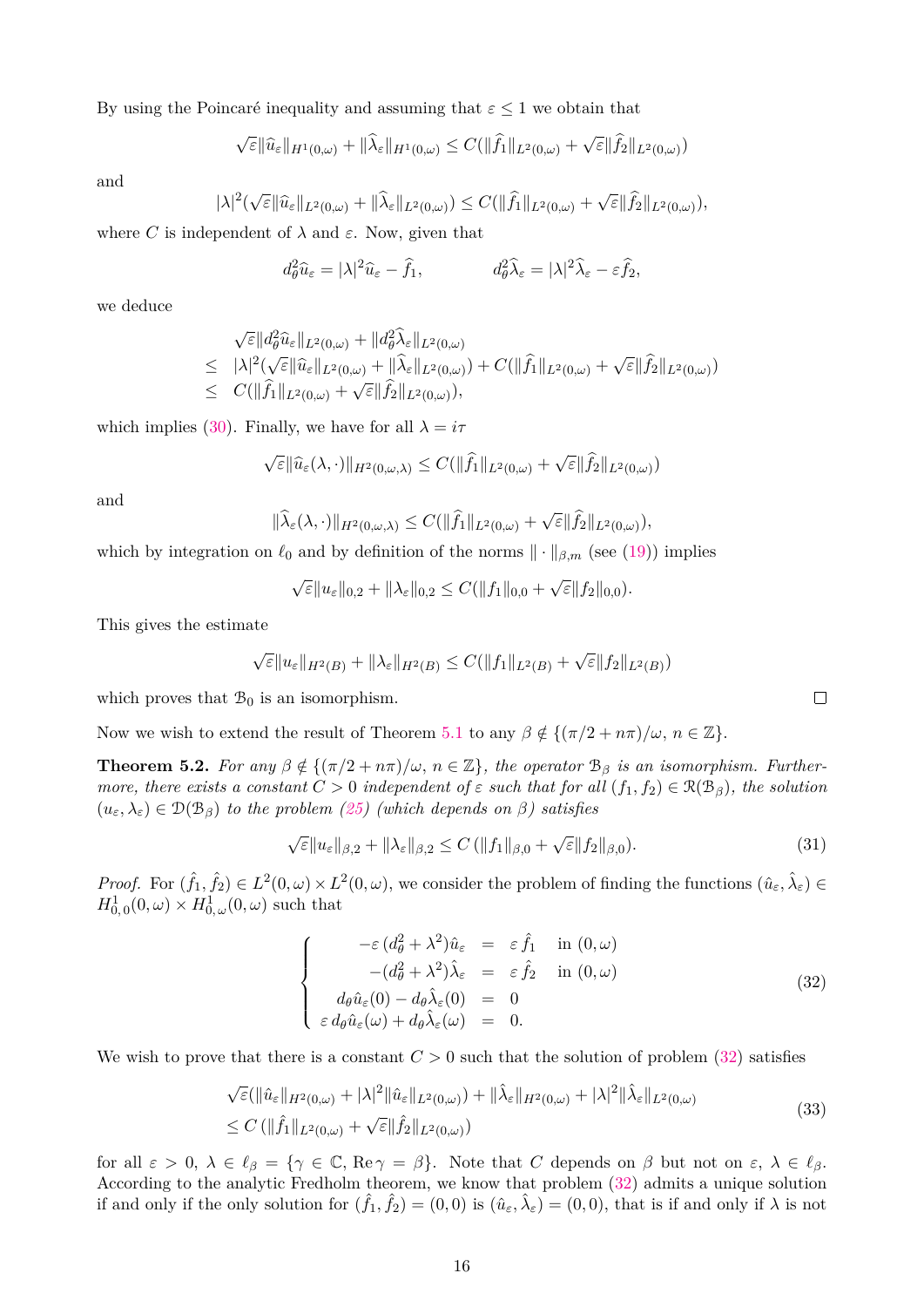By using the Poincaré inequality and assuming that $\varepsilon \leq 1$ we obtain that

$$\sqrt{\varepsilon}\|\widehat{u}_\varepsilon\|_{H^1(0,\omega)} + \|\widehat{\lambda}_\varepsilon\|_{H^1(0,\omega)} \leq C(\|\widehat{f}_1\|_{L^2(0,\omega)} + \sqrt{\varepsilon}\|\widehat{f}_2\|_{L^2(0,\omega)})$$

and

$$|\lambda|^2(\sqrt{\varepsilon}\|\widehat{u}_\varepsilon\|_{L^2(0,\omega)} + \|\widehat{\lambda}_\varepsilon\|_{L^2(0,\omega)}) \leq C(\|\widehat{f}_1\|_{L^2(0,\omega)} + \sqrt{\varepsilon}\|\widehat{f}_2\|_{L^2(0,\omega)}),$$

where $C$ is independent of $\lambda$ and $\varepsilon$. Now, given that

$$d_\theta^2\widehat{u}_\varepsilon = |\lambda|^2\widehat{u}_\varepsilon - \widehat{f}_1, \qquad\qquad d_\theta^2\widehat{\lambda}_\varepsilon = |\lambda|^2\widehat{\lambda}_\varepsilon - \varepsilon\widehat{f}_2,$$

we deduce

$$\begin{aligned}
&\sqrt{\varepsilon}\|d_\theta^2\widehat{u}_\varepsilon\|_{L^2(0,\omega)} + \|d_\theta^2\widehat{\lambda}_\varepsilon\|_{L^2(0,\omega)} \\
\leq\ & |\lambda|^2(\sqrt{\varepsilon}\|\widehat{u}_\varepsilon\|_{L^2(0,\omega)} + \|\widehat{\lambda}_\varepsilon\|_{L^2(0,\omega)}) + C(\|\widehat{f}_1\|_{L^2(0,\omega)} + \sqrt{\varepsilon}\|\widehat{f}_2\|_{L^2(0,\omega)}) \\
\leq\ & C(\|\widehat{f}_1\|_{L^2(0,\omega)} + \sqrt{\varepsilon}\|\widehat{f}_2\|_{L^2(0,\omega)}),
\end{aligned}$$

which implies (30). Finally, we have for all $\lambda = i\tau$

$$\sqrt{\varepsilon}\|\widehat{u}_\varepsilon(\lambda,\cdot)\|_{H^2(0,\omega,\lambda)} \leq C(\|\widehat{f}_1\|_{L^2(0,\omega)} + \sqrt{\varepsilon}\|\widehat{f}_2\|_{L^2(0,\omega)})$$

and

$$\|\widehat{\lambda}_\varepsilon(\lambda,\cdot)\|_{H^2(0,\omega,\lambda)} \leq C(\|\widehat{f}_1\|_{L^2(0,\omega)} + \sqrt{\varepsilon}\|\widehat{f}_2\|_{L^2(0,\omega)}),$$

which by integration on $\ell_0$ and by definition of the norms $\|\cdot\|_{\beta,m}$ (see (19)) implies

$$\sqrt{\varepsilon}\|u_\varepsilon\|_{0,2} + \|\lambda_\varepsilon\|_{0,2} \leq C(\|f_1\|_{0,0} + \sqrt{\varepsilon}\|f_2\|_{0,0}).$$

This gives the estimate

$$\sqrt{\varepsilon}\|u_\varepsilon\|_{H^2(B)} + \|\lambda_\varepsilon\|_{H^2(B)} \leq C(\|f_1\|_{L^2(B)} + \sqrt{\varepsilon}\|f_2\|_{L^2(B)})$$

which proves that $\mathcal{B}_0$ is an isomorphism. ∎

Now we wish to extend the result of Theorem 5.1 to any $\beta \notin \{(\pi/2 + n\pi)/\omega,\ n \in \mathbb{Z}\}$.

**Theorem 5.2.** *For any $\beta \notin \{(\pi/2 + n\pi)/\omega,\ n \in \mathbb{Z}\}$, the operator $\mathcal{B}_\beta$ is an isomorphism. Furthermore, there exists a constant $C > 0$ independent of $\varepsilon$ such that for all $(f_1, f_2) \in \mathcal{R}(\mathcal{B}_\beta)$, the solution $(u_\varepsilon, \lambda_\varepsilon) \in \mathcal{D}(\mathcal{B}_\beta)$ to the problem (25) (which depends on $\beta$) satisfies*

$$\sqrt{\varepsilon}\|u_\varepsilon\|_{\beta,2} + \|\lambda_\varepsilon\|_{\beta,2} \leq C\,(\|f_1\|_{\beta,0} + \sqrt{\varepsilon}\|f_2\|_{\beta,0}). \tag{31}$$

*Proof.* For $(\hat{f}_1, \hat{f}_2) \in L^2(0,\omega) \times L^2(0,\omega)$, we consider the problem of finding the functions $(\hat{u}_\varepsilon, \hat{\lambda}_\varepsilon) \in H^1_{0,0}(0,\omega) \times H^1_{0,\omega}(0,\omega)$ such that

$$\left\{\begin{aligned}
-\varepsilon\,(d_\theta^2 + \lambda^2)\hat{u}_\varepsilon &= \varepsilon\,\hat{f}_1 \quad \text{in } (0,\omega) \\
-(d_\theta^2 + \lambda^2)\hat{\lambda}_\varepsilon &= \varepsilon\,\hat{f}_2 \quad \text{in } (0,\omega) \\
d_\theta\hat{u}_\varepsilon(0) - d_\theta\hat{\lambda}_\varepsilon(0) &= 0 \\
\varepsilon\, d_\theta\hat{u}_\varepsilon(\omega) + d_\theta\hat{\lambda}_\varepsilon(\omega) &= 0.
\end{aligned}\right. \tag{32}$$

We wish to prove that there is a constant $C > 0$ such that the solution of problem (32) satisfies

$$\begin{aligned}
&\sqrt{\varepsilon}(\|\hat{u}_\varepsilon\|_{H^2(0,\omega)} + |\lambda|^2\|\hat{u}_\varepsilon\|_{L^2(0,\omega)}) + \|\hat{\lambda}_\varepsilon\|_{H^2(0,\omega)} + |\lambda|^2\|\hat{\lambda}_\varepsilon\|_{L^2(0,\omega)} \\
&\leq C\,(\|\hat{f}_1\|_{L^2(0,\omega)} + \sqrt{\varepsilon}\|\hat{f}_2\|_{L^2(0,\omega)})
\end{aligned} \tag{33}$$

for all $\varepsilon > 0$, $\lambda \in \ell_\beta = \{\gamma \in \mathbb{C},\ \mathrm{Re}\,\gamma = \beta\}$. Note that $C$ depends on $\beta$ but not on $\varepsilon$, $\lambda \in \ell_\beta$. According to the analytic Fredholm theorem, we know that problem (32) admits a unique solution if and only if the only solution for $(\hat{f}_1, \hat{f}_2) = (0,0)$ is $(\hat{u}_\varepsilon, \hat{\lambda}_\varepsilon) = (0,0)$, that is if and only if $\lambda$ is not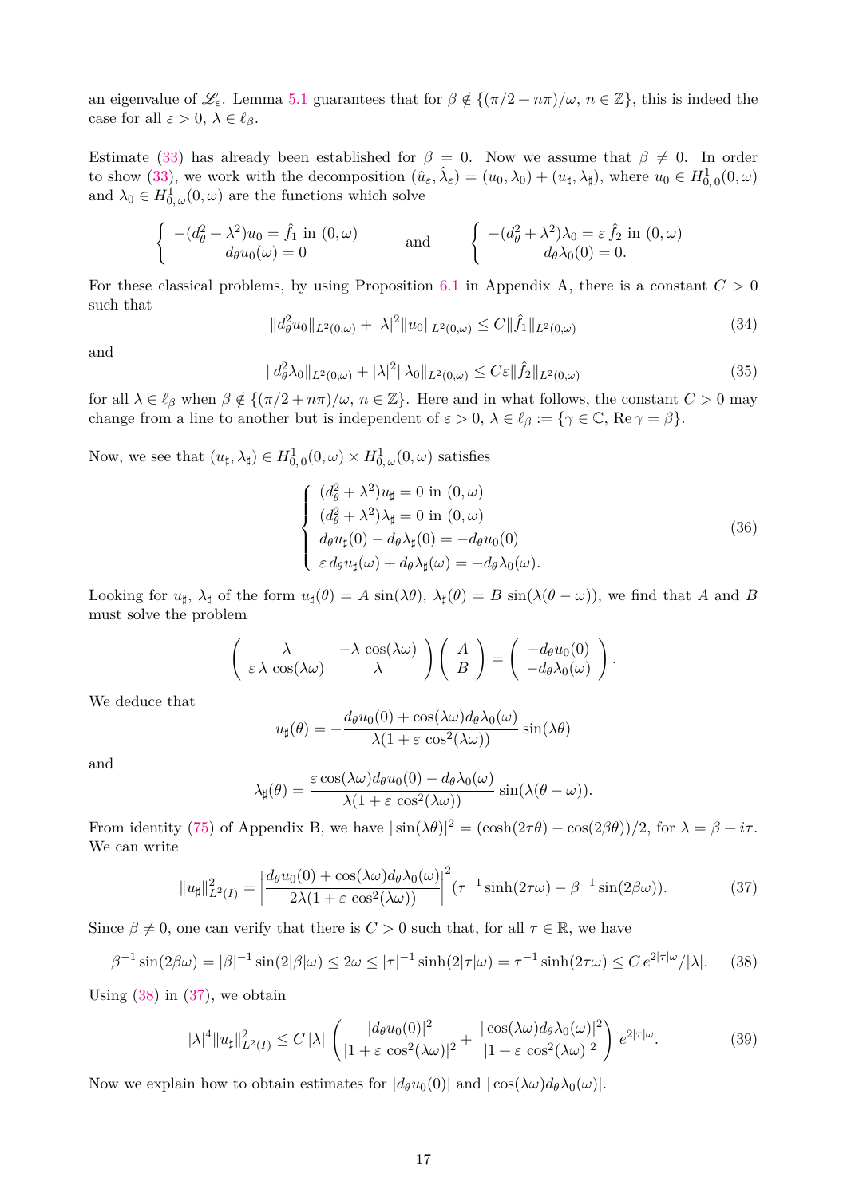an eigenvalue of $\mathscr{L}_\varepsilon$. Lemma 5.1 guarantees that for $\beta \notin \{(\pi/2 + n\pi)/\omega,\, n \in \mathbb{Z}\}$, this is indeed the case for all $\varepsilon > 0$, $\lambda \in \ell_\beta$.

Estimate (33) has already been established for $\beta = 0$. Now we assume that $\beta \neq 0$. In order to show (33), we work with the decomposition $(\hat{u}_\varepsilon, \hat{\lambda}_\varepsilon) = (u_0, \lambda_0) + (u_\sharp, \lambda_\sharp)$, where $u_0 \in H^1_{0,0}(0,\omega)$ and $\lambda_0 \in H^1_{0,\omega}(0,\omega)$ are the functions which solve

$$
\left\{ \begin{array}{c} -(d_\theta^2 + \lambda^2)u_0 = \hat{f}_1 \text{ in } (0,\omega) \\ d_\theta u_0(\omega) = 0 \end{array} \right. \qquad \text{and} \qquad \left\{ \begin{array}{c} -(d_\theta^2 + \lambda^2)\lambda_0 = \varepsilon\, \hat{f}_2 \text{ in } (0,\omega) \\ d_\theta \lambda_0(0) = 0. \end{array} \right.
$$

For these classical problems, by using Proposition 6.1 in Appendix A, there is a constant $C > 0$ such that

$$
\|d_\theta^2 u_0\|_{L^2(0,\omega)} + |\lambda|^2 \|u_0\|_{L^2(0,\omega)} \leq C \|\hat{f}_1\|_{L^2(0,\omega)} \tag{34}
$$

and

$$
\|d_\theta^2 \lambda_0\|_{L^2(0,\omega)} + |\lambda|^2 \|\lambda_0\|_{L^2(0,\omega)} \leq C\varepsilon \|\hat{f}_2\|_{L^2(0,\omega)} \tag{35}
$$

for all $\lambda \in \ell_\beta$ when $\beta \notin \{(\pi/2 + n\pi)/\omega,\, n \in \mathbb{Z}\}$. Here and in what follows, the constant $C > 0$ may change from a line to another but is independent of $\varepsilon > 0$, $\lambda \in \ell_\beta := \{\gamma \in \mathbb{C},\, \mathrm{Re}\,\gamma = \beta\}$.

Now, we see that $(u_\sharp, \lambda_\sharp) \in H^1_{0,0}(0,\omega) \times H^1_{0,\omega}(0,\omega)$ satisfies

$$
\left\{ \begin{array}{l} (d_\theta^2 + \lambda^2)u_\sharp = 0 \text{ in } (0,\omega) \\ (d_\theta^2 + \lambda^2)\lambda_\sharp = 0 \text{ in } (0,\omega) \\ d_\theta u_\sharp(0) - d_\theta \lambda_\sharp(0) = -d_\theta u_0(0) \\ \varepsilon\, d_\theta u_\sharp(\omega) + d_\theta \lambda_\sharp(\omega) = -d_\theta \lambda_0(\omega). \end{array} \right. \tag{36}
$$

Looking for $u_\sharp$, $\lambda_\sharp$ of the form $u_\sharp(\theta) = A\, \sin(\lambda\theta)$, $\lambda_\sharp(\theta) = B\, \sin(\lambda(\theta - \omega))$, we find that $A$ and $B$ must solve the problem

$$
\left( \begin{array}{cc} \lambda & -\lambda\, \cos(\lambda\omega) \\ \varepsilon\, \lambda\, \cos(\lambda\omega) & \lambda \end{array} \right) \left( \begin{array}{c} A \\ B \end{array} \right) = \left( \begin{array}{c} -d_\theta u_0(0) \\ -d_\theta \lambda_0(\omega) \end{array} \right).
$$

We deduce that

$$
u_\sharp(\theta) = -\frac{d_\theta u_0(0) + \cos(\lambda\omega) d_\theta \lambda_0(\omega)}{\lambda(1 + \varepsilon\, \cos^2(\lambda\omega))} \sin(\lambda\theta)
$$

and

$$
\lambda_\sharp(\theta) = \frac{\varepsilon \cos(\lambda\omega) d_\theta u_0(0) - d_\theta \lambda_0(\omega)}{\lambda(1 + \varepsilon\, \cos^2(\lambda\omega))} \sin(\lambda(\theta - \omega)).
$$

From identity (75) of Appendix B, we have $|\sin(\lambda\theta)|^2 = (\cosh(2\tau\theta) - \cos(2\beta\theta))/2$, for $\lambda = \beta + i\tau$. We can write

$$
\|u_\sharp\|^2_{L^2(I)} = \left| \frac{d_\theta u_0(0) + \cos(\lambda\omega) d_\theta \lambda_0(\omega)}{2\lambda(1 + \varepsilon\, \cos^2(\lambda\omega))} \right|^2 (\tau^{-1} \sinh(2\tau\omega) - \beta^{-1} \sin(2\beta\omega)). \tag{37}
$$

Since $\beta \neq 0$, one can verify that there is $C > 0$ such that, for all $\tau \in \mathbb{R}$, we have

$$
\beta^{-1} \sin(2\beta\omega) = |\beta|^{-1} \sin(2|\beta|\omega) \leq 2\omega \leq |\tau|^{-1} \sinh(2|\tau|\omega) = \tau^{-1} \sinh(2\tau\omega) \leq C\, e^{2|\tau|\omega}/|\lambda|. \tag{38}
$$

Using (38) in (37), we obtain

$$
|\lambda|^4 \|u_\sharp\|^2_{L^2(I)} \leq C\, |\lambda| \left( \frac{|d_\theta u_0(0)|^2}{|1 + \varepsilon\, \cos^2(\lambda\omega)|^2} + \frac{|\cos(\lambda\omega) d_\theta \lambda_0(\omega)|^2}{|1 + \varepsilon\, \cos^2(\lambda\omega)|^2} \right) e^{2|\tau|\omega}. \tag{39}
$$

Now we explain how to obtain estimates for $|d_\theta u_0(0)|$ and $|\cos(\lambda\omega) d_\theta \lambda_0(\omega)|$.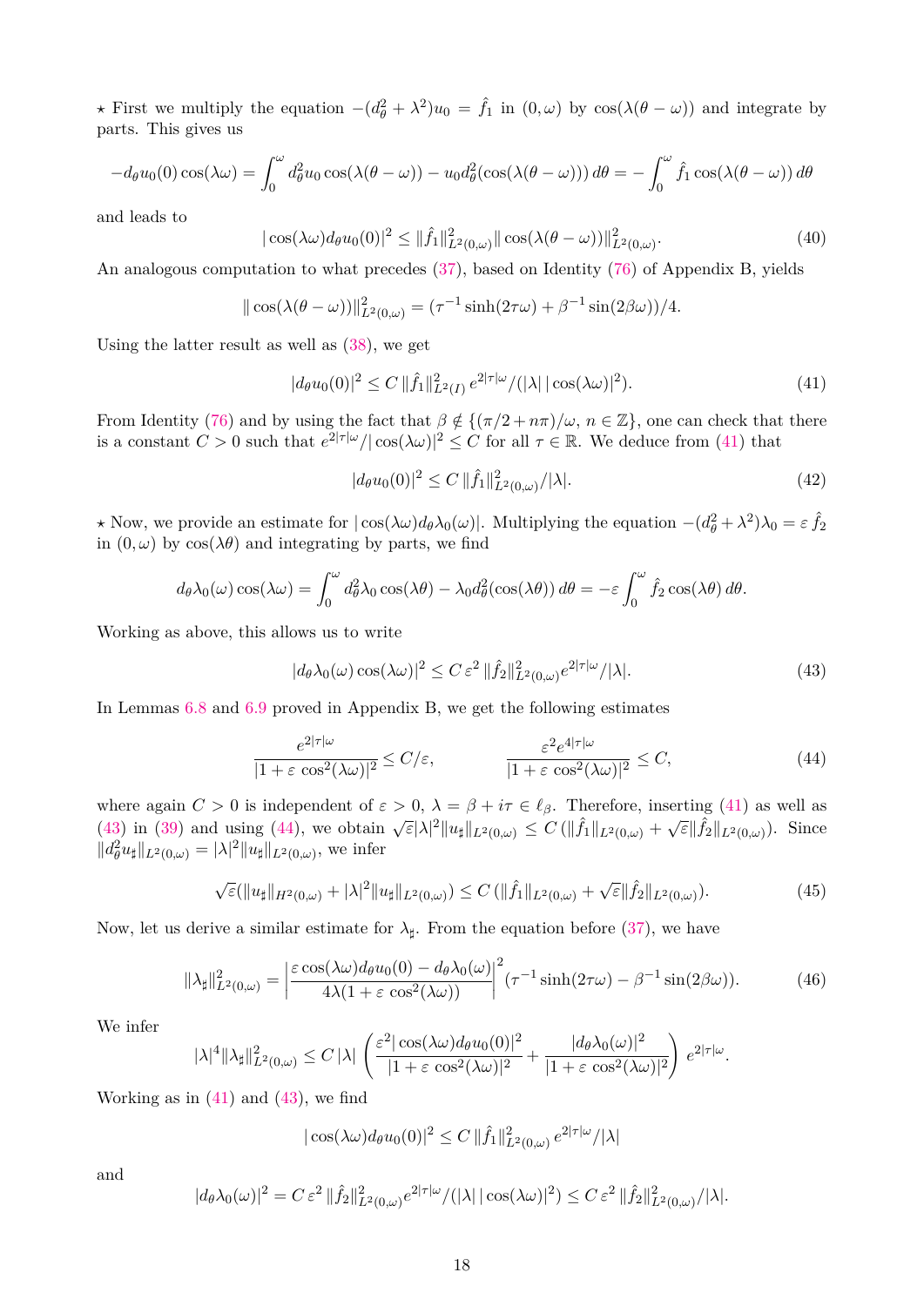⋆ First we multiply the equation $-(d_\theta^2+\lambda^2)u_0 = \hat{f}_1$ in $(0,\omega)$ by $\cos(\lambda(\theta-\omega))$ and integrate by parts. This gives us

$$-d_\theta u_0(0)\cos(\lambda\omega) = \int_0^\omega d_\theta^2 u_0 \cos(\lambda(\theta-\omega)) - u_0 d_\theta^2(\cos(\lambda(\theta-\omega)))\,d\theta = -\int_0^\omega \hat{f}_1 \cos(\lambda(\theta-\omega))\,d\theta$$

and leads to

$$|\cos(\lambda\omega)d_\theta u_0(0)|^2 \le \|\hat{f}_1\|^2_{L^2(0,\omega)}\|\cos(\lambda(\theta-\omega))\|^2_{L^2(0,\omega)}. \tag{40}$$

An analogous computation to what precedes (37), based on Identity (76) of Appendix B, yields

$$\|\cos(\lambda(\theta-\omega))\|^2_{L^2(0,\omega)} = (\tau^{-1}\sinh(2\tau\omega)+\beta^{-1}\sin(2\beta\omega))/4.$$

Using the latter result as well as (38), we get

$$|d_\theta u_0(0)|^2 \le C\,\|\hat{f}_1\|^2_{L^2(I)}\,e^{2|\tau|\omega}/(|\lambda|\,|\cos(\lambda\omega)|^2). \tag{41}$$

From Identity (76) and by using the fact that $\beta \notin \{(\pi/2+n\pi)/\omega,\ n\in\mathbb{Z}\}$, one can check that there is a constant $C>0$ such that $e^{2|\tau|\omega}/|\cos(\lambda\omega)|^2 \le C$ for all $\tau\in\mathbb{R}$. We deduce from (41) that

$$|d_\theta u_0(0)|^2 \le C\,\|\hat{f}_1\|^2_{L^2(0,\omega)}/|\lambda|. \tag{42}$$

⋆ Now, we provide an estimate for $|\cos(\lambda\omega)d_\theta\lambda_0(\omega)|$. Multiplying the equation $-(d_\theta^2+\lambda^2)\lambda_0 = \varepsilon\,\hat{f}_2$ in $(0,\omega)$ by $\cos(\lambda\theta)$ and integrating by parts, we find

$$d_\theta\lambda_0(\omega)\cos(\lambda\omega) = \int_0^\omega d_\theta^2\lambda_0\cos(\lambda\theta) - \lambda_0 d_\theta^2(\cos(\lambda\theta))\,d\theta = -\varepsilon\int_0^\omega \hat{f}_2\cos(\lambda\theta)\,d\theta.$$

Working as above, this allows us to write

$$|d_\theta\lambda_0(\omega)\cos(\lambda\omega)|^2 \le C\,\varepsilon^2\,\|\hat{f}_2\|^2_{L^2(0,\omega)}e^{2|\tau|\omega}/|\lambda|. \tag{43}$$

In Lemmas 6.8 and 6.9 proved in Appendix B, we get the following estimates

$$\frac{e^{2|\tau|\omega}}{|1+\varepsilon\,\cos^2(\lambda\omega)|^2} \le C/\varepsilon, \qquad\qquad \frac{\varepsilon^2 e^{4|\tau|\omega}}{|1+\varepsilon\,\cos^2(\lambda\omega)|^2} \le C, \tag{44}$$

where again $C>0$ is independent of $\varepsilon>0$, $\lambda=\beta+i\tau\in\ell_\beta$. Therefore, inserting (41) as well as (43) in (39) and using (44), we obtain $\sqrt{\varepsilon}|\lambda|^2\|u_\sharp\|_{L^2(0,\omega)} \le C\,(\|\hat{f}_1\|_{L^2(0,\omega)}+\sqrt{\varepsilon}\|\hat{f}_2\|_{L^2(0,\omega)})$. Since $\|d_\theta^2 u_\sharp\|_{L^2(0,\omega)} = |\lambda|^2\|u_\sharp\|_{L^2(0,\omega)}$, we infer

$$\sqrt{\varepsilon}(\|u_\sharp\|_{H^2(0,\omega)}+|\lambda|^2\|u_\sharp\|_{L^2(0,\omega)}) \le C\,(\|\hat{f}_1\|_{L^2(0,\omega)}+\sqrt{\varepsilon}\|\hat{f}_2\|_{L^2(0,\omega)}). \tag{45}$$

Now, let us derive a similar estimate for $\lambda_\sharp$. From the equation before (37), we have

$$\|\lambda_\sharp\|^2_{L^2(0,\omega)} = \left|\frac{\varepsilon\cos(\lambda\omega)d_\theta u_0(0)-d_\theta\lambda_0(\omega)}{4\lambda(1+\varepsilon\,\cos^2(\lambda\omega))}\right|^2(\tau^{-1}\sinh(2\tau\omega)-\beta^{-1}\sin(2\beta\omega)). \tag{46}$$

We infer

$$|\lambda|^4\|\lambda_\sharp\|^2_{L^2(0,\omega)} \le C\,|\lambda|\left(\frac{\varepsilon^2|\cos(\lambda\omega)d_\theta u_0(0)|^2}{|1+\varepsilon\,\cos^2(\lambda\omega)|^2}+\frac{|d_\theta\lambda_0(\omega)|^2}{|1+\varepsilon\,\cos^2(\lambda\omega)|^2}\right)e^{2|\tau|\omega}.$$

Working as in (41) and (43), we find

$$|\cos(\lambda\omega)d_\theta u_0(0)|^2 \le C\,\|\hat{f}_1\|^2_{L^2(0,\omega)}\,e^{2|\tau|\omega}/|\lambda|$$

and

$$|d_\theta\lambda_0(\omega)|^2 = C\,\varepsilon^2\,\|\hat{f}_2\|^2_{L^2(0,\omega)}e^{2|\tau|\omega}/(|\lambda|\,|\cos(\lambda\omega)|^2) \le C\,\varepsilon^2\,\|\hat{f}_2\|^2_{L^2(0,\omega)}/|\lambda|.$$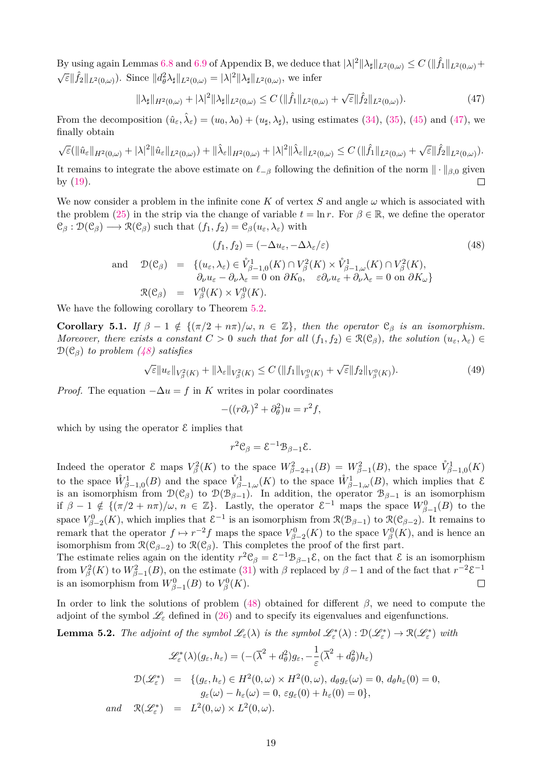By using again Lemmas 6.8 and 6.9 of Appendix B, we deduce that $|\lambda|^2\|\lambda_\sharp\|_{L^2(0,\omega)} \leq C\,(\|\hat{f}_1\|_{L^2(0,\omega)} + \sqrt{\varepsilon}\|\hat{f}_2\|_{L^2(0,\omega)})$. Since $\|d_\theta^2\lambda_\sharp\|_{L^2(0,\omega)} = |\lambda|^2\|\lambda_\sharp\|_{L^2(0,\omega)}$, we infer

$$\|\lambda_\sharp\|_{H^2(0,\omega)} + |\lambda|^2\|\lambda_\sharp\|_{L^2(0,\omega)} \leq C\,(\|\hat{f}_1\|_{L^2(0,\omega)} + \sqrt{\varepsilon}\|\hat{f}_2\|_{L^2(0,\omega)}). \tag{47}$$

From the decomposition $(\hat{u}_\varepsilon, \hat{\lambda}_\varepsilon) = (u_0, \lambda_0) + (u_\sharp, \lambda_\sharp)$, using estimates (34), (35), (45) and (47), we finally obtain

$$\sqrt{\varepsilon}(\|\hat{u}_\varepsilon\|_{H^2(0,\omega)} + |\lambda|^2\|\hat{u}_\varepsilon\|_{L^2(0,\omega)}) + \|\hat{\lambda}_\varepsilon\|_{H^2(0,\omega)} + |\lambda|^2\|\hat{\lambda}_\varepsilon\|_{L^2(0,\omega)} \leq C\,(\|\hat{f}_1\|_{L^2(0,\omega)} + \sqrt{\varepsilon}\|\hat{f}_2\|_{L^2(0,\omega)}).$$

It remains to integrate the above estimate on $\ell_{-\beta}$ following the definition of the norm $\|\cdot\|_{\beta,0}$ given by (19). ∎

We now consider a problem in the infinite cone $K$ of vertex $S$ and angle $\omega$ which is associated with the problem (25) in the strip via the change of variable $t = \ln r$. For $\beta \in \mathbb{R}$, we define the operator $\mathcal{C}_\beta : \mathcal{D}(\mathcal{C}_\beta) \longrightarrow \mathcal{R}(\mathcal{C}_\beta)$ such that $(f_1, f_2) = \mathcal{C}_\beta(u_\varepsilon, \lambda_\varepsilon)$ with

$$(f_1, f_2) = (-\Delta u_\varepsilon, -\Delta\lambda_\varepsilon/\varepsilon) \tag{48}$$

$$\begin{array}{lrcl}
\text{and} & \mathcal{D}(\mathcal{C}_\beta) & = & \{(u_\varepsilon, \lambda_\varepsilon) \in \mathring{V}^1_{\beta-1,0}(K) \cap V^2_\beta(K) \times \mathring{V}^1_{\beta-1,\omega}(K) \cap V^2_\beta(K), \\
& & & \partial_\nu u_\varepsilon - \partial_\nu \lambda_\varepsilon = 0 \text{ on } \partial K_0, \quad \varepsilon\partial_\nu u_\varepsilon + \partial_\nu\lambda_\varepsilon = 0 \text{ on } \partial K_\omega\} \\
& \mathcal{R}(\mathcal{C}_\beta) & = & V^0_\beta(K) \times V^0_\beta(K).
\end{array}$$

We have the following corollary to Theorem 5.2.

**Corollary 5.1.** *If $\beta - 1 \notin \{(\pi/2 + n\pi)/\omega,\ n \in \mathbb{Z}\}$, then the operator $\mathcal{C}_\beta$ is an isomorphism. Moreover, there exists a constant $C > 0$ such that for all $(f_1, f_2) \in \mathcal{R}(\mathcal{C}_\beta)$, the solution $(u_\varepsilon, \lambda_\varepsilon) \in \mathcal{D}(\mathcal{C}_\beta)$ to problem (48) satisfies*

$$\sqrt{\varepsilon}\|u_\varepsilon\|_{V^2_\beta(K)} + \|\lambda_\varepsilon\|_{V^2_\beta(K)} \leq C\,(\|f_1\|_{V^0_\beta(K)} + \sqrt{\varepsilon}\|f_2\|_{V^0_\beta(K)}). \tag{49}$$

*Proof.* The equation $-\Delta u = f$ in $K$ writes in polar coordinates

$$-((r\partial_r)^2 + \partial_\theta^2)u = r^2 f,$$

which by using the operator $\mathcal{E}$ implies that

$$r^2\mathcal{C}_\beta = \mathcal{E}^{-1}\mathcal{B}_{\beta-1}\mathcal{E}.$$

Indeed the operator $\mathcal{E}$ maps $V^2_\beta(K)$ to the space $W^2_{\beta-2+1}(B) = W^2_{\beta-1}(B)$, the space $\mathring{V}^1_{\beta-1,0}(K)$ to the space $\mathring{W}^1_{\beta-1,0}(B)$ and the space $\mathring{V}^1_{\beta-1,\omega}(K)$ to the space $\mathring{W}^1_{\beta-1,\omega}(B)$, which implies that $\mathcal{E}$ is an isomorphism from $\mathcal{D}(\mathcal{C}_\beta)$ to $\mathcal{D}(\mathcal{B}_{\beta-1})$. In addition, the operator $\mathcal{B}_{\beta-1}$ is an isomorphism if $\beta - 1 \notin \{(\pi/2 + n\pi)/\omega,\ n \in \mathbb{Z}\}$. Lastly, the operator $\mathcal{E}^{-1}$ maps the space $W^0_{\beta-1}(B)$ to the space $V^0_{\beta-2}(K)$, which implies that $\mathcal{E}^{-1}$ is an isomorphism from $\mathcal{R}(\mathcal{B}_{\beta-1})$ to $\mathcal{R}(\mathcal{C}_{\beta-2})$. It remains to remark that the operator $f \mapsto r^{-2}f$ maps the space $V^0_{\beta-2}(K)$ to the space $V^0_\beta(K)$, and is hence an isomorphism from $\mathcal{R}(\mathcal{C}_{\beta-2})$ to $\mathcal{R}(\mathcal{C}_\beta)$. This completes the proof of the first part.
The estimate relies again on the identity $r^2\mathcal{C}_\beta = \mathcal{E}^{-1}\mathcal{B}_{\beta-1}\mathcal{E}$, on the fact that $\mathcal{E}$ is an isomorphism from $V^2_\beta(K)$ to $W^2_{\beta-1}(B)$, on the estimate (31) with $\beta$ replaced by $\beta - 1$ and of the fact that $r^{-2}\mathcal{E}^{-1}$ is an isomorphism from $W^0_{\beta-1}(B)$ to $V^0_\beta(K)$. ∎

In order to link the solutions of problem (48) obtained for different $\beta$, we need to compute the adjoint of the symbol $\mathscr{L}_\varepsilon$ defined in (26) and to specify its eigenvalues and eigenfunctions.

**Lemma 5.2.** *The adjoint of the symbol $\mathscr{L}_\varepsilon(\lambda)$ is the symbol $\mathscr{L}^*_\varepsilon(\lambda) : \mathcal{D}(\mathscr{L}^*_\varepsilon) \to \mathcal{R}(\mathscr{L}^*_\varepsilon)$ with*

$$\mathscr{L}^*_\varepsilon(\lambda)(g_\varepsilon, h_\varepsilon) = (-(\overline{\lambda}^2 + d_\theta^2)g_\varepsilon, -\frac{1}{\varepsilon}(\overline{\lambda}^2 + d_\theta^2)h_\varepsilon)$$

$$\begin{array}{lrcl}
& \mathcal{D}(\mathscr{L}^*_\varepsilon) & = & \{(g_\varepsilon, h_\varepsilon) \in H^2(0,\omega) \times H^2(0,\omega),\ d_\theta g_\varepsilon(\omega) = 0,\ d_\theta h_\varepsilon(0) = 0, \\
& & & g_\varepsilon(\omega) - h_\varepsilon(\omega) = 0,\ \varepsilon g_\varepsilon(0) + h_\varepsilon(0) = 0\}, \\
\textit{and} & \mathcal{R}(\mathscr{L}^*_\varepsilon) & = & L^2(0,\omega) \times L^2(0,\omega).
\end{array}$$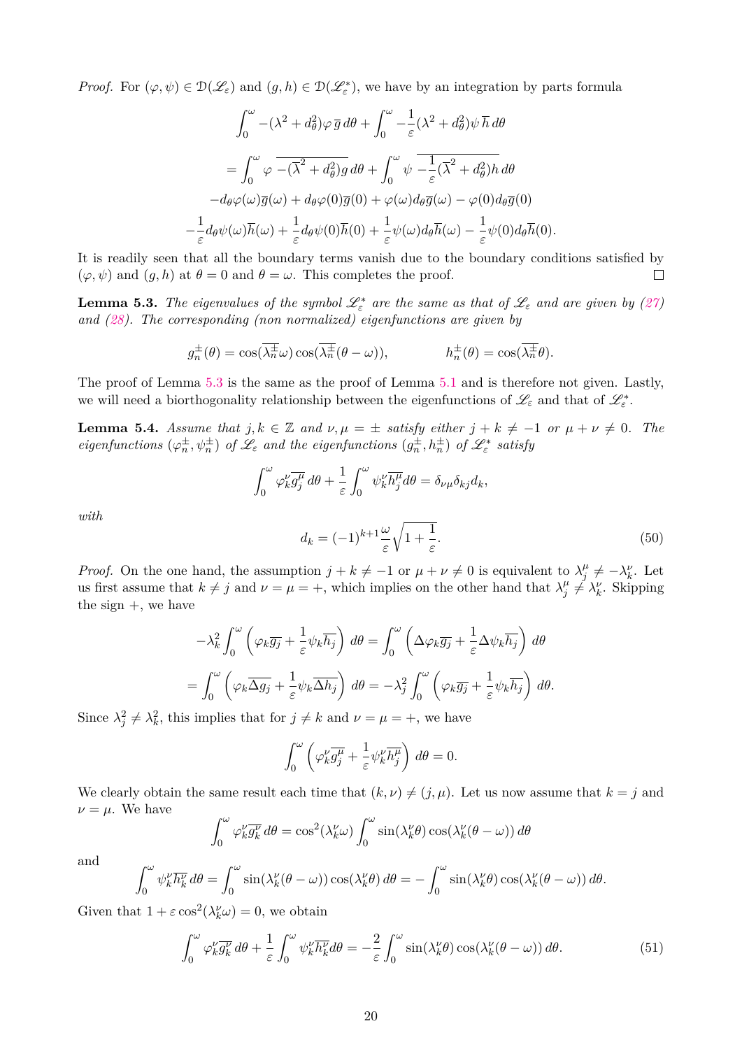*Proof.* For $(\varphi, \psi) \in \mathcal{D}(\mathscr{L}_\varepsilon)$ and $(g, h) \in \mathcal{D}(\mathscr{L}_\varepsilon^*)$, we have by an integration by parts formula

$$\int_0^\omega -(\lambda^2 + d_\theta^2)\varphi\,\overline{g}\,d\theta + \int_0^\omega -\frac{1}{\varepsilon}(\lambda^2 + d_\theta^2)\psi\,\overline{h}\,d\theta$$

$$= \int_0^\omega \varphi\,\overline{-(\overline{\lambda}^2 + d_\theta^2)g}\,d\theta + \int_0^\omega \psi\,\overline{-\frac{1}{\varepsilon}(\overline{\lambda}^2 + d_\theta^2)h}\,d\theta$$

$$-d_\theta\varphi(\omega)\overline{g}(\omega) + d_\theta\varphi(0)\overline{g}(0) + \varphi(\omega)d_\theta\overline{g}(\omega) - \varphi(0)d_\theta\overline{g}(0)$$

$$-\frac{1}{\varepsilon}d_\theta\psi(\omega)\overline{h}(\omega) + \frac{1}{\varepsilon}d_\theta\psi(0)\overline{h}(0) + \frac{1}{\varepsilon}\psi(\omega)d_\theta\overline{h}(\omega) - \frac{1}{\varepsilon}\psi(0)d_\theta\overline{h}(0).$$

It is readily seen that all the boundary terms vanish due to the boundary conditions satisfied by $(\varphi, \psi)$ and $(g, h)$ at $\theta = 0$ and $\theta = \omega$. This completes the proof. $\square$

**Lemma 5.3.** *The eigenvalues of the symbol $\mathscr{L}_\varepsilon^*$ are the same as that of $\mathscr{L}_\varepsilon$ and are given by (27) and (28). The corresponding (non normalized) eigenfunctions are given by*

$$g_n^\pm(\theta) = \cos(\overline{\lambda_n^\pm}\omega)\cos(\overline{\lambda_n^\pm}(\theta - \omega)), \qquad h_n^\pm(\theta) = \cos(\overline{\lambda_n^\pm}\theta).$$

The proof of Lemma 5.3 is the same as the proof of Lemma 5.1 and is therefore not given. Lastly, we will need a biorthogonality relationship between the eigenfunctions of $\mathscr{L}_\varepsilon$ and that of $\mathscr{L}_\varepsilon^*$.

**Lemma 5.4.** *Assume that $j, k \in \mathbb{Z}$ and $\nu, \mu = \pm$ satisfy either $j + k \neq -1$ or $\mu + \nu \neq 0$. The eigenfunctions $(\varphi_n^\pm, \psi_n^\pm)$ of $\mathscr{L}_\varepsilon$ and the eigenfunctions $(g_n^\pm, h_n^\pm)$ of $\mathscr{L}_\varepsilon^*$ satisfy*

$$\int_0^\omega \varphi_k^\nu \overline{g_j^\mu}\,d\theta + \frac{1}{\varepsilon}\int_0^\omega \psi_k^\nu \overline{h_j^\mu} d\theta = \delta_{\nu\mu}\delta_{kj}d_k,$$

*with*

$$d_k = (-1)^{k+1}\frac{\omega}{\varepsilon}\sqrt{1 + \frac{1}{\varepsilon}}. \tag{50}$$

*Proof.* On the one hand, the assumption $j + k \neq -1$ or $\mu + \nu \neq 0$ is equivalent to $\lambda_j^\mu \neq -\lambda_k^\nu$. Let us first assume that $k \neq j$ and $\nu = \mu = +$, which implies on the other hand that $\lambda_j^\mu \neq \lambda_k^\nu$. Skipping the sign $+$, we have

$$-\lambda_k^2 \int_0^\omega \left(\varphi_k\overline{g_j} + \frac{1}{\varepsilon}\psi_k\overline{h_j}\right)\,d\theta = \int_0^\omega \left(\Delta\varphi_k\overline{g_j} + \frac{1}{\varepsilon}\Delta\psi_k\overline{h_j}\right)\,d\theta$$

$$= \int_0^\omega \left(\varphi_k\overline{\Delta g_j} + \frac{1}{\varepsilon}\psi_k\overline{\Delta h_j}\right)\,d\theta = -\lambda_j^2 \int_0^\omega \left(\varphi_k\overline{g_j} + \frac{1}{\varepsilon}\psi_k\overline{h_j}\right)\,d\theta.$$

Since $\lambda_j^2 \neq \lambda_k^2$, this implies that for $j \neq k$ and $\nu = \mu = +$, we have

$$\int_0^\omega \left(\varphi_k^\nu\overline{g_j^\mu} + \frac{1}{\varepsilon}\psi_k^\nu\overline{h_j^\mu}\right)\,d\theta = 0.$$

We clearly obtain the same result each time that $(k, \nu) \neq (j, \mu)$. Let us now assume that $k = j$ and $\nu = \mu$. We have

$$\int_0^\omega \varphi_k^\nu\overline{g_k^\nu}\,d\theta = \cos^2(\lambda_k^\nu\omega)\int_0^\omega \sin(\lambda_k^\nu\theta)\cos(\lambda_k^\nu(\theta - \omega))\,d\theta$$

and

$$\int_0^\omega \psi_k^\nu\overline{h_k^\nu}\,d\theta = \int_0^\omega \sin(\lambda_k^\nu(\theta - \omega))\cos(\lambda_k^\nu\theta)\,d\theta = -\int_0^\omega \sin(\lambda_k^\nu\theta)\cos(\lambda_k^\nu(\theta - \omega))\,d\theta.$$

Given that $1 + \varepsilon\cos^2(\lambda_k^\nu\omega) = 0$, we obtain

$$\int_0^\omega \varphi_k^\nu\overline{g_k^\nu}\,d\theta + \frac{1}{\varepsilon}\int_0^\omega \psi_k^\nu\overline{h_k^\nu}d\theta = -\frac{2}{\varepsilon}\int_0^\omega \sin(\lambda_k^\nu\theta)\cos(\lambda_k^\nu(\theta - \omega))\,d\theta. \tag{51}$$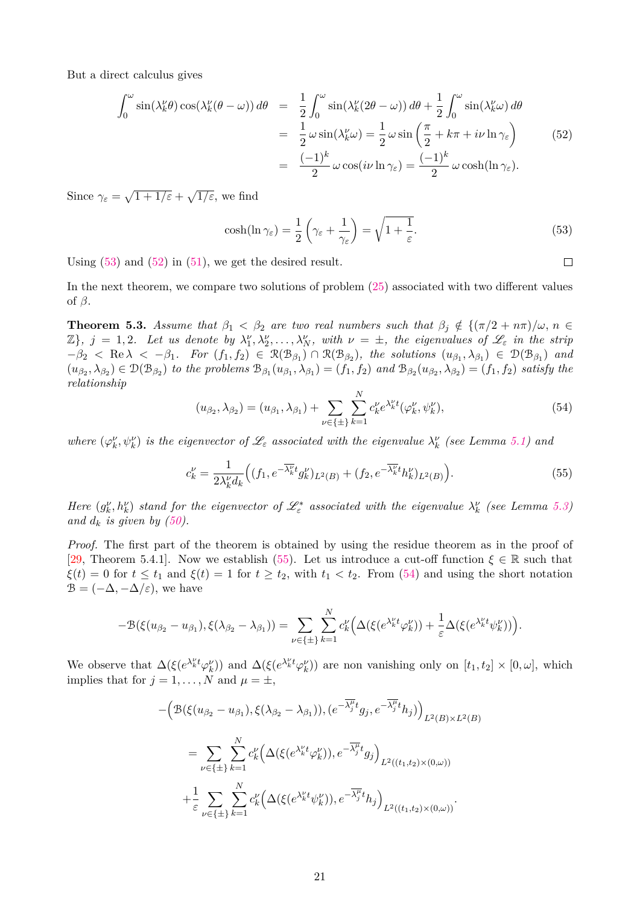But a direct calculus gives

$$
\begin{aligned}
\int_0^\omega \sin(\lambda_k^\nu \theta)\cos(\lambda_k^\nu(\theta-\omega))\,d\theta &= \frac{1}{2}\int_0^\omega \sin(\lambda_k^\nu(2\theta-\omega))\,d\theta + \frac{1}{2}\int_0^\omega \sin(\lambda_k^\nu \omega)\,d\theta \\
&= \frac{1}{2}\,\omega\sin(\lambda_k^\nu\omega) = \frac{1}{2}\,\omega \sin\left(\frac{\pi}{2}+k\pi+i\nu\ln\gamma_\varepsilon\right) \qquad (52)\\
&= \frac{(-1)^k}{2}\,\omega\cos(i\nu\ln\gamma_\varepsilon) = \frac{(-1)^k}{2}\,\omega\cosh(\ln\gamma_\varepsilon).
\end{aligned}
$$

Since $\gamma_\varepsilon = \sqrt{1+1/\varepsilon}+\sqrt{1/\varepsilon}$, we find

$$
\cosh(\ln\gamma_\varepsilon) = \frac{1}{2}\left(\gamma_\varepsilon + \frac{1}{\gamma_\varepsilon}\right) = \sqrt{1+\frac{1}{\varepsilon}}. \qquad (53)
$$

Using (53) and (52) in (51), we get the desired result. $\square$

In the next theorem, we compare two solutions of problem (25) associated with two different values of $\beta$.

**Theorem 5.3.** *Assume that $\beta_1 < \beta_2$ are two real numbers such that $\beta_j \notin \{(\pi/2+n\pi)/\omega,\, n\in\mathbb{Z}\}$, $j=1,2$. Let us denote by $\lambda_1^\nu,\lambda_2^\nu,\ldots,\lambda_N^\nu$, with $\nu=\pm$, the eigenvalues of $\mathscr{L}_\varepsilon$ in the strip $-\beta_2 < \operatorname{Re}\lambda < -\beta_1$. For $(f_1,f_2)\in\mathcal{R}(\mathcal{B}_{\beta_1})\cap\mathcal{R}(\mathcal{B}_{\beta_2})$, the solutions $(u_{\beta_1},\lambda_{\beta_1})\in\mathcal{D}(\mathcal{B}_{\beta_1})$ and $(u_{\beta_2},\lambda_{\beta_2})\in\mathcal{D}(\mathcal{B}_{\beta_2})$ to the problems $\mathcal{B}_{\beta_1}(u_{\beta_1},\lambda_{\beta_1})=(f_1,f_2)$ and $\mathcal{B}_{\beta_2}(u_{\beta_2},\lambda_{\beta_2})=(f_1,f_2)$ satisfy the relationship*

$$
(u_{\beta_2},\lambda_{\beta_2}) = (u_{\beta_1},\lambda_{\beta_1}) + \sum_{\nu\in\{\pm\}}\sum_{k=1}^N c_k^\nu e^{\lambda_k^\nu t}(\varphi_k^\nu,\psi_k^\nu), \qquad (54)
$$

*where $(\varphi_k^\nu,\psi_k^\nu)$ is the eigenvector of $\mathscr{L}_\varepsilon$ associated with the eigenvalue $\lambda_k^\nu$ (see Lemma 5.1) and*

$$
c_k^\nu = \frac{1}{2\lambda_k^\nu d_k}\Big((f_1, e^{-\overline{\lambda_k^\nu}t}g_k^\nu)_{L^2(B)} + (f_2, e^{-\overline{\lambda_k^\nu}t}h_k^\nu)_{L^2(B)}\Big). \qquad (55)
$$

*Here $(g_k^\nu,h_k^\nu)$ stand for the eigenvector of $\mathscr{L}_\varepsilon^*$ associated with the eigenvalue $\lambda_k^\nu$ (see Lemma 5.3) and $d_k$ is given by (50).*

*Proof.* The first part of the theorem is obtained by using the residue theorem as in the proof of [29, Theorem 5.4.1]. Now we establish (55). Let us introduce a cut-off function $\xi\in\mathbb{R}$ such that $\xi(t)=0$ for $t\le t_1$ and $\xi(t)=1$ for $t\ge t_2$, with $t_1<t_2$. From (54) and using the short notation $\mathcal{B}=(-\Delta,-\Delta/\varepsilon)$, we have

$$
-\mathcal{B}(\xi(u_{\beta_2}-u_{\beta_1}),\xi(\lambda_{\beta_2}-\lambda_{\beta_1})) = \sum_{\nu\in\{\pm\}}\sum_{k=1}^N c_k^\nu\Big(\Delta(\xi(e^{\lambda_k^\nu t}\varphi_k^\nu)) + \frac{1}{\varepsilon}\Delta(\xi(e^{\lambda_k^\nu t}\psi_k^\nu))\Big).
$$

We observe that $\Delta(\xi(e^{\lambda_k^\nu t}\varphi_k^\nu))$ and $\Delta(\xi(e^{\lambda_k^\nu t}\varphi_k^\nu))$ are non vanishing only on $[t_1,t_2]\times[0,\omega]$, which implies that for $j=1,\ldots,N$ and $\mu=\pm$,

$$
\begin{aligned}
-&\Big(\mathcal{B}(\xi(u_{\beta_2}-u_{\beta_1}),\xi(\lambda_{\beta_2}-\lambda_{\beta_1})),(e^{-\overline{\lambda_j^\mu}t}g_j, e^{-\overline{\lambda_j^\mu}t}h_j)\Big)_{L^2(B)\times L^2(B)} \\
&= \sum_{\nu\in\{\pm\}}\sum_{k=1}^N c_k^\nu\Big(\Delta(\xi(e^{\lambda_k^\nu t}\varphi_k^\nu)), e^{-\overline{\lambda_j^\mu}t}g_j\Big)_{L^2((t_1,t_2)\times(0,\omega))} \\
&+\frac{1}{\varepsilon}\sum_{\nu\in\{\pm\}}\sum_{k=1}^N c_k^\nu\Big(\Delta(\xi(e^{\lambda_k^\nu t}\psi_k^\nu)), e^{-\overline{\lambda_j^\mu}t}h_j\Big)_{L^2((t_1,t_2)\times(0,\omega))}.
\end{aligned}
$$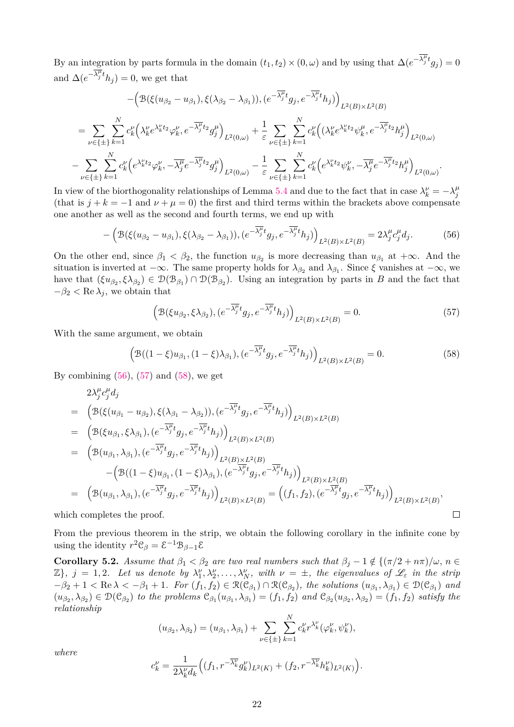By an integration by parts formula in the domain $(t_1, t_2) \times (0, \omega)$ and by using that $\Delta(e^{-\overline{\lambda_j^\mu} t} g_j) = 0$ and $\Delta(e^{-\overline{\lambda_j^\mu} t} h_j) = 0$, we get that

$$
\begin{aligned}
&-\Big(\mathcal{B}(\xi(u_{\beta_2} - u_{\beta_1}), \xi(\lambda_{\beta_2} - \lambda_{\beta_1})), (e^{-\overline{\lambda_j^\mu} t} g_j, e^{-\overline{\lambda_j^\mu} t} h_j)\Big)_{L^2(B) \times L^2(B)} \\
&= \sum_{\nu \in \{\pm\}} \sum_{k=1}^N c_k^\nu \Big(\lambda_k^\nu e^{\lambda_k^\nu t_2} \varphi_k^\nu, e^{-\overline{\lambda_j^\mu} t_2} g_j^\mu\Big)_{L^2(0,\omega)} + \frac{1}{\varepsilon} \sum_{\nu \in \{\pm\}} \sum_{k=1}^N c_k^\nu \Big((\lambda_k^\nu e^{\lambda_k^\nu t_2} \psi_k^\mu, e^{-\overline{\lambda_j^\mu} t_2} h_j^\mu\Big)_{L^2(0,\omega)} \\
&- \sum_{\nu \in \{\pm\}} \sum_{k=1}^N c_k^\nu \Big(e^{\lambda_k^\nu t_2} \varphi_k^\nu, -\overline{\lambda_j^\mu} e^{-\overline{\lambda_j^\mu} t_2} g_j^\mu\Big)_{L^2(0,\omega)} - \frac{1}{\varepsilon} \sum_{\nu \in \{\pm\}} \sum_{k=1}^N c_k^\nu \Big(e^{\lambda_k^\nu t_2} \psi_k^\nu, -\overline{\lambda_j^\mu} e^{-\overline{\lambda_j^\mu} t_2} h_j^\mu\Big)_{L^2(0,\omega)}.
\end{aligned}
$$

In view of the biorthogonality relationships of Lemma 5.4 and due to the fact that in case $\lambda_k^\nu = -\lambda_j^\mu$ (that is $j + k = -1$ and $\nu + \mu = 0$) the first and third terms within the brackets above compensate one another as well as the second and fourth terms, we end up with

$$
-\Big(\mathcal{B}(\xi(u_{\beta_2} - u_{\beta_1}), \xi(\lambda_{\beta_2} - \lambda_{\beta_1})), (e^{-\overline{\lambda_j^\mu} t} g_j, e^{-\overline{\lambda_j^\mu} t} h_j)\Big)_{L^2(B) \times L^2(B)} = 2\lambda_j^\mu c_j^\mu d_j. \tag{56}
$$

On the other end, since $\beta_1 < \beta_2$, the function $u_{\beta_2}$ is more decreasing than $u_{\beta_1}$ at $+\infty$. And the situation is inverted at $-\infty$. The same property holds for $\lambda_{\beta_2}$ and $\lambda_{\beta_1}$. Since $\xi$ vanishes at $-\infty$, we have that $(\xi u_{\beta_2}, \xi \lambda_{\beta_2}) \in \mathcal{D}(\mathcal{B}_{\beta_1}) \cap \mathcal{D}(\mathcal{B}_{\beta_2})$. Using an integration by parts in $B$ and the fact that $-\beta_2 < \operatorname{Re} \lambda_j$, we obtain that

$$
\Big(\mathcal{B}(\xi u_{\beta_2}, \xi \lambda_{\beta_2}), (e^{-\overline{\lambda_j^\mu} t} g_j, e^{-\overline{\lambda_j^\mu} t} h_j)\Big)_{L^2(B) \times L^2(B)} = 0. \tag{57}
$$

With the same argument, we obtain

$$
\Big(\mathcal{B}((1-\xi) u_{\beta_1}, (1-\xi) \lambda_{\beta_1}), (e^{-\overline{\lambda_j^\mu} t} g_j, e^{-\overline{\lambda_j^\mu} t} h_j)\Big)_{L^2(B) \times L^2(B)} = 0. \tag{58}
$$

By combining (56), (57) and (58), we get

$$
\begin{aligned}
&2\lambda_j^\mu c_j^\mu d_j \\
&= \Big(\mathcal{B}(\xi(u_{\beta_1} - u_{\beta_2}), \xi(\lambda_{\beta_1} - \lambda_{\beta_2})), (e^{-\overline{\lambda_j^\mu} t} g_j, e^{-\overline{\lambda_j^\mu} t} h_j)\Big)_{L^2(B) \times L^2(B)} \\
&= \Big(\mathcal{B}(\xi u_{\beta_1}, \xi \lambda_{\beta_1}), (e^{-\overline{\lambda_j^\mu} t} g_j, e^{-\overline{\lambda_j^\mu} t} h_j)\Big)_{L^2(B) \times L^2(B)} \\
&= \Big(\mathcal{B}(u_{\beta_1}, \lambda_{\beta_1}), (e^{-\overline{\lambda_j^\mu} t} g_j, e^{-\overline{\lambda_j^\mu} t} h_j)\Big)_{L^2(B) \times L^2(B)} \\
&\qquad - \Big(\mathcal{B}((1-\xi) u_{\beta_1}, (1-\xi) \lambda_{\beta_1}), (e^{-\overline{\lambda_j^\mu} t} g_j, e^{-\overline{\lambda_j^\mu} t} h_j)\Big)_{L^2(B) \times L^2(B)} \\
&= \Big(\mathcal{B}(u_{\beta_1}, \lambda_{\beta_1}), (e^{-\overline{\lambda_j^\mu} t} g_j, e^{-\overline{\lambda_j^\mu} t} h_j)\Big)_{L^2(B) \times L^2(B)} = \Big((f_1, f_2), (e^{-\overline{\lambda_j^\mu} t} g_j, e^{-\overline{\lambda_j^\mu} t} h_j)\Big)_{L^2(B) \times L^2(B)},
\end{aligned}
$$

which completes the proof. ☐

From the previous theorem in the strip, we obtain the following corollary in the infinite cone by using the identity $r^2 \mathcal{C}_\beta = \mathcal{E}^{-1} \mathcal{B}_{\beta - 1} \mathcal{E}$

**Corollary 5.2.** *Assume that $\beta_1 < \beta_2$ are two real numbers such that $\beta_j - 1 \notin \{(\pi/2 + n\pi)/\omega, n \in \mathbb{Z}\}$, $j = 1, 2$. Let us denote by $\lambda_1^\nu, \lambda_2^\nu, \ldots, \lambda_N^\nu$, with $\nu = \pm$, the eigenvalues of $\mathscr{L}_\varepsilon$ in the strip $-\beta_2 + 1 < \operatorname{Re} \lambda < -\beta_1 + 1$. For $(f_1, f_2) \in \mathcal{R}(\mathcal{C}_{\beta_1}) \cap \mathcal{R}(\mathcal{C}_{\beta_2})$, the solutions $(u_{\beta_1}, \lambda_{\beta_1}) \in \mathcal{D}(\mathcal{C}_{\beta_1})$ and $(u_{\beta_2}, \lambda_{\beta_2}) \in \mathcal{D}(\mathcal{C}_{\beta_2})$ to the problems $\mathcal{C}_{\beta_1}(u_{\beta_1}, \lambda_{\beta_1}) = (f_1, f_2)$ and $\mathcal{C}_{\beta_2}(u_{\beta_2}, \lambda_{\beta_2}) = (f_1, f_2)$ satisfy the relationship*

$$
(u_{\beta_2}, \lambda_{\beta_2}) = (u_{\beta_1}, \lambda_{\beta_1}) + \sum_{\nu \in \{\pm\}} \sum_{k=1}^N c_k^\nu r^{\lambda_k^\nu} (\varphi_k^\nu, \psi_k^\nu),
$$

*where*

$$
c_k^\nu = \frac{1}{2\lambda_k^\nu d_k} \Big((f_1, r^{-\overline{\lambda_k^\nu}} g_k^\nu)_{L^2(K)} + (f_2, r^{-\overline{\lambda_k^\nu}} h_k^\nu)_{L^2(K)}\Big).
$$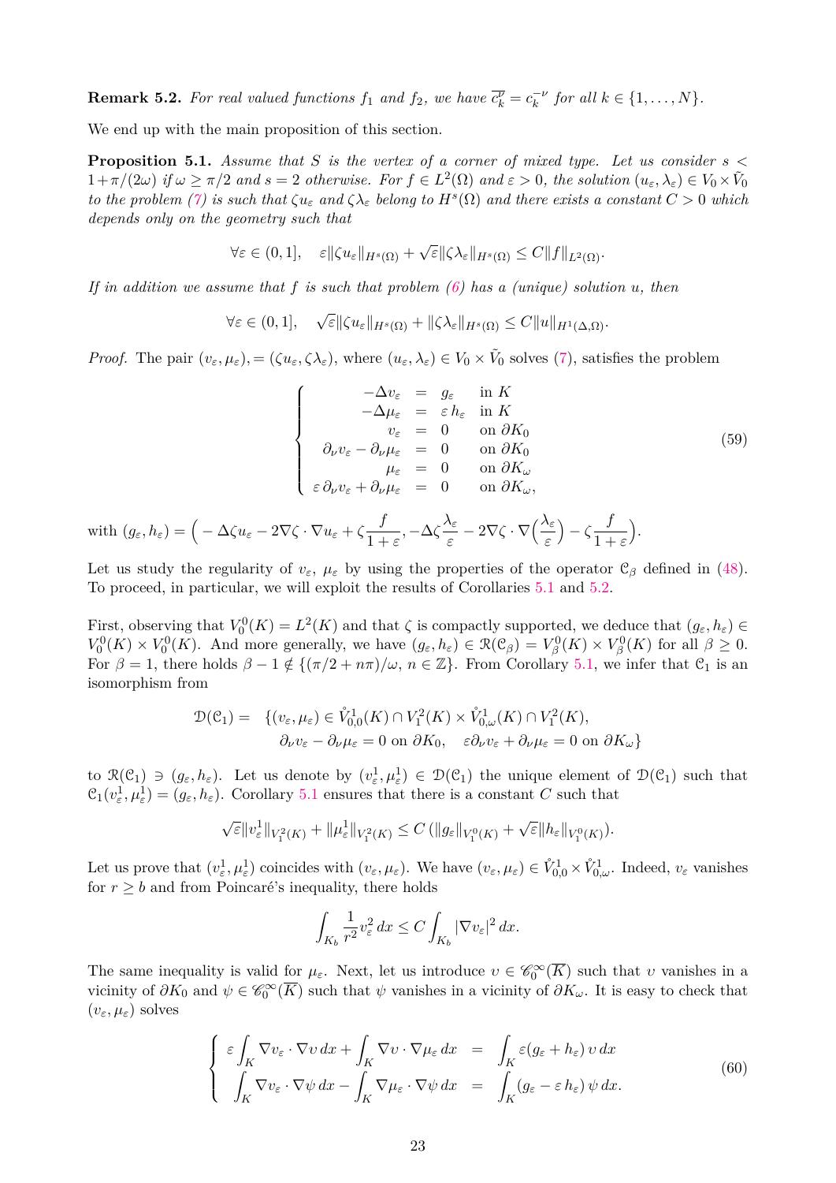**Remark 5.2.** *For real valued functions $f_1$ and $f_2$, we have $\overline{c_k^{\nu}} = c_k^{-\nu}$ for all $k \in \{1, \ldots, N\}$.*

We end up with the main proposition of this section.

**Proposition 5.1.** *Assume that $S$ is the vertex of a corner of mixed type. Let us consider $s < 1+\pi/(2\omega)$ if $\omega \geq \pi/2$ and $s = 2$ otherwise. For $f \in L^2(\Omega)$ and $\varepsilon > 0$, the solution $(u_\varepsilon, \lambda_\varepsilon) \in V_0 \times \tilde{V}_0$ to the problem (7) is such that $\zeta u_\varepsilon$ and $\zeta \lambda_\varepsilon$ belong to $H^s(\Omega)$ and there exists a constant $C > 0$ which depends only on the geometry such that*

$$\forall \varepsilon \in (0, 1], \quad \varepsilon \|\zeta u_\varepsilon\|_{H^s(\Omega)} + \sqrt{\varepsilon}\|\zeta \lambda_\varepsilon\|_{H^s(\Omega)} \leq C\|f\|_{L^2(\Omega)}.$$

*If in addition we assume that $f$ is such that problem (6) has a (unique) solution $u$, then*

$$\forall \varepsilon \in (0, 1], \quad \sqrt{\varepsilon}\|\zeta u_\varepsilon\|_{H^s(\Omega)} + \|\zeta \lambda_\varepsilon\|_{H^s(\Omega)} \leq C\|u\|_{H^1(\Delta,\Omega)}.$$

*Proof.* The pair $(v_\varepsilon, \mu_\varepsilon),= (\zeta u_\varepsilon, \zeta \lambda_\varepsilon)$, where $(u_\varepsilon, \lambda_\varepsilon) \in V_0 \times \tilde{V}_0$ solves (7), satisfies the problem

$$\left\{\begin{array}{rcll} -\Delta v_\varepsilon &=& g_\varepsilon & \text{in } K \\ -\Delta \mu_\varepsilon &=& \varepsilon\, h_\varepsilon & \text{in } K \\ v_\varepsilon &=& 0 & \text{on } \partial K_0 \\ \partial_\nu v_\varepsilon - \partial_\nu \mu_\varepsilon &=& 0 & \text{on } \partial K_0 \\ \mu_\varepsilon &=& 0 & \text{on } \partial K_\omega \\ \varepsilon\, \partial_\nu v_\varepsilon + \partial_\nu \mu_\varepsilon &=& 0 & \text{on } \partial K_\omega, \end{array}\right. \tag{59}$$

with $(g_\varepsilon, h_\varepsilon) = \Big( -\Delta\zeta u_\varepsilon - 2\nabla\zeta \cdot \nabla u_\varepsilon + \zeta \dfrac{f}{1+\varepsilon}, -\Delta\zeta \dfrac{\lambda_\varepsilon}{\varepsilon} - 2\nabla\zeta \cdot \nabla\Big(\dfrac{\lambda_\varepsilon}{\varepsilon}\Big) - \zeta \dfrac{f}{1+\varepsilon}\Big)$.

Let us study the regularity of $v_\varepsilon$, $\mu_\varepsilon$ by using the properties of the operator $\mathcal{C}_\beta$ defined in (48). To proceed, in particular, we will exploit the results of Corollaries 5.1 and 5.2.

First, observing that $V_0^0(K) = L^2(K)$ and that $\zeta$ is compactly supported, we deduce that $(g_\varepsilon, h_\varepsilon) \in V_0^0(K) \times V_0^0(K)$. And more generally, we have $(g_\varepsilon, h_\varepsilon) \in \mathcal{R}(\mathcal{C}_\beta) = V_\beta^0(K) \times V_\beta^0(K)$ for all $\beta \geq 0$. For $\beta = 1$, there holds $\beta - 1 \notin \{(\pi/2 + n\pi)/\omega,\ n \in \mathbb{Z}\}$. From Corollary 5.1, we infer that $\mathcal{C}_1$ is an isomorphism from

$$\begin{aligned} \mathcal{D}(\mathcal{C}_1) = \quad &\{(v_\varepsilon, \mu_\varepsilon) \in \mathring{V}_{0,0}^1(K) \cap V_1^2(K) \times \mathring{V}_{0,\omega}^1(K) \cap V_1^2(K), \\ &\partial_\nu v_\varepsilon - \partial_\nu \mu_\varepsilon = 0 \text{ on } \partial K_0, \quad \varepsilon \partial_\nu v_\varepsilon + \partial_\nu \mu_\varepsilon = 0 \text{ on } \partial K_\omega\} \end{aligned}$$

to $\mathcal{R}(\mathcal{C}_1) \ni (g_\varepsilon, h_\varepsilon)$. Let us denote by $(v_\varepsilon^1, \mu_\varepsilon^1) \in \mathcal{D}(\mathcal{C}_1)$ the unique element of $\mathcal{D}(\mathcal{C}_1)$ such that $\mathcal{C}_1(v_\varepsilon^1, \mu_\varepsilon^1) = (g_\varepsilon, h_\varepsilon)$. Corollary 5.1 ensures that there is a constant $C$ such that

$$\sqrt{\varepsilon}\|v_\varepsilon^1\|_{V_1^2(K)} + \|\mu_\varepsilon^1\|_{V_1^2(K)} \leq C\,(\|g_\varepsilon\|_{V_1^0(K)} + \sqrt{\varepsilon}\|h_\varepsilon\|_{V_1^0(K)}).$$

Let us prove that $(v_\varepsilon^1, \mu_\varepsilon^1)$ coincides with $(v_\varepsilon, \mu_\varepsilon)$. We have $(v_\varepsilon, \mu_\varepsilon) \in \mathring{V}_{0,0}^1 \times \mathring{V}_{0,\omega}^1$. Indeed, $v_\varepsilon$ vanishes for $r \geq b$ and from Poincaré's inequality, there holds

$$\int_{K_b} \frac{1}{r^2} v_\varepsilon^2\, dx \leq C \int_{K_b} |\nabla v_\varepsilon|^2\, dx.$$

The same inequality is valid for $\mu_\varepsilon$. Next, let us introduce $\upsilon \in \mathscr{C}_0^\infty(\overline{K})$ such that $\upsilon$ vanishes in a vicinity of $\partial K_0$ and $\psi \in \mathscr{C}_0^\infty(\overline{K})$ such that $\psi$ vanishes in a vicinity of $\partial K_\omega$. It is easy to check that $(v_\varepsilon, \mu_\varepsilon)$ solves

$$\left\{\begin{array}{rcl} \varepsilon \displaystyle\int_K \nabla v_\varepsilon \cdot \nabla \upsilon\, dx + \int_K \nabla \upsilon \cdot \nabla \mu_\varepsilon\, dx &=& \displaystyle\int_K \varepsilon (g_\varepsilon + h_\varepsilon)\, \upsilon\, dx \\ \displaystyle\int_K \nabla v_\varepsilon \cdot \nabla \psi\, dx - \int_K \nabla \mu_\varepsilon \cdot \nabla \psi\, dx &=& \displaystyle\int_K (g_\varepsilon - \varepsilon\, h_\varepsilon)\, \psi\, dx. \end{array}\right. \tag{60}$$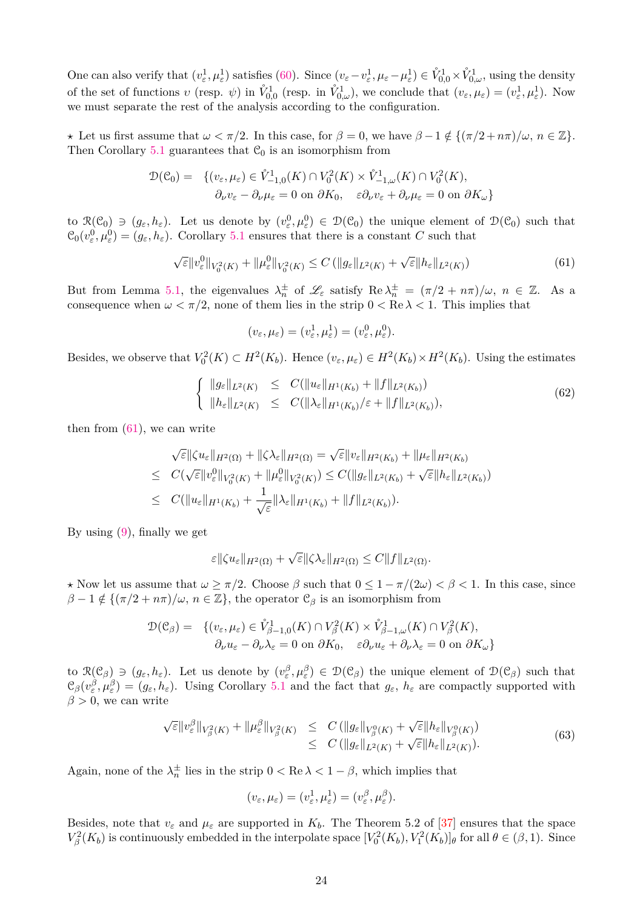One can also verify that $(v_\varepsilon^1, \mu_\varepsilon^1)$ satisfies (60). Since $(v_\varepsilon - v_\varepsilon^1, \mu_\varepsilon - \mu_\varepsilon^1) \in \mathring{V}^1_{0,0} \times \mathring{V}^1_{0,\omega}$, using the density of the set of functions $v$ (resp. $\psi$) in $\mathring{V}^1_{0,0}$ (resp. in $\mathring{V}^1_{0,\omega}$), we conclude that $(v_\varepsilon, \mu_\varepsilon) = (v_\varepsilon^1, \mu_\varepsilon^1)$. Now we must separate the rest of the analysis according to the configuration.

$\star$ Let us first assume that $\omega < \pi/2$. In this case, for $\beta = 0$, we have $\beta - 1 \notin \{(\pi/2 + n\pi)/\omega,\ n \in \mathbb{Z}\}$. Then Corollary 5.1 guarantees that $\mathcal{C}_0$ is an isomorphism from

$$
\begin{aligned}
\mathcal{D}(\mathcal{C}_0) = \quad & \{(v_\varepsilon, \mu_\varepsilon) \in \mathring{V}^1_{-1,0}(K) \cap V^2_0(K) \times \mathring{V}^1_{-1,\omega}(K) \cap V^2_0(K), \\
& \partial_\nu v_\varepsilon - \partial_\nu \mu_\varepsilon = 0 \text{ on } \partial K_0, \quad \varepsilon \partial_\nu v_\varepsilon + \partial_\nu \mu_\varepsilon = 0 \text{ on } \partial K_\omega\}
\end{aligned}
$$

to $\mathcal{R}(\mathcal{C}_0) \ni (g_\varepsilon, h_\varepsilon)$. Let us denote by $(v_\varepsilon^0, \mu_\varepsilon^0) \in \mathcal{D}(\mathcal{C}_0)$ the unique element of $\mathcal{D}(\mathcal{C}_0)$ such that $\mathcal{C}_0(v_\varepsilon^0, \mu_\varepsilon^0) = (g_\varepsilon, h_\varepsilon)$. Corollary 5.1 ensures that there is a constant $C$ such that

$$
\sqrt{\varepsilon}\|v_\varepsilon^0\|_{V^2_0(K)} + \|\mu_\varepsilon^0\|_{V^2_0(K)} \leq C\left(\|g_\varepsilon\|_{L^2(K)} + \sqrt{\varepsilon}\|h_\varepsilon\|_{L^2(K)}\right) \tag{61}
$$

But from Lemma 5.1, the eigenvalues $\lambda_n^\pm$ of $\mathscr{L}_\varepsilon$ satisfy $\operatorname{Re} \lambda_n^\pm = (\pi/2 + n\pi)/\omega$, $n \in \mathbb{Z}$. As a consequence when $\omega < \pi/2$, none of them lies in the strip $0 < \operatorname{Re} \lambda < 1$. This implies that

$$
(v_\varepsilon, \mu_\varepsilon) = (v_\varepsilon^1, \mu_\varepsilon^1) = (v_\varepsilon^0, \mu_\varepsilon^0).
$$

Besides, we observe that $V^2_0(K) \subset H^2(K_b)$. Hence $(v_\varepsilon, \mu_\varepsilon) \in H^2(K_b) \times H^2(K_b)$. Using the estimates

$$
\left\{
\begin{array}{lll}
\|g_\varepsilon\|_{L^2(K)} & \leq & C(\|u_\varepsilon\|_{H^1(K_b)} + \|f\|_{L^2(K_b)}) \\
\|h_\varepsilon\|_{L^2(K)} & \leq & C(\|\lambda_\varepsilon\|_{H^1(K_b)}/\varepsilon + \|f\|_{L^2(K_b)}),
\end{array}
\right. \tag{62}
$$

then from (61), we can write

$$
\begin{aligned}
& \sqrt{\varepsilon}\|\zeta u_\varepsilon\|_{H^2(\Omega)} + \|\zeta \lambda_\varepsilon\|_{H^2(\Omega)} = \sqrt{\varepsilon}\|v_\varepsilon\|_{H^2(K_b)} + \|\mu_\varepsilon\|_{H^2(K_b)} \\
\leq\ & C(\sqrt{\varepsilon}\|v_\varepsilon^0\|_{V^2_0(K)} + \|\mu_\varepsilon^0\|_{V^2_0(K)}) \leq C(\|g_\varepsilon\|_{L^2(K_b)} + \sqrt{\varepsilon}\|h_\varepsilon\|_{L^2(K_b)}) \\
\leq\ & C(\|u_\varepsilon\|_{H^1(K_b)} + \frac{1}{\sqrt{\varepsilon}}\|\lambda_\varepsilon\|_{H^1(K_b)} + \|f\|_{L^2(K_b)}).
\end{aligned}
$$

By using (9), finally we get

$$
\varepsilon\|\zeta u_\varepsilon\|_{H^2(\Omega)} + \sqrt{\varepsilon}\|\zeta \lambda_\varepsilon\|_{H^2(\Omega)} \leq C\|f\|_{L^2(\Omega)}.
$$

$\star$ Now let us assume that $\omega \geq \pi/2$. Choose $\beta$ such that $0 \leq 1 - \pi/(2\omega) < \beta < 1$. In this case, since $\beta - 1 \notin \{(\pi/2 + n\pi)/\omega,\ n \in \mathbb{Z}\}$, the operator $\mathcal{C}_\beta$ is an isomorphism from

$$
\begin{aligned}
\mathcal{D}(\mathcal{C}_\beta) = \quad & \{(v_\varepsilon, \mu_\varepsilon) \in \mathring{V}^1_{\beta-1,0}(K) \cap V^2_\beta(K) \times \mathring{V}^1_{\beta-1,\omega}(K) \cap V^2_\beta(K), \\
& \partial_\nu u_\varepsilon - \partial_\nu \lambda_\varepsilon = 0 \text{ on } \partial K_0, \quad \varepsilon \partial_\nu u_\varepsilon + \partial_\nu \lambda_\varepsilon = 0 \text{ on } \partial K_\omega\}
\end{aligned}
$$

to $\mathcal{R}(\mathcal{C}_\beta) \ni (g_\varepsilon, h_\varepsilon)$. Let us denote by $(v_\varepsilon^\beta, \mu_\varepsilon^\beta) \in \mathcal{D}(\mathcal{C}_\beta)$ the unique element of $\mathcal{D}(\mathcal{C}_\beta)$ such that $\mathcal{C}_\beta(v_\varepsilon^\beta, \mu_\varepsilon^\beta) = (g_\varepsilon, h_\varepsilon)$. Using Corollary 5.1 and the fact that $g_\varepsilon$, $h_\varepsilon$ are compactly supported with $\beta > 0$, we can write

$$
\begin{aligned}
\sqrt{\varepsilon}\|v_\varepsilon^\beta\|_{V^2_\beta(K)} + \|\mu_\varepsilon^\beta\|_{V^2_\beta(K)} & \leq C\left(\|g_\varepsilon\|_{V^0_\beta(K)} + \sqrt{\varepsilon}\|h_\varepsilon\|_{V^0_\beta(K)}\right) \\
& \leq C\left(\|g_\varepsilon\|_{L^2(K)} + \sqrt{\varepsilon}\|h_\varepsilon\|_{L^2(K)}\right).
\end{aligned} \tag{63}
$$

Again, none of the $\lambda_n^\pm$ lies in the strip $0 < \operatorname{Re} \lambda < 1 - \beta$, which implies that

$$
(v_\varepsilon, \mu_\varepsilon) = (v_\varepsilon^1, \mu_\varepsilon^1) = (v_\varepsilon^\beta, \mu_\varepsilon^\beta).
$$

Besides, note that $v_\varepsilon$ and $\mu_\varepsilon$ are supported in $K_b$. The Theorem 5.2 of [37] ensures that the space $V^2_\beta(K_b)$ is continuously embedded in the interpolate space $[V^2_0(K_b), V^2_1(K_b)]_\theta$ for all $\theta \in (\beta, 1)$. Since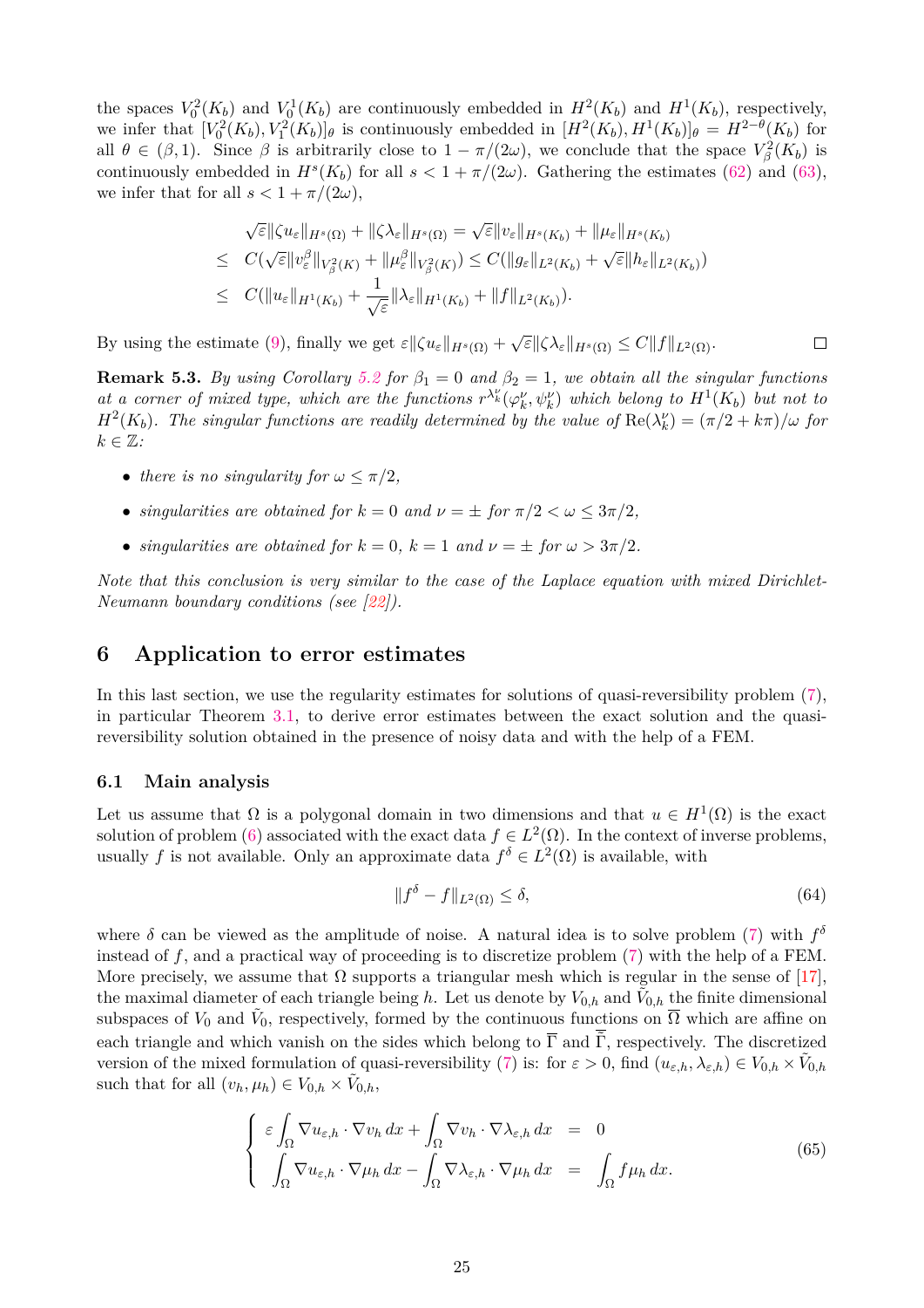the spaces $V_0^2(K_b)$ and $V_0^1(K_b)$ are continuously embedded in $H^2(K_b)$ and $H^1(K_b)$, respectively, we infer that $[V_0^2(K_b), V_1^2(K_b)]_\theta$ is continuously embedded in $[H^2(K_b), H^1(K_b)]_\theta = H^{2-\theta}(K_b)$ for all $\theta \in (\beta, 1)$. Since $\beta$ is arbitrarily close to $1 - \pi/(2\omega)$, we conclude that the space $V_\beta^2(K_b)$ is continuously embedded in $H^s(K_b)$ for all $s < 1 + \pi/(2\omega)$. Gathering the estimates (62) and (63), we infer that for all $s < 1 + \pi/(2\omega)$,

$$
\begin{aligned}
& \sqrt{\varepsilon}\|\zeta u_\varepsilon\|_{H^s(\Omega)} + \|\zeta\lambda_\varepsilon\|_{H^s(\Omega)} = \sqrt{\varepsilon}\|v_\varepsilon\|_{H^s(K_b)} + \|\mu_\varepsilon\|_{H^s(K_b)} \\
\leq \;& C(\sqrt{\varepsilon}\|v_\varepsilon^\beta\|_{V_\beta^2(K)} + \|\mu_\varepsilon^\beta\|_{V_\beta^2(K)}) \leq C(\|g_\varepsilon\|_{L^2(K_b)} + \sqrt{\varepsilon}\|h_\varepsilon\|_{L^2(K_b)}) \\
\leq \;& C(\|u_\varepsilon\|_{H^1(K_b)} + \frac{1}{\sqrt{\varepsilon}}\|\lambda_\varepsilon\|_{H^1(K_b)} + \|f\|_{L^2(K_b)}).
\end{aligned}
$$

By using the estimate (9), finally we get $\varepsilon\|\zeta u_\varepsilon\|_{H^s(\Omega)} + \sqrt{\varepsilon}\|\zeta\lambda_\varepsilon\|_{H^s(\Omega)} \leq C\|f\|_{L^2(\Omega)}$. □

**Remark 5.3.** *By using Corollary 5.2 for $\beta_1 = 0$ and $\beta_2 = 1$, we obtain all the singular functions at a corner of mixed type, which are the functions $r^{\lambda_k^\nu}(\varphi_k^\nu, \psi_k^\nu)$ which belong to $H^1(K_b)$ but not to $H^2(K_b)$. The singular functions are readily determined by the value of $\mathrm{Re}(\lambda_k^\nu) = (\pi/2 + k\pi)/\omega$ for $k \in \mathbb{Z}$:*

- *there is no singularity for $\omega \leq \pi/2$,*
- *singularities are obtained for $k = 0$ and $\nu = \pm$ for $\pi/2 < \omega \leq 3\pi/2$,*
- *singularities are obtained for $k = 0$, $k = 1$ and $\nu = \pm$ for $\omega > 3\pi/2$.*

*Note that this conclusion is very similar to the case of the Laplace equation with mixed Dirichlet-Neumann boundary conditions (see [22]).*

## 6 Application to error estimates

In this last section, we use the regularity estimates for solutions of quasi-reversibility problem (7), in particular Theorem 3.1, to derive error estimates between the exact solution and the quasi-reversibility solution obtained in the presence of noisy data and with the help of a FEM.

### 6.1 Main analysis

Let us assume that $\Omega$ is a polygonal domain in two dimensions and that $u \in H^1(\Omega)$ is the exact solution of problem (6) associated with the exact data $f \in L^2(\Omega)$. In the context of inverse problems, usually $f$ is not available. Only an approximate data $f^\delta \in L^2(\Omega)$ is available, with

$$
\|f^\delta - f\|_{L^2(\Omega)} \leq \delta, \tag{64}
$$

where $\delta$ can be viewed as the amplitude of noise. A natural idea is to solve problem (7) with $f^\delta$ instead of $f$, and a practical way of proceeding is to discretize problem (7) with the help of a FEM. More precisely, we assume that $\Omega$ supports a triangular mesh which is regular in the sense of [17], the maximal diameter of each triangle being $h$. Let us denote by $V_{0,h}$ and $\tilde{V}_{0,h}$ the finite dimensional subspaces of $V_0$ and $\tilde{V}_0$, respectively, formed by the continuous functions on $\overline{\Omega}$ which are affine on each triangle and which vanish on the sides which belong to $\overline{\Gamma}$ and $\overline{\tilde{\Gamma}}$, respectively. The discretized version of the mixed formulation of quasi-reversibility (7) is: for $\varepsilon > 0$, find $(u_{\varepsilon,h}, \lambda_{\varepsilon,h}) \in V_{0,h} \times \tilde{V}_{0,h}$ such that for all $(v_h, \mu_h) \in V_{0,h} \times \tilde{V}_{0,h}$,

$$
\left\{
\begin{array}{rcl}
\varepsilon \displaystyle\int_\Omega \nabla u_{\varepsilon,h} \cdot \nabla v_h \, dx + \int_\Omega \nabla v_h \cdot \nabla \lambda_{\varepsilon,h} \, dx & = & 0 \\
\displaystyle\int_\Omega \nabla u_{\varepsilon,h} \cdot \nabla \mu_h \, dx - \int_\Omega \nabla \lambda_{\varepsilon,h} \cdot \nabla \mu_h \, dx & = & \displaystyle\int_\Omega f \mu_h \, dx.
\end{array}
\right. \tag{65}
$$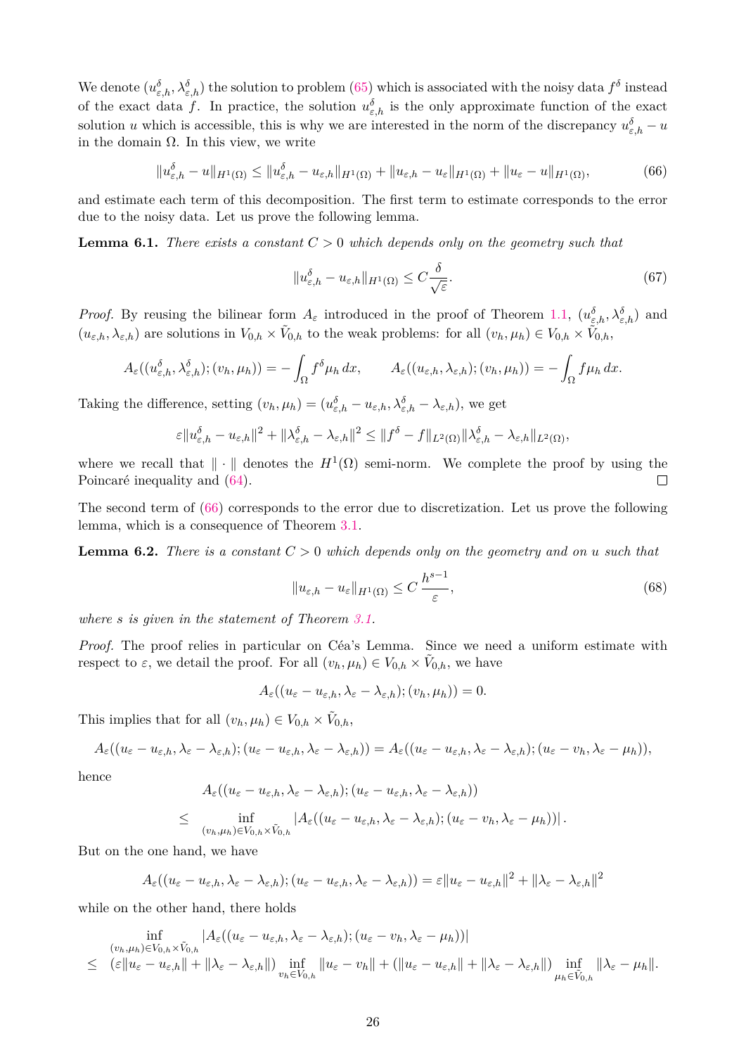We denote $(u^\delta_{\varepsilon,h}, \lambda^\delta_{\varepsilon,h})$ the solution to problem (65) which is associated with the noisy data $f^\delta$ instead of the exact data $f$. In practice, the solution $u^\delta_{\varepsilon,h}$ is the only approximate function of the exact solution $u$ which is accessible, this is why we are interested in the norm of the discrepancy $u^\delta_{\varepsilon,h} - u$ in the domain $\Omega$. In this view, we write

$$\|u^\delta_{\varepsilon,h} - u\|_{H^1(\Omega)} \leq \|u^\delta_{\varepsilon,h} - u_{\varepsilon,h}\|_{H^1(\Omega)} + \|u_{\varepsilon,h} - u_\varepsilon\|_{H^1(\Omega)} + \|u_\varepsilon - u\|_{H^1(\Omega)}, \tag{66}$$

and estimate each term of this decomposition. The first term to estimate corresponds to the error due to the noisy data. Let us prove the following lemma.

**Lemma 6.1.** *There exists a constant $C > 0$ which depends only on the geometry such that*

$$\|u^\delta_{\varepsilon,h} - u_{\varepsilon,h}\|_{H^1(\Omega)} \leq C \frac{\delta}{\sqrt{\varepsilon}}. \tag{67}$$

*Proof.* By reusing the bilinear form $A_\varepsilon$ introduced in the proof of Theorem 1.1, $(u^\delta_{\varepsilon,h}, \lambda^\delta_{\varepsilon,h})$ and $(u_{\varepsilon,h}, \lambda_{\varepsilon,h})$ are solutions in $V_{0,h} \times \tilde{V}_{0,h}$ to the weak problems: for all $(v_h, \mu_h) \in V_{0,h} \times \tilde{V}_{0,h}$,

$$A_\varepsilon((u^\delta_{\varepsilon,h}, \lambda^\delta_{\varepsilon,h}); (v_h, \mu_h)) = -\int_\Omega f^\delta \mu_h \, dx, \qquad A_\varepsilon((u_{\varepsilon,h}, \lambda_{\varepsilon,h}); (v_h, \mu_h)) = -\int_\Omega f \mu_h \, dx.$$

Taking the difference, setting $(v_h, \mu_h) = (u^\delta_{\varepsilon,h} - u_{\varepsilon,h}, \lambda^\delta_{\varepsilon,h} - \lambda_{\varepsilon,h})$, we get

$$\varepsilon \|u^\delta_{\varepsilon,h} - u_{\varepsilon,h}\|^2 + \|\lambda^\delta_{\varepsilon,h} - \lambda_{\varepsilon,h}\|^2 \leq \|f^\delta - f\|_{L^2(\Omega)} \|\lambda^\delta_{\varepsilon,h} - \lambda_{\varepsilon,h}\|_{L^2(\Omega)},$$

where we recall that $\|\cdot\|$ denotes the $H^1(\Omega)$ semi-norm. We complete the proof by using the Poincaré inequality and (64). ☐

The second term of (66) corresponds to the error due to discretization. Let us prove the following lemma, which is a consequence of Theorem 3.1.

**Lemma 6.2.** *There is a constant $C > 0$ which depends only on the geometry and on $u$ such that*

$$\|u_{\varepsilon,h} - u_\varepsilon\|_{H^1(\Omega)} \leq C \, \frac{h^{s-1}}{\varepsilon}, \tag{68}$$

*where $s$ is given in the statement of Theorem 3.1.*

*Proof.* The proof relies in particular on Céa's Lemma. Since we need a uniform estimate with respect to $\varepsilon$, we detail the proof. For all $(v_h, \mu_h) \in V_{0,h} \times \tilde{V}_{0,h}$, we have

$$A_\varepsilon((u_\varepsilon - u_{\varepsilon,h}, \lambda_\varepsilon - \lambda_{\varepsilon,h}); (v_h, \mu_h)) = 0.$$

This implies that for all $(v_h, \mu_h) \in V_{0,h} \times \tilde{V}_{0,h}$,

$$A_\varepsilon((u_\varepsilon - u_{\varepsilon,h}, \lambda_\varepsilon - \lambda_{\varepsilon,h}); (u_\varepsilon - u_{\varepsilon,h}, \lambda_\varepsilon - \lambda_{\varepsilon,h})) = A_\varepsilon((u_\varepsilon - u_{\varepsilon,h}, \lambda_\varepsilon - \lambda_{\varepsilon,h}); (u_\varepsilon - v_h, \lambda_\varepsilon - \mu_h)),$$

hence

$$\begin{aligned}
&A_\varepsilon((u_\varepsilon - u_{\varepsilon,h}, \lambda_\varepsilon - \lambda_{\varepsilon,h}); (u_\varepsilon - u_{\varepsilon,h}, \lambda_\varepsilon - \lambda_{\varepsilon,h})) \\
\leq \; & \inf_{(v_h, \mu_h) \in V_{0,h} \times \tilde{V}_{0,h}} |A_\varepsilon((u_\varepsilon - u_{\varepsilon,h}, \lambda_\varepsilon - \lambda_{\varepsilon,h}); (u_\varepsilon - v_h, \lambda_\varepsilon - \mu_h))| \, .
\end{aligned}$$

But on the one hand, we have

$$A_\varepsilon((u_\varepsilon - u_{\varepsilon,h}, \lambda_\varepsilon - \lambda_{\varepsilon,h}); (u_\varepsilon - u_{\varepsilon,h}, \lambda_\varepsilon - \lambda_{\varepsilon,h})) = \varepsilon \|u_\varepsilon - u_{\varepsilon,h}\|^2 + \|\lambda_\varepsilon - \lambda_{\varepsilon,h}\|^2$$

while on the other hand, there holds

$$\begin{aligned}
& \inf_{(v_h, \mu_h) \in V_{0,h} \times \tilde{V}_{0,h}} |A_\varepsilon((u_\varepsilon - u_{\varepsilon,h}, \lambda_\varepsilon - \lambda_{\varepsilon,h}); (u_\varepsilon - v_h, \lambda_\varepsilon - \mu_h))| \\
\leq \; & (\varepsilon \|u_\varepsilon - u_{\varepsilon,h}\| + \|\lambda_\varepsilon - \lambda_{\varepsilon,h}\|) \inf_{v_h \in V_{0,h}} \|u_\varepsilon - v_h\| + (\|u_\varepsilon - u_{\varepsilon,h}\| + \|\lambda_\varepsilon - \lambda_{\varepsilon,h}\|) \inf_{\mu_h \in \tilde{V}_{0,h}} \|\lambda_\varepsilon - \mu_h\|.
\end{aligned}$$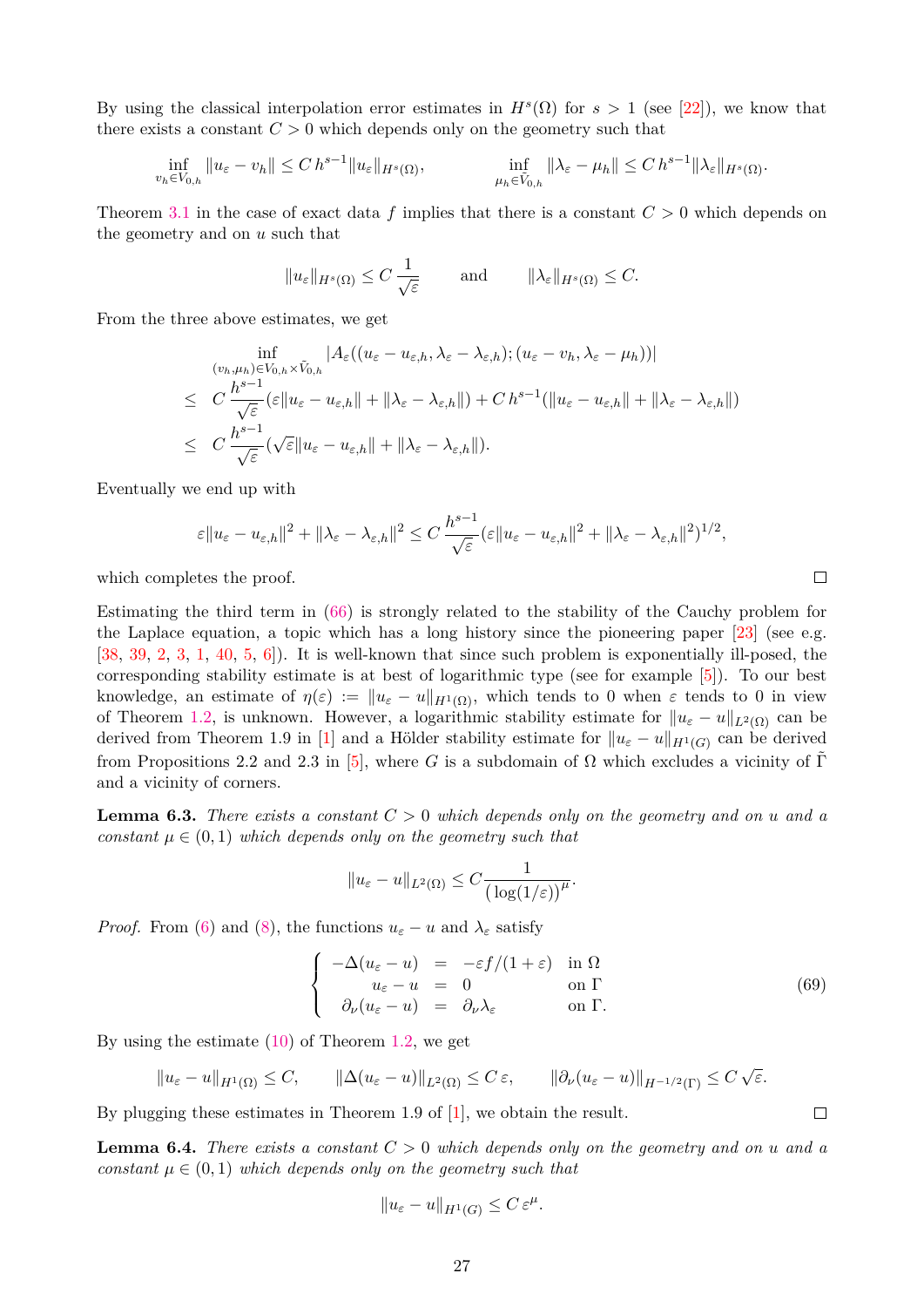By using the classical interpolation error estimates in $H^s(\Omega)$ for $s > 1$ (see [22]), we know that there exists a constant $C > 0$ which depends only on the geometry such that

$$\inf_{v_h \in V_{0,h}} \|u_\varepsilon - v_h\| \leq C\, h^{s-1} \|u_\varepsilon\|_{H^s(\Omega)}, \qquad \inf_{\mu_h \in \tilde{V}_{0,h}} \|\lambda_\varepsilon - \mu_h\| \leq C\, h^{s-1} \|\lambda_\varepsilon\|_{H^s(\Omega)}.$$

Theorem 3.1 in the case of exact data $f$ implies that there is a constant $C > 0$ which depends on the geometry and on $u$ such that

$$\|u_\varepsilon\|_{H^s(\Omega)} \leq C\, \frac{1}{\sqrt{\varepsilon}} \qquad \text{and} \qquad \|\lambda_\varepsilon\|_{H^s(\Omega)} \leq C.$$

From the three above estimates, we get

$$\begin{aligned}
&\inf_{(v_h,\mu_h) \in V_{0,h} \times \tilde{V}_{0,h}} |A_\varepsilon((u_\varepsilon - u_{\varepsilon,h}, \lambda_\varepsilon - \lambda_{\varepsilon,h}); (u_\varepsilon - v_h, \lambda_\varepsilon - \mu_h))| \\
\leq\ & C\, \frac{h^{s-1}}{\sqrt{\varepsilon}} (\varepsilon \|u_\varepsilon - u_{\varepsilon,h}\| + \|\lambda_\varepsilon - \lambda_{\varepsilon,h}\|) + C\, h^{s-1} (\|u_\varepsilon - u_{\varepsilon,h}\| + \|\lambda_\varepsilon - \lambda_{\varepsilon,h}\|) \\
\leq\ & C\, \frac{h^{s-1}}{\sqrt{\varepsilon}} (\sqrt{\varepsilon} \|u_\varepsilon - u_{\varepsilon,h}\| + \|\lambda_\varepsilon - \lambda_{\varepsilon,h}\|).
\end{aligned}$$

Eventually we end up with

$$\varepsilon \|u_\varepsilon - u_{\varepsilon,h}\|^2 + \|\lambda_\varepsilon - \lambda_{\varepsilon,h}\|^2 \leq C\, \frac{h^{s-1}}{\sqrt{\varepsilon}} (\varepsilon \|u_\varepsilon - u_{\varepsilon,h}\|^2 + \|\lambda_\varepsilon - \lambda_{\varepsilon,h}\|^2)^{1/2},$$

which completes the proof. □

Estimating the third term in (66) is strongly related to the stability of the Cauchy problem for the Laplace equation, a topic which has a long history since the pioneering paper [23] (see e.g. [38, 39, 2, 3, 1, 40, 5, 6]). It is well-known that since such problem is exponentially ill-posed, the corresponding stability estimate is at best of logarithmic type (see for example [5]). To our best knowledge, an estimate of $\eta(\varepsilon) := \|u_\varepsilon - u\|_{H^1(\Omega)}$, which tends to 0 when $\varepsilon$ tends to 0 in view of Theorem 1.2, is unknown. However, a logarithmic stability estimate for $\|u_\varepsilon - u\|_{L^2(\Omega)}$ can be derived from Theorem 1.9 in [1] and a Hölder stability estimate for $\|u_\varepsilon - u\|_{H^1(G)}$ can be derived from Propositions 2.2 and 2.3 in [5], where $G$ is a subdomain of $\Omega$ which excludes a vicinity of $\tilde{\Gamma}$ and a vicinity of corners.

**Lemma 6.3.** *There exists a constant $C > 0$ which depends only on the geometry and on $u$ and a constant $\mu \in (0, 1)$ which depends only on the geometry such that*

$$\|u_\varepsilon - u\|_{L^2(\Omega)} \leq C \frac{1}{\left(\log(1/\varepsilon)\right)^\mu}.$$

*Proof.* From (6) and (8), the functions $u_\varepsilon - u$ and $\lambda_\varepsilon$ satisfy

$$\left\{ \begin{array}{rcll} -\Delta(u_\varepsilon - u) & = & -\varepsilon f/(1+\varepsilon) & \text{in } \Omega \\ u_\varepsilon - u & = & 0 & \text{on } \Gamma \\ \partial_\nu(u_\varepsilon - u) & = & \partial_\nu \lambda_\varepsilon & \text{on } \Gamma. \end{array} \right. \tag{69}$$

By using the estimate (10) of Theorem 1.2, we get

$$\|u_\varepsilon - u\|_{H^1(\Omega)} \leq C, \qquad \|\Delta(u_\varepsilon - u)\|_{L^2(\Omega)} \leq C\, \varepsilon, \qquad \|\partial_\nu(u_\varepsilon - u)\|_{H^{-1/2}(\Gamma)} \leq C\, \sqrt{\varepsilon}.$$

By plugging these estimates in Theorem 1.9 of [1], we obtain the result. □

**Lemma 6.4.** *There exists a constant $C > 0$ which depends only on the geometry and on $u$ and a constant $\mu \in (0, 1)$ which depends only on the geometry such that*

$$\|u_\varepsilon - u\|_{H^1(G)} \leq C\, \varepsilon^\mu.$$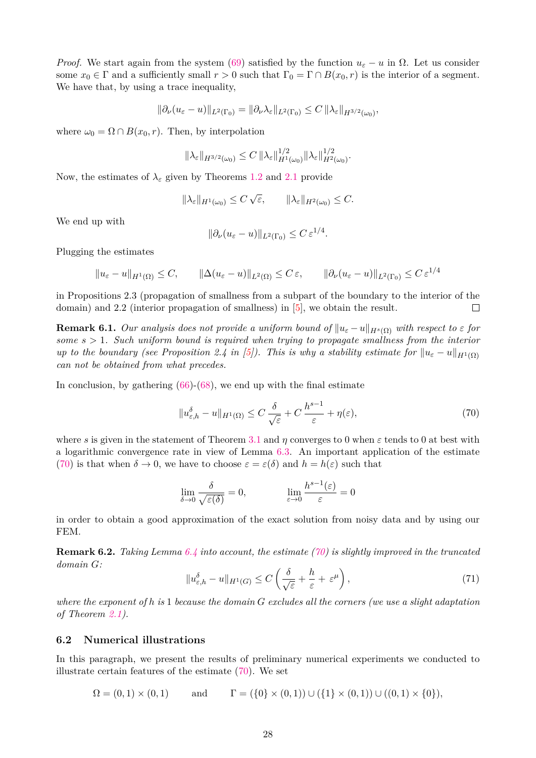*Proof.* We start again from the system (69) satisfied by the function $u_\varepsilon - u$ in $\Omega$. Let us consider some $x_0 \in \Gamma$ and a sufficiently small $r > 0$ such that $\Gamma_0 = \Gamma \cap B(x_0, r)$ is the interior of a segment. We have that, by using a trace inequality,

$$\|\partial_\nu (u_\varepsilon - u)\|_{L^2(\Gamma_0)} = \|\partial_\nu \lambda_\varepsilon\|_{L^2(\Gamma_0)} \leq C\,\|\lambda_\varepsilon\|_{H^{3/2}(\omega_0)},$$

where $\omega_0 = \Omega \cap B(x_0, r)$. Then, by interpolation

$$\|\lambda_\varepsilon\|_{H^{3/2}(\omega_0)} \leq C\,\|\lambda_\varepsilon\|^{1/2}_{H^1(\omega_0)} \|\lambda_\varepsilon\|^{1/2}_{H^2(\omega_0)}.$$

Now, the estimates of $\lambda_\varepsilon$ given by Theorems 1.2 and 2.1 provide

$$\|\lambda_\varepsilon\|_{H^1(\omega_0)} \leq C\,\sqrt{\varepsilon}, \qquad \|\lambda_\varepsilon\|_{H^2(\omega_0)} \leq C.$$

We end up with

$$\|\partial_\nu (u_\varepsilon - u)\|_{L^2(\Gamma_0)} \leq C\,\varepsilon^{1/4}.$$

Plugging the estimates

$$\|u_\varepsilon - u\|_{H^1(\Omega)} \leq C, \qquad \|\Delta(u_\varepsilon - u)\|_{L^2(\Omega)} \leq C\,\varepsilon, \qquad \|\partial_\nu (u_\varepsilon - u)\|_{L^2(\Gamma_0)} \leq C\,\varepsilon^{1/4}$$

in Propositions 2.3 (propagation of smallness from a subpart of the boundary to the interior of the domain) and 2.2 (interior propagation of smallness) in [5], we obtain the result. $\square$

**Remark 6.1.** *Our analysis does not provide a uniform bound of $\|u_\varepsilon - u\|_{H^s(\Omega)}$ with respect to $\varepsilon$ for some $s > 1$. Such uniform bound is required when trying to propagate smallness from the interior up to the boundary (see Proposition 2.4 in [5]). This is why a stability estimate for $\|u_\varepsilon - u\|_{H^1(\Omega)}$ can not be obtained from what precedes.*

In conclusion, by gathering (66)-(68), we end up with the final estimate

$$\|u^\delta_{\varepsilon,h} - u\|_{H^1(\Omega)} \leq C\,\frac{\delta}{\sqrt{\varepsilon}} + C\,\frac{h^{s-1}}{\varepsilon} + \eta(\varepsilon), \tag{70}$$

where $s$ is given in the statement of Theorem 3.1 and $\eta$ converges to 0 when $\varepsilon$ tends to 0 at best with a logarithmic convergence rate in view of Lemma 6.3. An important application of the estimate (70) is that when $\delta \to 0$, we have to choose $\varepsilon = \varepsilon(\delta)$ and $h = h(\varepsilon)$ such that

$$\lim_{\delta \to 0} \frac{\delta}{\sqrt{\varepsilon(\delta)}} = 0, \qquad \lim_{\varepsilon \to 0} \frac{h^{s-1}(\varepsilon)}{\varepsilon} = 0$$

in order to obtain a good approximation of the exact solution from noisy data and by using our FEM.

**Remark 6.2.** *Taking Lemma 6.4 into account, the estimate (70) is slightly improved in the truncated domain $G$:*

$$\|u^\delta_{\varepsilon,h} - u\|_{H^1(G)} \leq C\left(\frac{\delta}{\sqrt{\varepsilon}} + \frac{h}{\varepsilon} + \varepsilon^\mu\right), \tag{71}$$

*where the exponent of $h$ is 1 because the domain $G$ excludes all the corners (we use a slight adaptation of Theorem 2.1).*

### 6.2 Numerical illustrations

In this paragraph, we present the results of preliminary numerical experiments we conducted to illustrate certain features of the estimate (70). We set

$$\Omega = (0,1) \times (0,1) \qquad \text{and} \qquad \Gamma = (\{0\} \times (0,1)) \cup (\{1\} \times (0,1)) \cup ((0,1) \times \{0\}),$$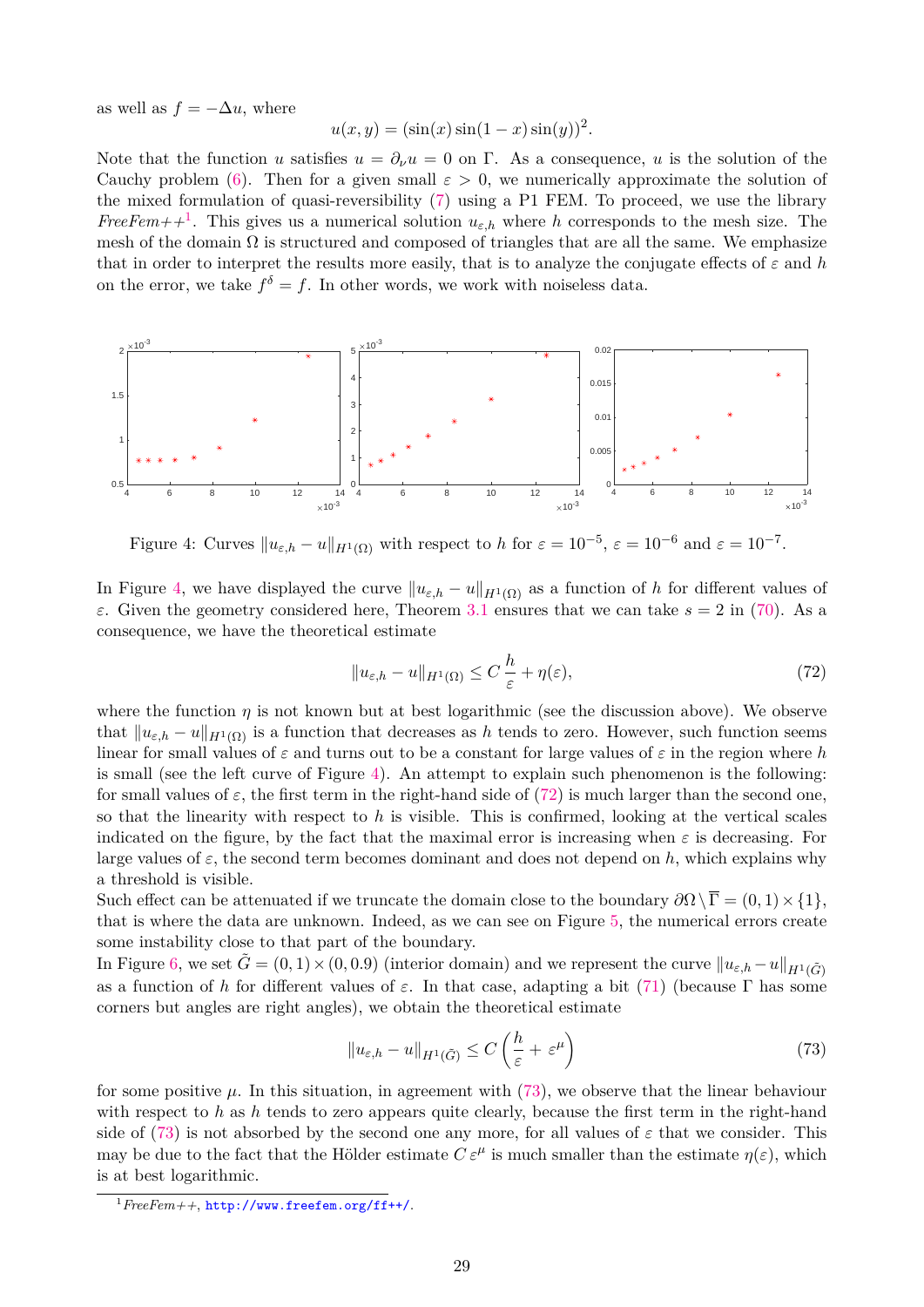as well as $f = -\Delta u$, where

$$u(x, y) = (\sin(x)\sin(1-x)\sin(y))^2.$$

Note that the function $u$ satisfies $u = \partial_\nu u = 0$ on $\Gamma$. As a consequence, $u$ is the solution of the Cauchy problem (6). Then for a given small $\varepsilon > 0$, we numerically approximate the solution of the mixed formulation of quasi-reversibility (7) using a P1 FEM. To proceed, we use the library *FreeFem++*[1]. This gives us a numerical solution $u_{\varepsilon,h}$ where $h$ corresponds to the mesh size. The mesh of the domain $\Omega$ is structured and composed of triangles that are all the same. We emphasize that in order to interpret the results more easily, that is to analyze the conjugate effects of $\varepsilon$ and $h$ on the error, we take $f^\delta = f$. In other words, we work with noiseless data.

Figure 4: Curves $\|u_{\varepsilon,h} - u\|_{H^1(\Omega)}$ with respect to $h$ for $\varepsilon = 10^{-5}$, $\varepsilon = 10^{-6}$ and $\varepsilon = 10^{-7}$.

In Figure 4, we have displayed the curve $\|u_{\varepsilon,h} - u\|_{H^1(\Omega)}$ as a function of $h$ for different values of $\varepsilon$. Given the geometry considered here, Theorem 3.1 ensures that we can take $s = 2$ in (70). As a consequence, we have the theoretical estimate

$$\|u_{\varepsilon,h} - u\|_{H^1(\Omega)} \leq C\,\frac{h}{\varepsilon} + \eta(\varepsilon), \tag{72}$$

where the function $\eta$ is not known but at best logarithmic (see the discussion above). We observe that $\|u_{\varepsilon,h} - u\|_{H^1(\Omega)}$ is a function that decreases as $h$ tends to zero. However, such function seems linear for small values of $\varepsilon$ and turns out to be a constant for large values of $\varepsilon$ in the region where $h$ is small (see the left curve of Figure 4). An attempt to explain such phenomenon is the following: for small values of $\varepsilon$, the first term in the right-hand side of (72) is much larger than the second one, so that the linearity with respect to $h$ is visible. This is confirmed, looking at the vertical scales indicated on the figure, by the fact that the maximal error is increasing when $\varepsilon$ is decreasing. For large values of $\varepsilon$, the second term becomes dominant and does not depend on $h$, which explains why a threshold is visible.

Such effect can be attenuated if we truncate the domain close to the boundary $\partial\Omega \setminus \overline{\Gamma} = (0, 1) \times \{1\}$, that is where the data are unknown. Indeed, as we can see on Figure 5, the numerical errors create some instability close to that part of the boundary.

In Figure 6, we set $\tilde{G} = (0, 1) \times (0, 0.9)$ (interior domain) and we represent the curve $\|u_{\varepsilon,h} - u\|_{H^1(\tilde{G})}$ as a function of $h$ for different values of $\varepsilon$. In that case, adapting a bit (71) (because $\Gamma$ has some corners but angles are right angles), we obtain the theoretical estimate

$$\|u_{\varepsilon,h} - u\|_{H^1(\tilde{G})} \leq C\left(\frac{h}{\varepsilon} + \varepsilon^\mu\right) \tag{73}$$

for some positive $\mu$. In this situation, in agreement with (73), we observe that the linear behaviour with respect to $h$ as $h$ tends to zero appears quite clearly, because the first term in the right-hand side of (73) is not absorbed by the second one any more, for all values of $\varepsilon$ that we consider. This may be due to the fact that the Hölder estimate $C\,\varepsilon^\mu$ is much smaller than the estimate $\eta(\varepsilon)$, which is at best logarithmic.

[1] *FreeFem++*, http://www.freefem.org/ff++/.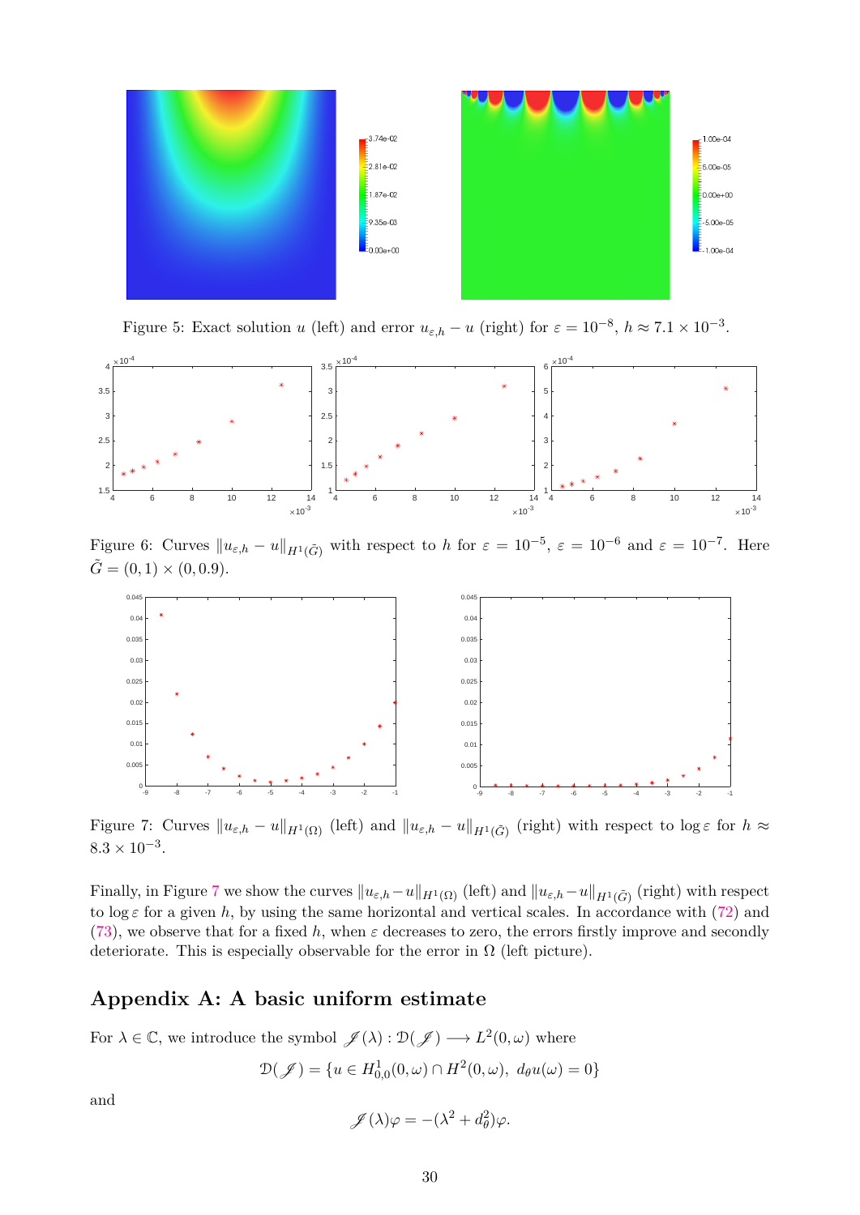Figure 5: Exact solution $u$ (left) and error $u_{\varepsilon,h} - u$ (right) for $\varepsilon = 10^{-8}$, $h \approx 7.1 \times 10^{-3}$.

Figure 6: Curves $\|u_{\varepsilon,h} - u\|_{H^1(\tilde{G})}$ with respect to $h$ for $\varepsilon = 10^{-5}$, $\varepsilon = 10^{-6}$ and $\varepsilon = 10^{-7}$. Here $\tilde{G} = (0,1) \times (0, 0.9)$.

Figure 7: Curves $\|u_{\varepsilon,h} - u\|_{H^1(\Omega)}$ (left) and $\|u_{\varepsilon,h} - u\|_{H^1(\tilde{G})}$ (right) with respect to $\log \varepsilon$ for $h \approx 8.3 \times 10^{-3}$.

Finally, in Figure 7 we show the curves $\|u_{\varepsilon,h}-u\|_{H^1(\Omega)}$ (left) and $\|u_{\varepsilon,h}-u\|_{H^1(\tilde{G})}$ (right) with respect to $\log \varepsilon$ for a given $h$, by using the same horizontal and vertical scales. In accordance with (72) and (73), we observe that for a fixed $h$, when $\varepsilon$ decreases to zero, the errors firstly improve and secondly deteriorate. This is especially observable for the error in $\Omega$ (left picture).

## Appendix A: A basic uniform estimate

For $\lambda \in \mathbb{C}$, we introduce the symbol $\mathscr{J}(\lambda) : \mathcal{D}(\mathscr{J}) \longrightarrow L^2(0,\omega)$ where

$$\mathcal{D}(\mathscr{J}) = \{u \in H^1_{0,0}(0,\omega) \cap H^2(0,\omega),\ d_\theta u(\omega) = 0\}$$

and

$$\mathscr{J}(\lambda)\varphi = -(\lambda^2 + d_\theta^2)\varphi.$$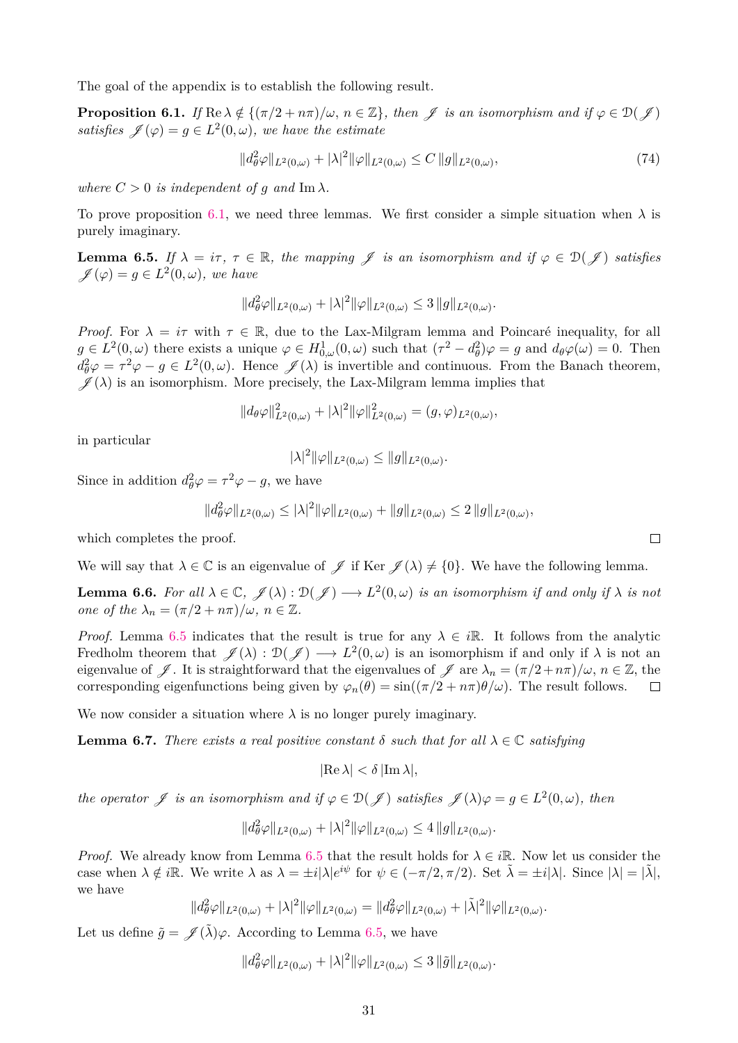The goal of the appendix is to establish the following result.

**Proposition 6.1.** *If* $\operatorname{Re}\lambda \notin \{(\pi/2 + n\pi)/\omega,\ n \in \mathbb{Z}\}$*, then* $\mathscr{J}$ *is an isomorphism and if* $\varphi \in \mathcal{D}(\mathscr{J})$ *satisfies* $\mathscr{J}(\varphi) = g \in L^2(0,\omega)$*, we have the estimate*

$$\|d_\theta^2\varphi\|_{L^2(0,\omega)} + |\lambda|^2\|\varphi\|_{L^2(0,\omega)} \leq C\,\|g\|_{L^2(0,\omega)}, \tag{74}$$

*where* $C > 0$ *is independent of* $g$ *and* $\operatorname{Im}\lambda$*.*

To prove proposition 6.1, we need three lemmas. We first consider a simple situation when $\lambda$ is purely imaginary.

**Lemma 6.5.** *If* $\lambda = i\tau$*,* $\tau \in \mathbb{R}$*, the mapping* $\mathscr{J}$ *is an isomorphism and if* $\varphi \in \mathcal{D}(\mathscr{J})$ *satisfies* $\mathscr{J}(\varphi) = g \in L^2(0,\omega)$*, we have*

$$\|d_\theta^2\varphi\|_{L^2(0,\omega)} + |\lambda|^2\|\varphi\|_{L^2(0,\omega)} \leq 3\,\|g\|_{L^2(0,\omega)}.$$

*Proof.* For $\lambda = i\tau$ with $\tau \in \mathbb{R}$, due to the Lax-Milgram lemma and Poincaré inequality, for all $g \in L^2(0,\omega)$ there exists a unique $\varphi \in H^1_{0,\omega}(0,\omega)$ such that $(\tau^2 - d_\theta^2)\varphi = g$ and $d_\theta\varphi(\omega) = 0$. Then $d_\theta^2\varphi = \tau^2\varphi - g \in L^2(0,\omega)$. Hence $\mathscr{J}(\lambda)$ is invertible and continuous. From the Banach theorem, $\mathscr{J}(\lambda)$ is an isomorphism. More precisely, the Lax-Milgram lemma implies that

$$\|d_\theta\varphi\|^2_{L^2(0,\omega)} + |\lambda|^2\|\varphi\|^2_{L^2(0,\omega)} = (g,\varphi)_{L^2(0,\omega)},$$

in particular

$$|\lambda|^2\|\varphi\|_{L^2(0,\omega)} \leq \|g\|_{L^2(0,\omega)}.$$

Since in addition $d_\theta^2\varphi = \tau^2\varphi - g$, we have

$$\|d_\theta^2\varphi\|_{L^2(0,\omega)} \leq |\lambda|^2\|\varphi\|_{L^2(0,\omega)} + \|g\|_{L^2(0,\omega)} \leq 2\,\|g\|_{L^2(0,\omega)},$$

which completes the proof. □

We will say that $\lambda \in \mathbb{C}$ is an eigenvalue of $\mathscr{J}$ if $\operatorname{Ker}\mathscr{J}(\lambda) \neq \{0\}$. We have the following lemma.

**Lemma 6.6.** *For all* $\lambda \in \mathbb{C}$*,* $\mathscr{J}(\lambda) : \mathcal{D}(\mathscr{J}) \longrightarrow L^2(0,\omega)$ *is an isomorphism if and only if* $\lambda$ *is not one of the* $\lambda_n = (\pi/2 + n\pi)/\omega$*,* $n \in \mathbb{Z}$*.*

*Proof.* Lemma 6.5 indicates that the result is true for any $\lambda \in i\mathbb{R}$. It follows from the analytic Fredholm theorem that $\mathscr{J}(\lambda) : \mathcal{D}(\mathscr{J}) \longrightarrow L^2(0,\omega)$ is an isomorphism if and only if $\lambda$ is not an eigenvalue of $\mathscr{J}$. It is straightforward that the eigenvalues of $\mathscr{J}$ are $\lambda_n = (\pi/2 + n\pi)/\omega$, $n \in \mathbb{Z}$, the corresponding eigenfunctions being given by $\varphi_n(\theta) = \sin((\pi/2 + n\pi)\theta/\omega)$. The result follows. □

We now consider a situation where $\lambda$ is no longer purely imaginary.

**Lemma 6.7.** *There exists a real positive constant* $\delta$ *such that for all* $\lambda \in \mathbb{C}$ *satisfying*

$$|\operatorname{Re}\lambda| < \delta\,|\operatorname{Im}\lambda|,$$

*the operator* $\mathscr{J}$ *is an isomorphism and if* $\varphi \in \mathcal{D}(\mathscr{J})$ *satisfies* $\mathscr{J}(\lambda)\varphi = g \in L^2(0,\omega)$*, then*

$$\|d_\theta^2\varphi\|_{L^2(0,\omega)} + |\lambda|^2\|\varphi\|_{L^2(0,\omega)} \leq 4\,\|g\|_{L^2(0,\omega)}.$$

*Proof.* We already know from Lemma 6.5 that the result holds for $\lambda \in i\mathbb{R}$. Now let us consider the case when $\lambda \notin i\mathbb{R}$. We write $\lambda$ as $\lambda = \pm i|\lambda|e^{i\psi}$ for $\psi \in (-\pi/2, \pi/2)$. Set $\tilde{\lambda} = \pm i|\lambda|$. Since $|\lambda| = |\tilde{\lambda}|$, we have

$$\|d_\theta^2\varphi\|_{L^2(0,\omega)} + |\lambda|^2\|\varphi\|_{L^2(0,\omega)} = \|d_\theta^2\varphi\|_{L^2(0,\omega)} + |\tilde{\lambda}|^2\|\varphi\|_{L^2(0,\omega)}.$$

Let us define $\tilde{g} = \mathscr{J}(\tilde{\lambda})\varphi$. According to Lemma 6.5, we have

$$\|d_\theta^2\varphi\|_{L^2(0,\omega)} + |\lambda|^2\|\varphi\|_{L^2(0,\omega)} \leq 3\,\|\tilde{g}\|_{L^2(0,\omega)}.$$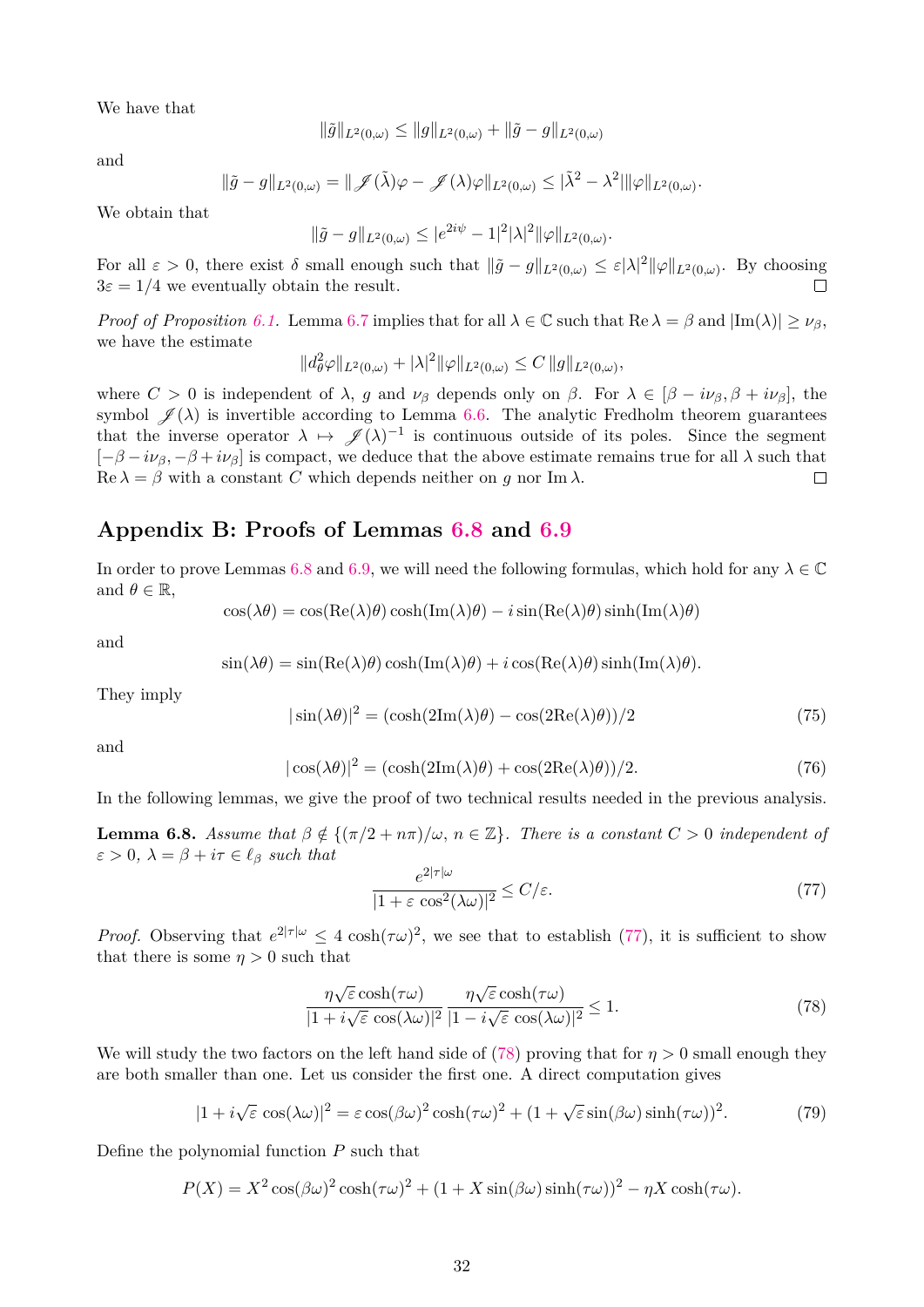We have that

$$\|\tilde{g}\|_{L^2(0,\omega)} \leq \|g\|_{L^2(0,\omega)} + \|\tilde{g} - g\|_{L^2(0,\omega)}$$

and

$$\|\tilde{g} - g\|_{L^2(0,\omega)} = \|\mathscr{J}(\tilde{\lambda})\varphi - \mathscr{J}(\lambda)\varphi\|_{L^2(0,\omega)} \leq |\tilde{\lambda}^2 - \lambda^2| \|\varphi\|_{L^2(0,\omega)}.$$

We obtain that

$$\|\tilde{g} - g\|_{L^2(0,\omega)} \leq |e^{2i\psi} - 1|^2 |\lambda|^2 \|\varphi\|_{L^2(0,\omega)}.$$

For all $\varepsilon > 0$, there exist $\delta$ small enough such that $\|\tilde{g} - g\|_{L^2(0,\omega)} \leq \varepsilon |\lambda|^2 \|\varphi\|_{L^2(0,\omega)}$. By choosing $3\varepsilon = 1/4$ we eventually obtain the result. ∎

*Proof of Proposition 6.1.* Lemma 6.7 implies that for all $\lambda \in \mathbb{C}$ such that $\operatorname{Re}\lambda = \beta$ and $|\operatorname{Im}(\lambda)| \geq \nu_\beta$, we have the estimate

$$\|d_\theta^2 \varphi\|_{L^2(0,\omega)} + |\lambda|^2 \|\varphi\|_{L^2(0,\omega)} \leq C \|g\|_{L^2(0,\omega)},$$

where $C > 0$ is independent of $\lambda$, $g$ and $\nu_\beta$ depends only on $\beta$. For $\lambda \in [\beta - i\nu_\beta, \beta + i\nu_\beta]$, the symbol $\mathscr{J}(\lambda)$ is invertible according to Lemma 6.6. The analytic Fredholm theorem guarantees that the inverse operator $\lambda \mapsto \mathscr{J}(\lambda)^{-1}$ is continuous outside of its poles. Since the segment $[-\beta - i\nu_\beta, -\beta + i\nu_\beta]$ is compact, we deduce that the above estimate remains true for all $\lambda$ such that $\operatorname{Re}\lambda = \beta$ with a constant $C$ which depends neither on $g$ nor $\operatorname{Im}\lambda$. ∎

## Appendix B: Proofs of Lemmas 6.8 and 6.9

In order to prove Lemmas 6.8 and 6.9, we will need the following formulas, which hold for any $\lambda \in \mathbb{C}$ and $\theta \in \mathbb{R}$,

$$\cos(\lambda\theta) = \cos(\operatorname{Re}(\lambda)\theta)\cosh(\operatorname{Im}(\lambda)\theta) - i\sin(\operatorname{Re}(\lambda)\theta)\sinh(\operatorname{Im}(\lambda)\theta)$$

and

$$\sin(\lambda\theta) = \sin(\operatorname{Re}(\lambda)\theta)\cosh(\operatorname{Im}(\lambda)\theta) + i\cos(\operatorname{Re}(\lambda)\theta)\sinh(\operatorname{Im}(\lambda)\theta).$$

They imply

$$|\sin(\lambda\theta)|^2 = (\cosh(2\operatorname{Im}(\lambda)\theta) - \cos(2\operatorname{Re}(\lambda)\theta))/2 \tag{75}$$

and

$$|\cos(\lambda\theta)|^2 = (\cosh(2\operatorname{Im}(\lambda)\theta) + \cos(2\operatorname{Re}(\lambda)\theta))/2. \tag{76}$$

In the following lemmas, we give the proof of two technical results needed in the previous analysis.

**Lemma 6.8.** *Assume that $\beta \notin \{(\pi/2 + n\pi)/\omega,\ n \in \mathbb{Z}\}$. There is a constant $C > 0$ independent of $\varepsilon > 0$, $\lambda = \beta + i\tau \in \ell_\beta$ such that*

$$\frac{e^{2|\tau|\omega}}{|1 + \varepsilon \cos^2(\lambda\omega)|^2} \leq C/\varepsilon. \tag{77}$$

*Proof.* Observing that $e^{2|\tau|\omega} \leq 4\cosh(\tau\omega)^2$, we see that to establish (77), it is sufficient to show that there is some $\eta > 0$ such that

$$\frac{\eta\sqrt{\varepsilon}\cosh(\tau\omega)}{|1 + i\sqrt{\varepsilon}\cos(\lambda\omega)|^2} \, \frac{\eta\sqrt{\varepsilon}\cosh(\tau\omega)}{|1 - i\sqrt{\varepsilon}\cos(\lambda\omega)|^2} \leq 1. \tag{78}$$

We will study the two factors on the left hand side of (78) proving that for $\eta > 0$ small enough they are both smaller than one. Let us consider the first one. A direct computation gives

$$|1 + i\sqrt{\varepsilon}\cos(\lambda\omega)|^2 = \varepsilon\cos(\beta\omega)^2\cosh(\tau\omega)^2 + (1 + \sqrt{\varepsilon}\sin(\beta\omega)\sinh(\tau\omega))^2. \tag{79}$$

Define the polynomial function $P$ such that

$$P(X) = X^2\cos(\beta\omega)^2\cosh(\tau\omega)^2 + (1 + X\sin(\beta\omega)\sinh(\tau\omega))^2 - \eta X\cosh(\tau\omega).$$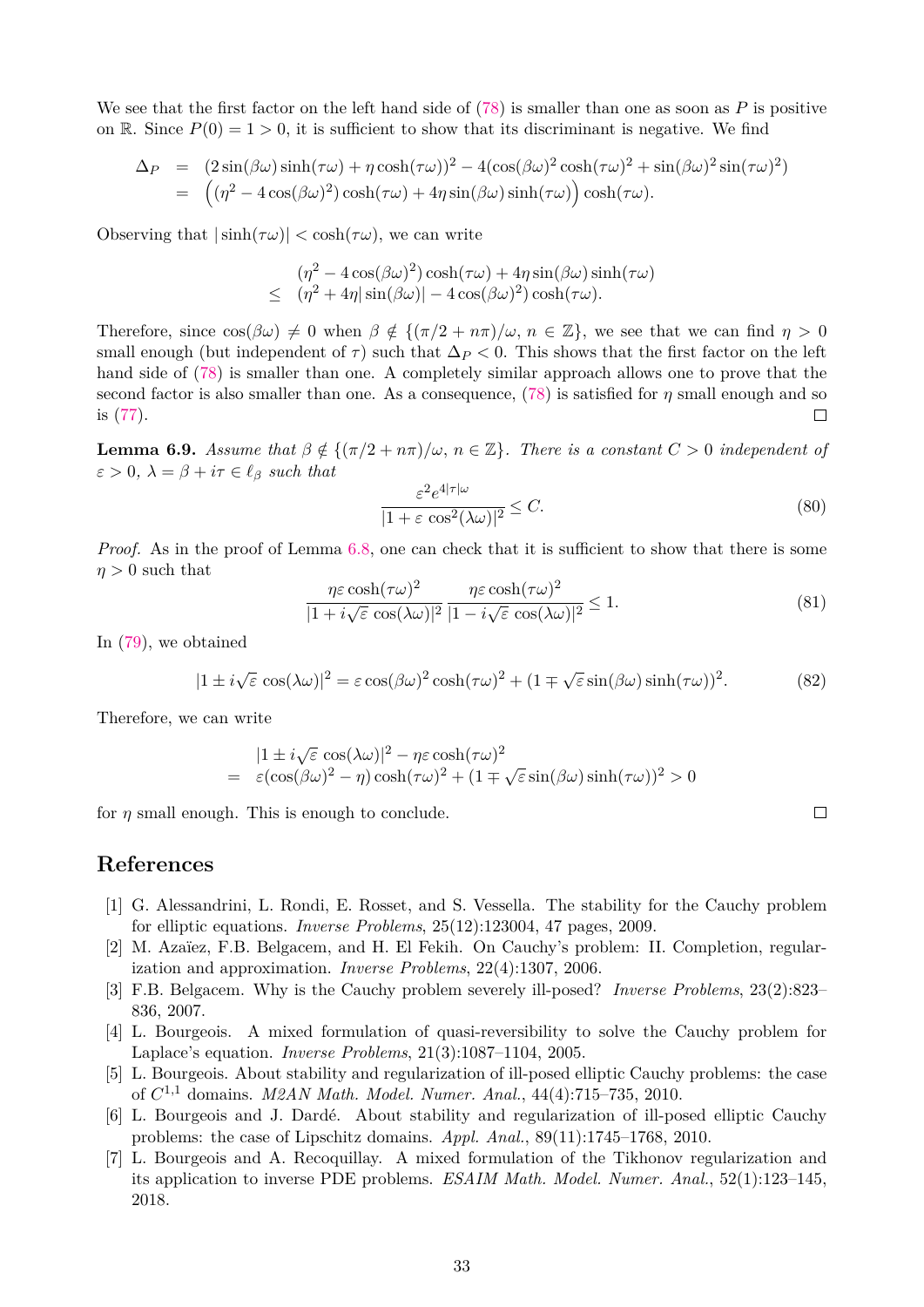We see that the first factor on the left hand side of (78) is smaller than one as soon as $P$ is positive on $\mathbb{R}$. Since $P(0) = 1 > 0$, it is sufficient to show that its discriminant is negative. We find

$$
\begin{aligned}
\Delta_P &= (2\sin(\beta\omega)\sinh(\tau\omega) + \eta\cosh(\tau\omega))^2 - 4(\cos(\beta\omega)^2\cosh(\tau\omega)^2 + \sin(\beta\omega)^2\sin(\tau\omega)^2) \\
&= \Big((\eta^2 - 4\cos(\beta\omega)^2)\cosh(\tau\omega) + 4\eta\sin(\beta\omega)\sinh(\tau\omega)\Big)\cosh(\tau\omega).
\end{aligned}
$$

Observing that $|\sinh(\tau\omega)| < \cosh(\tau\omega)$, we can write

$$
\begin{aligned}
& (\eta^2 - 4\cos(\beta\omega)^2)\cosh(\tau\omega) + 4\eta\sin(\beta\omega)\sinh(\tau\omega) \\
\leq\; & (\eta^2 + 4\eta|\sin(\beta\omega)| - 4\cos(\beta\omega)^2)\cosh(\tau\omega).
\end{aligned}
$$

Therefore, since $\cos(\beta\omega) \neq 0$ when $\beta \notin \{(\pi/2 + n\pi)/\omega,\, n \in \mathbb{Z}\}$, we see that we can find $\eta > 0$ small enough (but independent of $\tau$) such that $\Delta_P < 0$. This shows that the first factor on the left hand side of (78) is smaller than one. A completely similar approach allows one to prove that the second factor is also smaller than one. As a consequence, (78) is satisfied for $\eta$ small enough and so is (77). ☐

**Lemma 6.9.** *Assume that $\beta \notin \{(\pi/2 + n\pi)/\omega,\, n \in \mathbb{Z}\}$. There is a constant $C > 0$ independent of $\varepsilon > 0$, $\lambda = \beta + i\tau \in \ell_\beta$ such that*

$$
\frac{\varepsilon^2 e^{4|\tau|\omega}}{|1 + \varepsilon\,\cos^2(\lambda\omega)|^2} \leq C. \tag{80}
$$

*Proof.* As in the proof of Lemma 6.8, one can check that it is sufficient to show that there is some $\eta > 0$ such that

$$
\frac{\eta\varepsilon\cosh(\tau\omega)^2}{|1 + i\sqrt{\varepsilon}\,\cos(\lambda\omega)|^2}\,\frac{\eta\varepsilon\cosh(\tau\omega)^2}{|1 - i\sqrt{\varepsilon}\,\cos(\lambda\omega)|^2} \leq 1. \tag{81}
$$

In (79), we obtained

$$
|1 \pm i\sqrt{\varepsilon}\,\cos(\lambda\omega)|^2 = \varepsilon\cos(\beta\omega)^2\cosh(\tau\omega)^2 + (1 \mp \sqrt{\varepsilon}\sin(\beta\omega)\sinh(\tau\omega))^2. \tag{82}
$$

Therefore, we can write

$$
\begin{aligned}
& |1 \pm i\sqrt{\varepsilon}\,\cos(\lambda\omega)|^2 - \eta\varepsilon\cosh(\tau\omega)^2 \\
=\; & \varepsilon(\cos(\beta\omega)^2 - \eta)\cosh(\tau\omega)^2 + (1 \mp \sqrt{\varepsilon}\sin(\beta\omega)\sinh(\tau\omega))^2 > 0
\end{aligned}
$$

for $\eta$ small enough. This is enough to conclude. ☐

## References

[1] G. Alessandrini, L. Rondi, E. Rosset, and S. Vessella. The stability for the Cauchy problem for elliptic equations. *Inverse Problems*, 25(12):123004, 47 pages, 2009.

[2] M. Azaïez, F.B. Belgacem, and H. El Fekih. On Cauchy's problem: II. Completion, regularization and approximation. *Inverse Problems*, 22(4):1307, 2006.

[3] F.B. Belgacem. Why is the Cauchy problem severely ill-posed? *Inverse Problems*, 23(2):823–836, 2007.

[4] L. Bourgeois. A mixed formulation of quasi-reversibility to solve the Cauchy problem for Laplace's equation. *Inverse Problems*, 21(3):1087–1104, 2005.

[5] L. Bourgeois. About stability and regularization of ill-posed elliptic Cauchy problems: the case of $C^{1,1}$ domains. *M2AN Math. Model. Numer. Anal.*, 44(4):715–735, 2010.

[6] L. Bourgeois and J. Dardé. About stability and regularization of ill-posed elliptic Cauchy problems: the case of Lipschitz domains. *Appl. Anal.*, 89(11):1745–1768, 2010.

[7] L. Bourgeois and A. Recoquillay. A mixed formulation of the Tikhonov regularization and its application to inverse PDE problems. *ESAIM Math. Model. Numer. Anal.*, 52(1):123–145, 2018.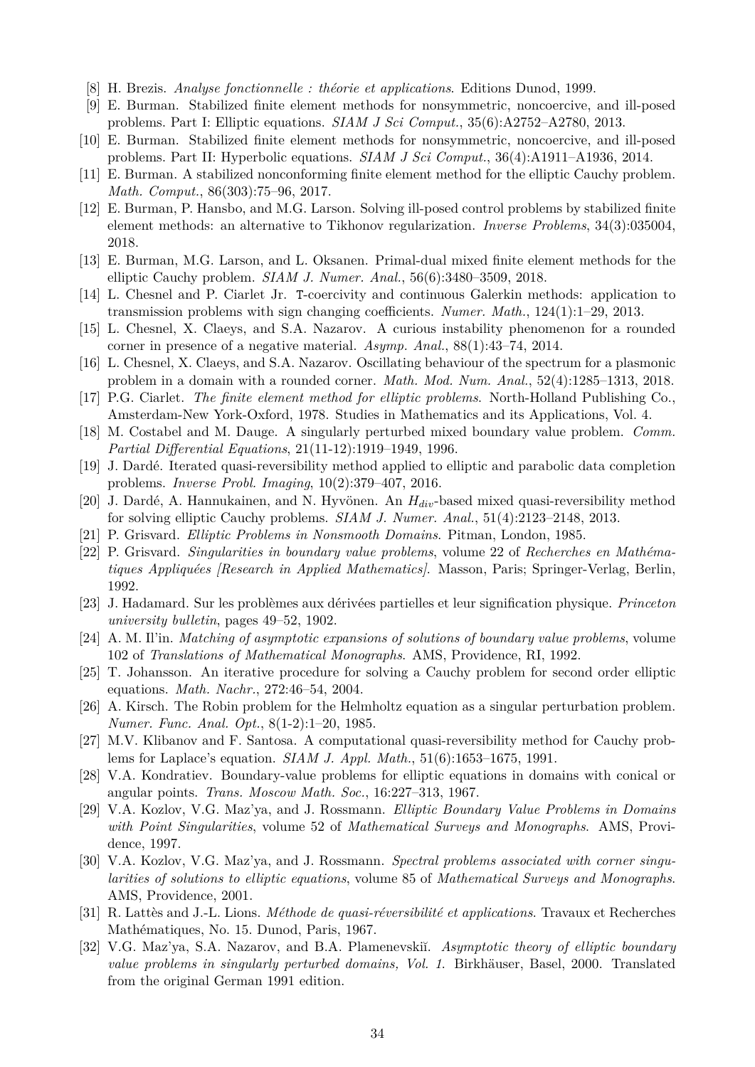[8] H. Brezis. *Analyse fonctionnelle : théorie et applications*. Editions Dunod, 1999.

[9] E. Burman. Stabilized finite element methods for nonsymmetric, noncoercive, and ill-posed problems. Part I: Elliptic equations. *SIAM J Sci Comput.*, 35(6):A2752–A2780, 2013.

[10] E. Burman. Stabilized finite element methods for nonsymmetric, noncoercive, and ill-posed problems. Part II: Hyperbolic equations. *SIAM J Sci Comput.*, 36(4):A1911–A1936, 2014.

[11] E. Burman. A stabilized nonconforming finite element method for the elliptic Cauchy problem. *Math. Comput.*, 86(303):75–96, 2017.

[12] E. Burman, P. Hansbo, and M.G. Larson. Solving ill-posed control problems by stabilized finite element methods: an alternative to Tikhonov regularization. *Inverse Problems*, 34(3):035004, 2018.

[13] E. Burman, M.G. Larson, and L. Oksanen. Primal-dual mixed finite element methods for the elliptic Cauchy problem. *SIAM J. Numer. Anal.*, 56(6):3480–3509, 2018.

[14] L. Chesnel and P. Ciarlet Jr. T-coercivity and continuous Galerkin methods: application to transmission problems with sign changing coefficients. *Numer. Math.*, 124(1):1–29, 2013.

[15] L. Chesnel, X. Claeys, and S.A. Nazarov. A curious instability phenomenon for a rounded corner in presence of a negative material. *Asymp. Anal.*, 88(1):43–74, 2014.

[16] L. Chesnel, X. Claeys, and S.A. Nazarov. Oscillating behaviour of the spectrum for a plasmonic problem in a domain with a rounded corner. *Math. Mod. Num. Anal.*, 52(4):1285–1313, 2018.

[17] P.G. Ciarlet. *The finite element method for elliptic problems*. North-Holland Publishing Co., Amsterdam-New York-Oxford, 1978. Studies in Mathematics and its Applications, Vol. 4.

[18] M. Costabel and M. Dauge. A singularly perturbed mixed boundary value problem. *Comm. Partial Differential Equations*, 21(11-12):1919–1949, 1996.

[19] J. Dardé. Iterated quasi-reversibility method applied to elliptic and parabolic data completion problems. *Inverse Probl. Imaging*, 10(2):379–407, 2016.

[20] J. Dardé, A. Hannukainen, and N. Hyvönen. An $H_{div}$-based mixed quasi-reversibility method for solving elliptic Cauchy problems. *SIAM J. Numer. Anal.*, 51(4):2123–2148, 2013.

[21] P. Grisvard. *Elliptic Problems in Nonsmooth Domains*. Pitman, London, 1985.

[22] P. Grisvard. *Singularities in boundary value problems*, volume 22 of *Recherches en Mathématiques Appliquées [Research in Applied Mathematics]*. Masson, Paris; Springer-Verlag, Berlin, 1992.

[23] J. Hadamard. Sur les problèmes aux dérivées partielles et leur signification physique. *Princeton university bulletin*, pages 49–52, 1902.

[24] A. M. Il'in. *Matching of asymptotic expansions of solutions of boundary value problems*, volume 102 of *Translations of Mathematical Monographs*. AMS, Providence, RI, 1992.

[25] T. Johansson. An iterative procedure for solving a Cauchy problem for second order elliptic equations. *Math. Nachr.*, 272:46–54, 2004.

[26] A. Kirsch. The Robin problem for the Helmholtz equation as a singular perturbation problem. *Numer. Func. Anal. Opt.*, 8(1-2):1–20, 1985.

[27] M.V. Klibanov and F. Santosa. A computational quasi-reversibility method for Cauchy problems for Laplace's equation. *SIAM J. Appl. Math.*, 51(6):1653–1675, 1991.

[28] V.A. Kondratiev. Boundary-value problems for elliptic equations in domains with conical or angular points. *Trans. Moscow Math. Soc.*, 16:227–313, 1967.

[29] V.A. Kozlov, V.G. Maz'ya, and J. Rossmann. *Elliptic Boundary Value Problems in Domains with Point Singularities*, volume 52 of *Mathematical Surveys and Monographs*. AMS, Providence, 1997.

[30] V.A. Kozlov, V.G. Maz'ya, and J. Rossmann. *Spectral problems associated with corner singularities of solutions to elliptic equations*, volume 85 of *Mathematical Surveys and Monographs*. AMS, Providence, 2001.

[31] R. Lattès and J.-L. Lions. *Méthode de quasi-réversibilité et applications*. Travaux et Recherches Mathématiques, No. 15. Dunod, Paris, 1967.

[32] V.G. Maz'ya, S.A. Nazarov, and B.A. Plamenevskiĭ. *Asymptotic theory of elliptic boundary value problems in singularly perturbed domains, Vol. 1.* Birkhäuser, Basel, 2000. Translated from the original German 1991 edition.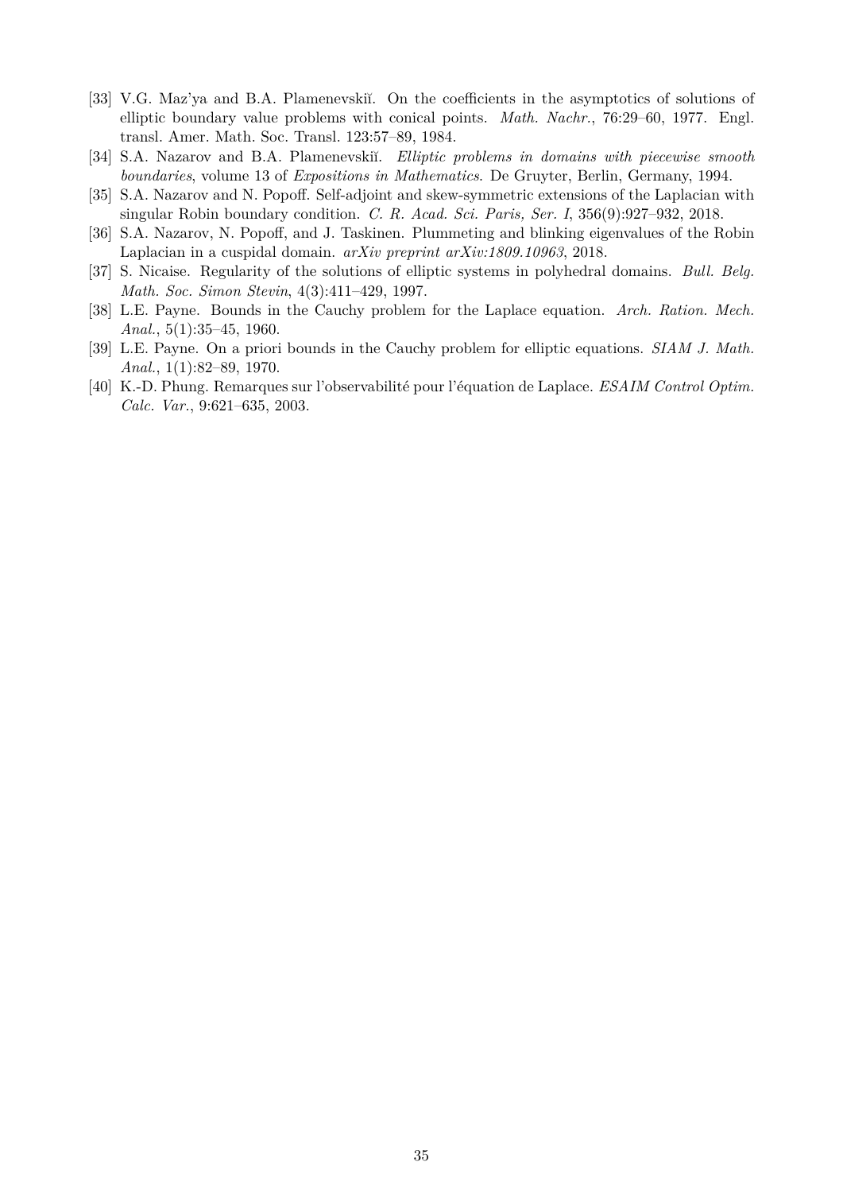[33] V.G. Maz'ya and B.A. Plamenevskiĭ. On the coefficients in the asymptotics of solutions of elliptic boundary value problems with conical points. *Math. Nachr.*, 76:29–60, 1977. Engl. transl. Amer. Math. Soc. Transl. 123:57–89, 1984.

[34] S.A. Nazarov and B.A. Plamenevskiĭ. *Elliptic problems in domains with piecewise smooth boundaries*, volume 13 of *Expositions in Mathematics*. De Gruyter, Berlin, Germany, 1994.

[35] S.A. Nazarov and N. Popoff. Self-adjoint and skew-symmetric extensions of the Laplacian with singular Robin boundary condition. *C. R. Acad. Sci. Paris, Ser. I*, 356(9):927–932, 2018.

[36] S.A. Nazarov, N. Popoff, and J. Taskinen. Plummeting and blinking eigenvalues of the Robin Laplacian in a cuspidal domain. *arXiv preprint arXiv:1809.10963*, 2018.

[37] S. Nicaise. Regularity of the solutions of elliptic systems in polyhedral domains. *Bull. Belg. Math. Soc. Simon Stevin*, 4(3):411–429, 1997.

[38] L.E. Payne. Bounds in the Cauchy problem for the Laplace equation. *Arch. Ration. Mech. Anal.*, 5(1):35–45, 1960.

[39] L.E. Payne. On a priori bounds in the Cauchy problem for elliptic equations. *SIAM J. Math. Anal.*, 1(1):82–89, 1970.

[40] K.-D. Phung. Remarques sur l'observabilité pour l'équation de Laplace. *ESAIM Control Optim. Calc. Var.*, 9:621–635, 2003.